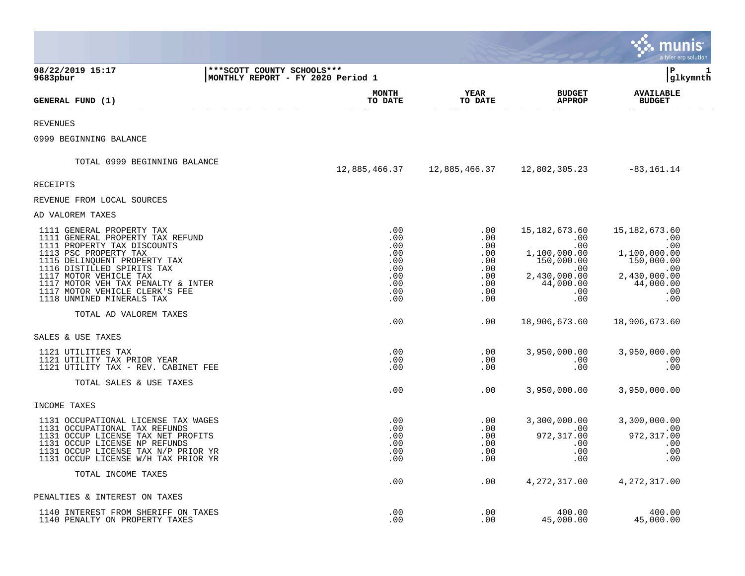08/22/2019 15:17 | ***SCOTT COUNTY SCHOOLS*** | P 1
9683pbur | MONTHLY REPORT - FY 2020 Period 1 | glkymnth

| GENERAL FUND (1) | MONTH TO DATE | YEAR TO DATE | BUDGET APPROP | AVAILABLE BUDGET |
|---|---|---|---|---|
| REVENUES | | | | |
| 0999 BEGINNING BALANCE | | | | |
| TOTAL 0999 BEGINNING BALANCE | 12,885,466.37 | 12,885,466.37 | 12,802,305.23 | -83,161.14 |
| RECEIPTS | | | | |
| REVENUE FROM LOCAL SOURCES | | | | |
| AD VALOREM TAXES | | | | |
| 1111 GENERAL PROPERTY TAX | .00 | .00 | 15,182,673.60 | 15,182,673.60 |
| 1111 GENERAL PROPERTY TAX REFUND | .00 | .00 | .00 | .00 |
| 1111 PROPERTY TAX DISCOUNTS | .00 | .00 | .00 | .00 |
| 1113 PSC PROPERTY TAX | .00 | .00 | 1,100,000.00 | 1,100,000.00 |
| 1115 DELINQUENT PROPERTY TAX | .00 | .00 | 150,000.00 | 150,000.00 |
| 1116 DISTILLED SPIRITS TAX | .00 | .00 | .00 | .00 |
| 1117 MOTOR VEHICLE TAX | .00 | .00 | 2,430,000.00 | 2,430,000.00 |
| 1117 MOTOR VEH TAX PENALTY & INTER | .00 | .00 | 44,000.00 | 44,000.00 |
| 1117 MOTOR VEHICLE CLERK'S FEE | .00 | .00 | .00 | .00 |
| 1118 UNMINED MINERALS TAX | .00 | .00 | .00 | .00 |
| TOTAL AD VALOREM TAXES | .00 | .00 | 18,906,673.60 | 18,906,673.60 |
| SALES & USE TAXES | | | | |
| 1121 UTILITIES TAX | .00 | .00 | 3,950,000.00 | 3,950,000.00 |
| 1121 UTILITY TAX PRIOR YEAR | .00 | .00 | .00 | .00 |
| 1121 UTILITY TAX - REV. CABINET FEE | .00 | .00 | .00 | .00 |
| TOTAL SALES & USE TAXES | .00 | .00 | 3,950,000.00 | 3,950,000.00 |
| INCOME TAXES | | | | |
| 1131 OCCUPATIONAL LICENSE TAX WAGES | .00 | .00 | 3,300,000.00 | 3,300,000.00 |
| 1131 OCCUPATIONAL TAX REFUNDS | .00 | .00 | .00 | .00 |
| 1131 OCCUP LICENSE TAX NET PROFITS | .00 | .00 | 972,317.00 | 972,317.00 |
| 1131 OCCUP LICENSE NP REFUNDS | .00 | .00 | .00 | .00 |
| 1131 OCCUP LICENSE TAX N/P PRIOR YR | .00 | .00 | .00 | .00 |
| 1131 OCCUP LICENSE W/H TAX PRIOR YR | .00 | .00 | .00 | .00 |
| TOTAL INCOME TAXES | .00 | .00 | 4,272,317.00 | 4,272,317.00 |
| PENALTIES & INTEREST ON TAXES | | | | |
| 1140 INTEREST FROM SHERIFF ON TAXES | .00 | .00 | 400.00 | 400.00 |
| 1140 PENALTY ON PROPERTY TAXES | .00 | .00 | 45,000.00 | 45,000.00 |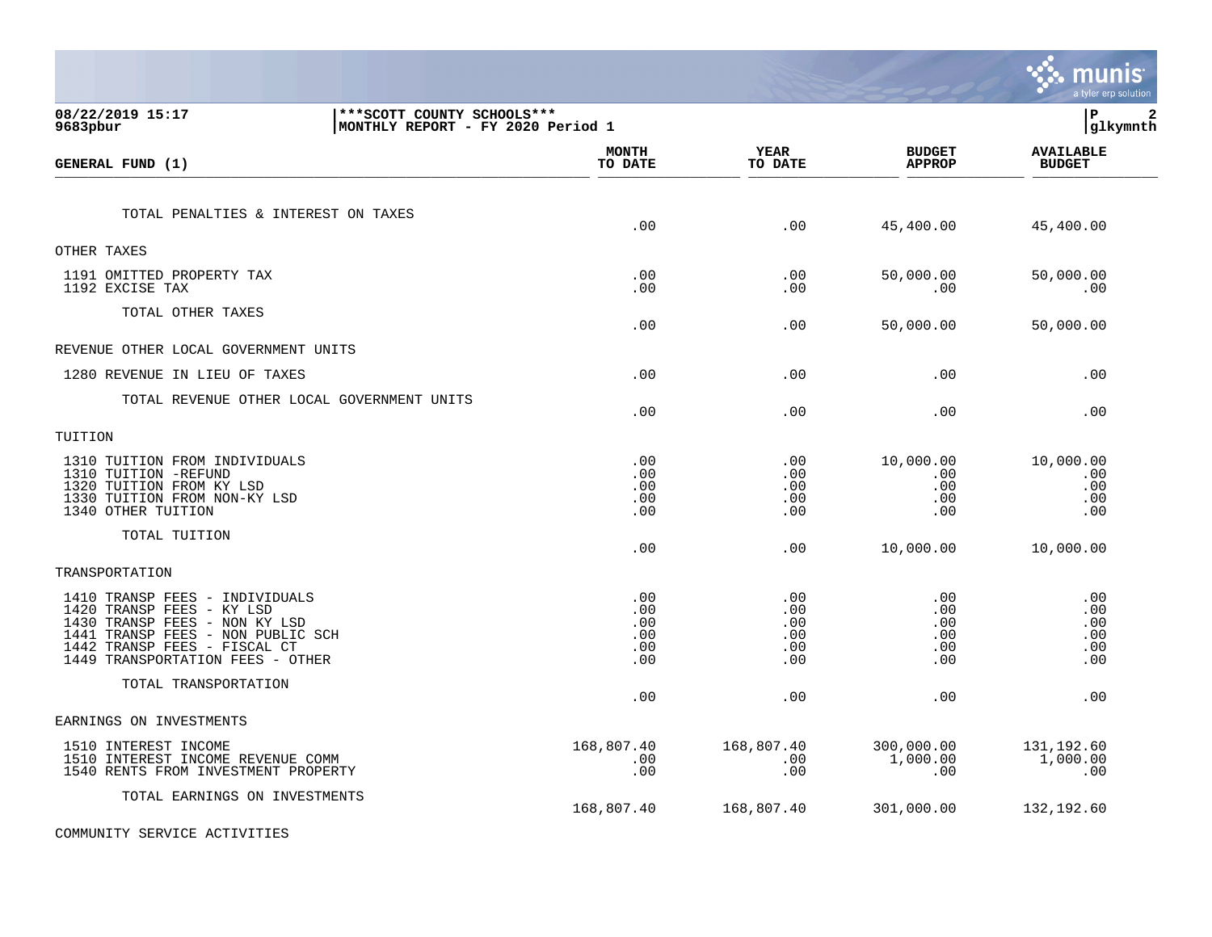**08/22/2019 15:17** — **9683pbur**

**\*\*\*SCOTT COUNTY SCHOOLS\*\*\***
**MONTHLY REPORT - FY 2020 Period 1**

| GENERAL FUND (1) | MONTH TO DATE | YEAR TO DATE | BUDGET APPROP | AVAILABLE BUDGET |
|---|---|---|---|---|
| TOTAL PENALTIES & INTEREST ON TAXES | .00 | .00 | 45,400.00 | 45,400.00 |
| OTHER TAXES | | | | |
| 1191 OMITTED PROPERTY TAX | .00 | .00 | 50,000.00 | 50,000.00 |
| 1192 EXCISE TAX | .00 | .00 | .00 | .00 |
| TOTAL OTHER TAXES | .00 | .00 | 50,000.00 | 50,000.00 |
| REVENUE OTHER LOCAL GOVERNMENT UNITS | | | | |
| 1280 REVENUE IN LIEU OF TAXES | .00 | .00 | .00 | .00 |
| TOTAL REVENUE OTHER LOCAL GOVERNMENT UNITS | .00 | .00 | .00 | .00 |
| TUITION | | | | |
| 1310 TUITION FROM INDIVIDUALS | .00 | .00 | 10,000.00 | 10,000.00 |
| 1310 TUITION -REFUND | .00 | .00 | .00 | .00 |
| 1320 TUITION FROM KY LSD | .00 | .00 | .00 | .00 |
| 1330 TUITION FROM NON-KY LSD | .00 | .00 | .00 | .00 |
| 1340 OTHER TUITION | .00 | .00 | .00 | .00 |
| TOTAL TUITION | .00 | .00 | 10,000.00 | 10,000.00 |
| TRANSPORTATION | | | | |
| 1410 TRANSP FEES - INDIVIDUALS | .00 | .00 | .00 | .00 |
| 1420 TRANSP FEES - KY LSD | .00 | .00 | .00 | .00 |
| 1430 TRANSP FEES - NON KY LSD | .00 | .00 | .00 | .00 |
| 1441 TRANSP FEES - NON PUBLIC SCH | .00 | .00 | .00 | .00 |
| 1442 TRANSP FEES - FISCAL CT | .00 | .00 | .00 | .00 |
| 1449 TRANSPORTATION FEES - OTHER | .00 | .00 | .00 | .00 |
| TOTAL TRANSPORTATION | .00 | .00 | .00 | .00 |
| EARNINGS ON INVESTMENTS | | | | |
| 1510 INTEREST INCOME | 168,807.40 | 168,807.40 | 300,000.00 | 131,192.60 |
| 1510 INTEREST INCOME REVENUE COMM | .00 | .00 | 1,000.00 | 1,000.00 |
| 1540 RENTS FROM INVESTMENT PROPERTY | .00 | .00 | .00 | .00 |
| TOTAL EARNINGS ON INVESTMENTS | 168,807.40 | 168,807.40 | 301,000.00 | 132,192.60 |
| COMMUNITY SERVICE ACTIVITIES | | | | |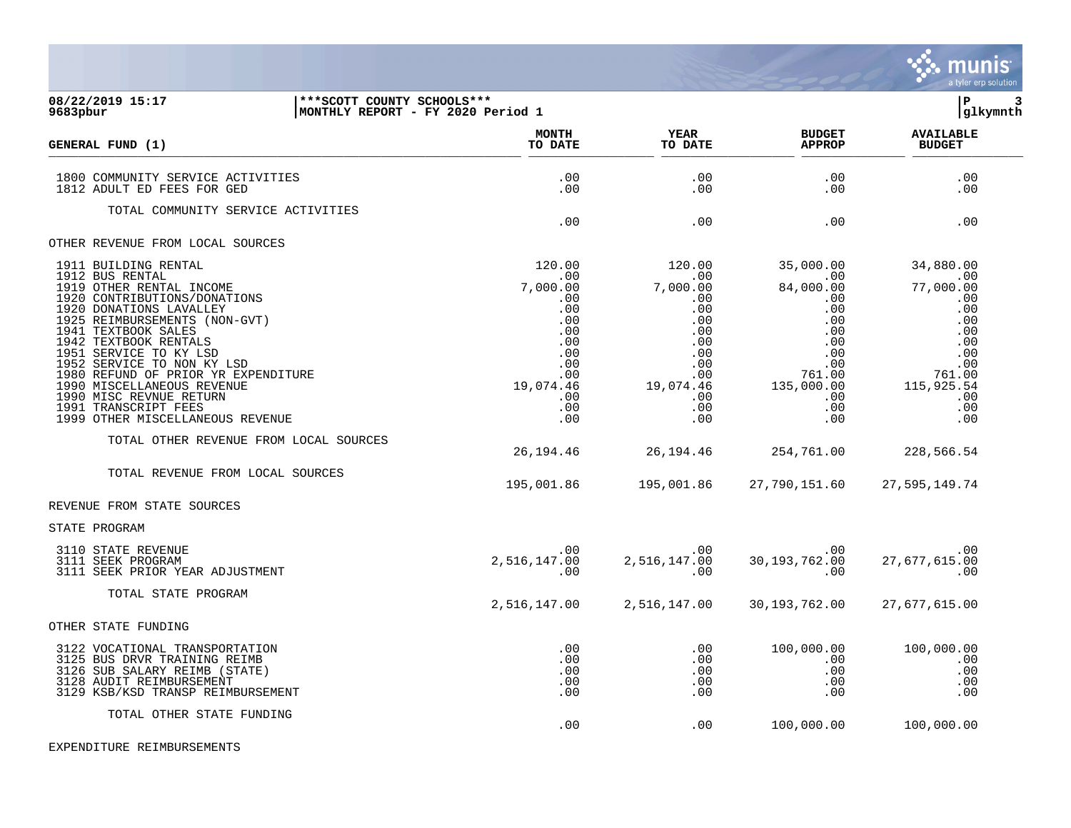**08/22/2019 15:17** | **9683pbur** | **\*\*\*SCOTT COUNTY SCHOOLS\*\*\*** | **MONTHLY REPORT - FY 2020 Period 1** | **P 3** | **glkymnth**

| GENERAL FUND (1) | MONTH TO DATE | YEAR TO DATE | BUDGET APPROP | AVAILABLE BUDGET |
|---|---|---|---|---|
| 1800 COMMUNITY SERVICE ACTIVITIES | .00 | .00 | .00 | .00 |
| 1812 ADULT ED FEES FOR GED | .00 | .00 | .00 | .00 |
| TOTAL COMMUNITY SERVICE ACTIVITIES | .00 | .00 | .00 | .00 |
| OTHER REVENUE FROM LOCAL SOURCES | | | | |
| 1911 BUILDING RENTAL | 120.00 | 120.00 | 35,000.00 | 34,880.00 |
| 1912 BUS RENTAL | .00 | .00 | .00 | .00 |
| 1919 OTHER RENTAL INCOME | 7,000.00 | 7,000.00 | 84,000.00 | 77,000.00 |
| 1920 CONTRIBUTIONS/DONATIONS | .00 | .00 | .00 | .00 |
| 1920 DONATIONS LAVALLEY | .00 | .00 | .00 | .00 |
| 1925 REIMBURSEMENTS (NON-GVT) | .00 | .00 | .00 | .00 |
| 1941 TEXTBOOK SALES | .00 | .00 | .00 | .00 |
| 1942 TEXTBOOK RENTALS | .00 | .00 | .00 | .00 |
| 1951 SERVICE TO KY LSD | .00 | .00 | .00 | .00 |
| 1952 SERVICE TO NON KY LSD | .00 | .00 | .00 | .00 |
| 1980 REFUND OF PRIOR YR EXPENDITURE | .00 | .00 | 761.00 | 761.00 |
| 1990 MISCELLANEOUS REVENUE | 19,074.46 | 19,074.46 | 135,000.00 | 115,925.54 |
| 1990 MISC REVNUE RETURN | .00 | .00 | .00 | .00 |
| 1991 TRANSCRIPT FEES | .00 | .00 | .00 | .00 |
| 1999 OTHER MISCELLANEOUS REVENUE | .00 | .00 | .00 | .00 |
| TOTAL OTHER REVENUE FROM LOCAL SOURCES | 26,194.46 | 26,194.46 | 254,761.00 | 228,566.54 |
| TOTAL REVENUE FROM LOCAL SOURCES | 195,001.86 | 195,001.86 | 27,790,151.60 | 27,595,149.74 |
| REVENUE FROM STATE SOURCES | | | | |
| STATE PROGRAM | | | | |
| 3110 STATE REVENUE | .00 | .00 | .00 | .00 |
| 3111 SEEK PROGRAM | 2,516,147.00 | 2,516,147.00 | 30,193,762.00 | 27,677,615.00 |
| 3111 SEEK PRIOR YEAR ADJUSTMENT | .00 | .00 | .00 | .00 |
| TOTAL STATE PROGRAM | 2,516,147.00 | 2,516,147.00 | 30,193,762.00 | 27,677,615.00 |
| OTHER STATE FUNDING | | | | |
| 3122 VOCATIONAL TRANSPORTATION | .00 | .00 | 100,000.00 | 100,000.00 |
| 3125 BUS DRVR TRAINING REIMB | .00 | .00 | .00 | .00 |
| 3126 SUB SALARY REIMB (STATE) | .00 | .00 | .00 | .00 |
| 3128 AUDIT REIMBURSEMENT | .00 | .00 | .00 | .00 |
| 3129 KSB/KSD TRANSP REIMBURSEMENT | .00 | .00 | .00 | .00 |
| TOTAL OTHER STATE FUNDING | .00 | .00 | 100,000.00 | 100,000.00 |
| EXPENDITURE REIMBURSEMENTS | | | | |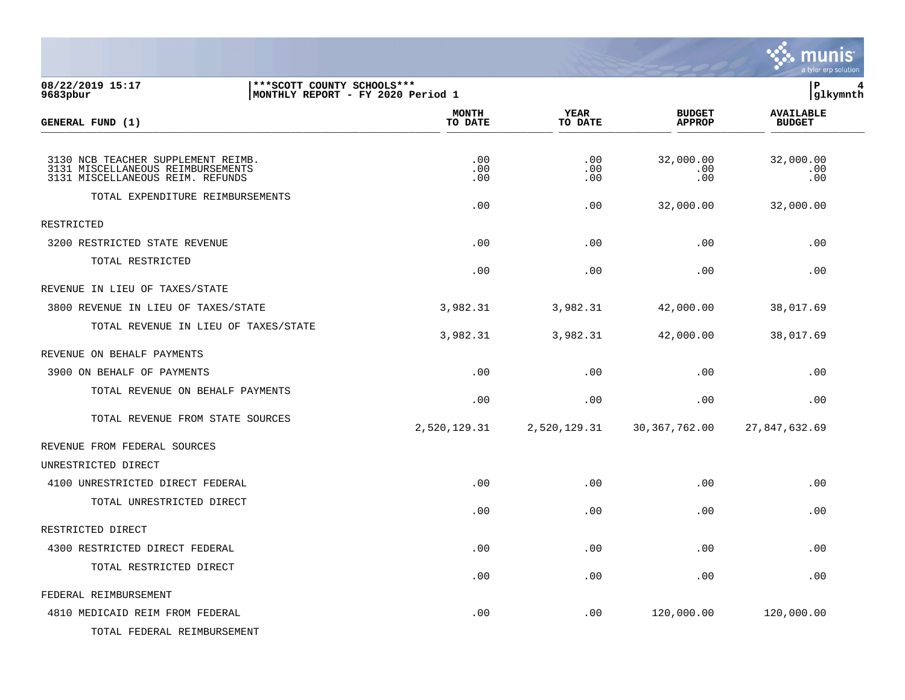08/22/2019 15:17 | ***SCOTT COUNTY SCHOOLS***
9683pbur | MONTHLY REPORT - FY 2020 Period 1

| GENERAL FUND (1) | MONTH TO DATE | YEAR TO DATE | BUDGET APPROP | AVAILABLE BUDGET |
|---|---|---|---|---|
| 3130 NCB TEACHER SUPPLEMENT REIMB. | .00 | .00 | 32,000.00 | 32,000.00 |
| 3131 MISCELLANEOUS REIMBURSEMENTS | .00 | .00 | .00 | .00 |
| 3131 MISCELLANEOUS REIM. REFUNDS | .00 | .00 | .00 | .00 |
| TOTAL EXPENDITURE REIMBURSEMENTS | .00 | .00 | 32,000.00 | 32,000.00 |
| RESTRICTED | | | | |
| 3200 RESTRICTED STATE REVENUE | .00 | .00 | .00 | .00 |
| TOTAL RESTRICTED | .00 | .00 | .00 | .00 |
| REVENUE IN LIEU OF TAXES/STATE | | | | |
| 3800 REVENUE IN LIEU OF TAXES/STATE | 3,982.31 | 3,982.31 | 42,000.00 | 38,017.69 |
| TOTAL REVENUE IN LIEU OF TAXES/STATE | 3,982.31 | 3,982.31 | 42,000.00 | 38,017.69 |
| REVENUE ON BEHALF PAYMENTS | | | | |
| 3900 ON BEHALF OF PAYMENTS | .00 | .00 | .00 | .00 |
| TOTAL REVENUE ON BEHALF PAYMENTS | .00 | .00 | .00 | .00 |
| TOTAL REVENUE FROM STATE SOURCES | 2,520,129.31 | 2,520,129.31 | 30,367,762.00 | 27,847,632.69 |
| REVENUE FROM FEDERAL SOURCES | | | | |
| UNRESTRICTED DIRECT | | | | |
| 4100 UNRESTRICTED DIRECT FEDERAL | .00 | .00 | .00 | .00 |
| TOTAL UNRESTRICTED DIRECT | .00 | .00 | .00 | .00 |
| RESTRICTED DIRECT | | | | |
| 4300 RESTRICTED DIRECT FEDERAL | .00 | .00 | .00 | .00 |
| TOTAL RESTRICTED DIRECT | .00 | .00 | .00 | .00 |
| FEDERAL REIMBURSEMENT | | | | |
| 4810 MEDICAID REIM FROM FEDERAL | .00 | .00 | 120,000.00 | 120,000.00 |
| TOTAL FEDERAL REIMBURSEMENT | | | | |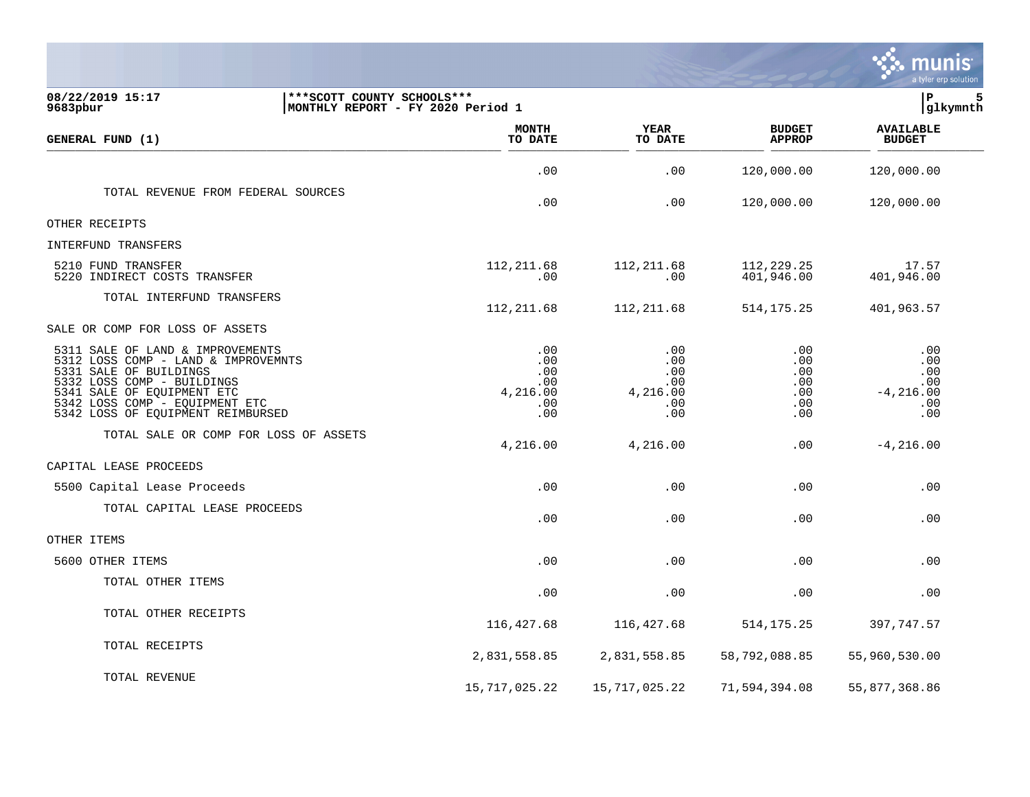08/22/2019 15:17 | ***SCOTT COUNTY SCHOOLS*** | P 5
9683pbur | MONTHLY REPORT - FY 2020 Period 1 | glkymnth

| GENERAL FUND (1) | MONTH TO DATE | YEAR TO DATE | BUDGET APPROP | AVAILABLE BUDGET |
|---|---|---|---|---|
| | .00 | .00 | 120,000.00 | 120,000.00 |
| TOTAL REVENUE FROM FEDERAL SOURCES | .00 | .00 | 120,000.00 | 120,000.00 |
| OTHER RECEIPTS | | | | |
| INTERFUND TRANSFERS | | | | |
| 5210 FUND TRANSFER | 112,211.68 | 112,211.68 | 112,229.25 | 17.57 |
| 5220 INDIRECT COSTS TRANSFER | .00 | .00 | 401,946.00 | 401,946.00 |
| TOTAL INTERFUND TRANSFERS | 112,211.68 | 112,211.68 | 514,175.25 | 401,963.57 |
| SALE OR COMP FOR LOSS OF ASSETS | | | | |
| 5311 SALE OF LAND & IMPROVEMENTS | .00 | .00 | .00 | .00 |
| 5312 LOSS COMP - LAND & IMPROVEMNTS | .00 | .00 | .00 | .00 |
| 5331 SALE OF BUILDINGS | .00 | .00 | .00 | .00 |
| 5332 LOSS COMP - BUILDINGS | .00 | .00 | .00 | .00 |
| 5341 SALE OF EQUIPMENT ETC | 4,216.00 | 4,216.00 | .00 | -4,216.00 |
| 5342 LOSS COMP - EQUIPMENT ETC | .00 | .00 | .00 | .00 |
| 5342 LOSS OF EQUIPMENT REIMBURSED | .00 | .00 | .00 | .00 |
| TOTAL SALE OR COMP FOR LOSS OF ASSETS | 4,216.00 | 4,216.00 | .00 | -4,216.00 |
| CAPITAL LEASE PROCEEDS | | | | |
| 5500 Capital Lease Proceeds | .00 | .00 | .00 | .00 |
| TOTAL CAPITAL LEASE PROCEEDS | .00 | .00 | .00 | .00 |
| OTHER ITEMS | | | | |
| 5600 OTHER ITEMS | .00 | .00 | .00 | .00 |
| TOTAL OTHER ITEMS | .00 | .00 | .00 | .00 |
| TOTAL OTHER RECEIPTS | 116,427.68 | 116,427.68 | 514,175.25 | 397,747.57 |
| TOTAL RECEIPTS | 2,831,558.85 | 2,831,558.85 | 58,792,088.85 | 55,960,530.00 |
| TOTAL REVENUE | 15,717,025.22 | 15,717,025.22 | 71,594,394.08 | 55,877,368.86 |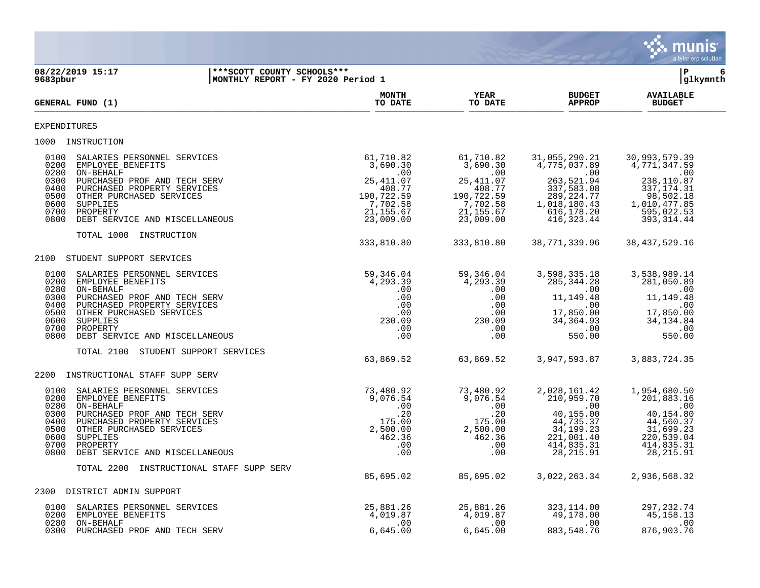08/22/2019 15:17 | ***SCOTT COUNTY SCHOOLS*** | P 6
9683pbur | MONTHLY REPORT - FY 2020 Period 1 | glkymnth

| GENERAL FUND (1) | MONTH TO DATE | YEAR TO DATE | BUDGET APPROP | AVAILABLE BUDGET |
|---|---|---|---|---|
| **EXPENDITURES** | | | | |
| **1000 INSTRUCTION** | | | | |
| 0100 SALARIES PERSONNEL SERVICES | 61,710.82 | 61,710.82 | 31,055,290.21 | 30,993,579.39 |
| 0200 EMPLOYEE BENEFITS | 3,690.30 | 3,690.30 | 4,775,037.89 | 4,771,347.59 |
| 0280 ON-BEHALF | .00 | .00 | .00 | .00 |
| 0300 PURCHASED PROF AND TECH SERV | 25,411.07 | 25,411.07 | 263,521.94 | 238,110.87 |
| 0400 PURCHASED PROPERTY SERVICES | 408.77 | 408.77 | 337,583.08 | 337,174.31 |
| 0500 OTHER PURCHASED SERVICES | 190,722.59 | 190,722.59 | 289,224.77 | 98,502.18 |
| 0600 SUPPLIES | 7,702.58 | 7,702.58 | 1,018,180.43 | 1,010,477.85 |
| 0700 PROPERTY | 21,155.67 | 21,155.67 | 616,178.20 | 595,022.53 |
| 0800 DEBT SERVICE AND MISCELLANEOUS | 23,009.00 | 23,009.00 | 416,323.44 | 393,314.44 |
| TOTAL 1000 INSTRUCTION | 333,810.80 | 333,810.80 | 38,771,339.96 | 38,437,529.16 |
| **2100 STUDENT SUPPORT SERVICES** | | | | |
| 0100 SALARIES PERSONNEL SERVICES | 59,346.04 | 59,346.04 | 3,598,335.18 | 3,538,989.14 |
| 0200 EMPLOYEE BENEFITS | 4,293.39 | 4,293.39 | 285,344.28 | 281,050.89 |
| 0280 ON-BEHALF | .00 | .00 | .00 | .00 |
| 0300 PURCHASED PROF AND TECH SERV | .00 | .00 | 11,149.48 | 11,149.48 |
| 0400 PURCHASED PROPERTY SERVICES | .00 | .00 | .00 | .00 |
| 0500 OTHER PURCHASED SERVICES | .00 | .00 | 17,850.00 | 17,850.00 |
| 0600 SUPPLIES | 230.09 | 230.09 | 34,364.93 | 34,134.84 |
| 0700 PROPERTY | .00 | .00 | .00 | .00 |
| 0800 DEBT SERVICE AND MISCELLANEOUS | .00 | .00 | 550.00 | 550.00 |
| TOTAL 2100 STUDENT SUPPORT SERVICES | 63,869.52 | 63,869.52 | 3,947,593.87 | 3,883,724.35 |
| **2200 INSTRUCTIONAL STAFF SUPP SERV** | | | | |
| 0100 SALARIES PERSONNEL SERVICES | 73,480.92 | 73,480.92 | 2,028,161.42 | 1,954,680.50 |
| 0200 EMPLOYEE BENEFITS | 9,076.54 | 9,076.54 | 210,959.70 | 201,883.16 |
| 0280 ON-BEHALF | .00 | .00 | .00 | .00 |
| 0300 PURCHASED PROF AND TECH SERV | .20 | .20 | 40,155.00 | 40,154.80 |
| 0400 PURCHASED PROPERTY SERVICES | 175.00 | 175.00 | 44,735.37 | 44,560.37 |
| 0500 OTHER PURCHASED SERVICES | 2,500.00 | 2,500.00 | 34,199.23 | 31,699.23 |
| 0600 SUPPLIES | 462.36 | 462.36 | 221,001.40 | 220,539.04 |
| 0700 PROPERTY | .00 | .00 | 414,835.31 | 414,835.31 |
| 0800 DEBT SERVICE AND MISCELLANEOUS | .00 | .00 | 28,215.91 | 28,215.91 |
| TOTAL 2200 INSTRUCTIONAL STAFF SUPP SERV | 85,695.02 | 85,695.02 | 3,022,263.34 | 2,936,568.32 |
| **2300 DISTRICT ADMIN SUPPORT** | | | | |
| 0100 SALARIES PERSONNEL SERVICES | 25,881.26 | 25,881.26 | 323,114.00 | 297,232.74 |
| 0200 EMPLOYEE BENEFITS | 4,019.87 | 4,019.87 | 49,178.00 | 45,158.13 |
| 0280 ON-BEHALF | .00 | .00 | .00 | .00 |
| 0300 PURCHASED PROF AND TECH SERV | 6,645.00 | 6,645.00 | 883,548.76 | 876,903.76 |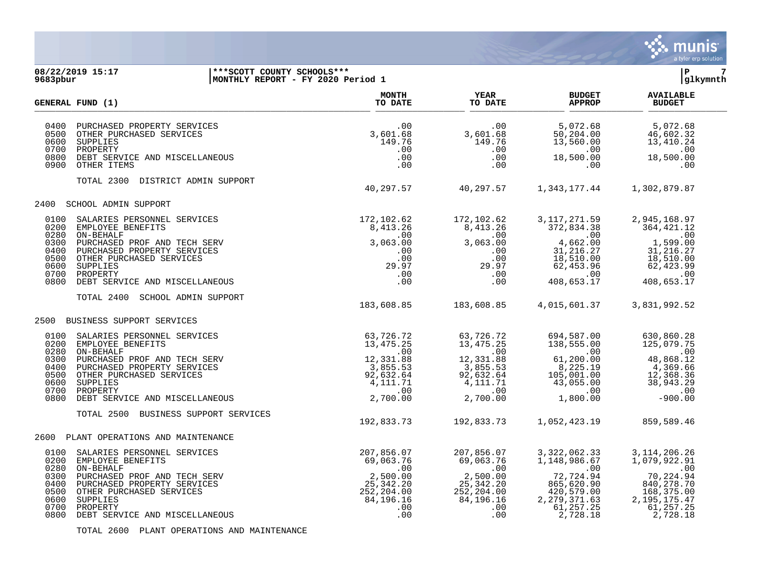**08/22/2019 15:17** | **9683pbur**

**\*\*\*SCOTT COUNTY SCHOOLS\*\*\***
**MONTHLY REPORT - FY 2020 Period 1**

**glkymnth**

| GENERAL FUND (1) | | MONTH TO DATE | YEAR TO DATE | BUDGET APPROP | AVAILABLE BUDGET |
|---|---|---|---|---|---|
| 0400 | PURCHASED PROPERTY SERVICES | .00 | .00 | 5,072.68 | 5,072.68 |
| 0500 | OTHER PURCHASED SERVICES | 3,601.68 | 3,601.68 | 50,204.00 | 46,602.32 |
| 0600 | SUPPLIES | 149.76 | 149.76 | 13,560.00 | 13,410.24 |
| 0700 | PROPERTY | .00 | .00 | .00 | .00 |
| 0800 | DEBT SERVICE AND MISCELLANEOUS | .00 | .00 | 18,500.00 | 18,500.00 |
| 0900 | OTHER ITEMS | .00 | .00 | .00 | .00 |
| | TOTAL 2300 DISTRICT ADMIN SUPPORT | 40,297.57 | 40,297.57 | 1,343,177.44 | 1,302,879.87 |
| 2400 | SCHOOL ADMIN SUPPORT | | | | |
| 0100 | SALARIES PERSONNEL SERVICES | 172,102.62 | 172,102.62 | 3,117,271.59 | 2,945,168.97 |
| 0200 | EMPLOYEE BENEFITS | 8,413.26 | 8,413.26 | 372,834.38 | 364,421.12 |
| 0280 | ON-BEHALF | .00 | .00 | .00 | .00 |
| 0300 | PURCHASED PROF AND TECH SERV | 3,063.00 | 3,063.00 | 4,662.00 | 1,599.00 |
| 0400 | PURCHASED PROPERTY SERVICES | .00 | .00 | 31,216.27 | 31,216.27 |
| 0500 | OTHER PURCHASED SERVICES | .00 | .00 | 18,510.00 | 18,510.00 |
| 0600 | SUPPLIES | 29.97 | 29.97 | 62,453.96 | 62,423.99 |
| 0700 | PROPERTY | .00 | .00 | .00 | .00 |
| 0800 | DEBT SERVICE AND MISCELLANEOUS | .00 | .00 | 408,653.17 | 408,653.17 |
| | TOTAL 2400 SCHOOL ADMIN SUPPORT | 183,608.85 | 183,608.85 | 4,015,601.37 | 3,831,992.52 |
| 2500 | BUSINESS SUPPORT SERVICES | | | | |
| 0100 | SALARIES PERSONNEL SERVICES | 63,726.72 | 63,726.72 | 694,587.00 | 630,860.28 |
| 0200 | EMPLOYEE BENEFITS | 13,475.25 | 13,475.25 | 138,555.00 | 125,079.75 |
| 0280 | ON-BEHALF | .00 | .00 | .00 | .00 |
| 0300 | PURCHASED PROF AND TECH SERV | 12,331.88 | 12,331.88 | 61,200.00 | 48,868.12 |
| 0400 | PURCHASED PROPERTY SERVICES | 3,855.53 | 3,855.53 | 8,225.19 | 4,369.66 |
| 0500 | OTHER PURCHASED SERVICES | 92,632.64 | 92,632.64 | 105,001.00 | 12,368.36 |
| 0600 | SUPPLIES | 4,111.71 | 4,111.71 | 43,055.00 | 38,943.29 |
| 0700 | PROPERTY | .00 | .00 | .00 | .00 |
| 0800 | DEBT SERVICE AND MISCELLANEOUS | 2,700.00 | 2,700.00 | 1,800.00 | -900.00 |
| | TOTAL 2500 BUSINESS SUPPORT SERVICES | 192,833.73 | 192,833.73 | 1,052,423.19 | 859,589.46 |
| 2600 | PLANT OPERATIONS AND MAINTENANCE | | | | |
| 0100 | SALARIES PERSONNEL SERVICES | 207,856.07 | 207,856.07 | 3,322,062.33 | 3,114,206.26 |
| 0200 | EMPLOYEE BENEFITS | 69,063.76 | 69,063.76 | 1,148,986.67 | 1,079,922.91 |
| 0280 | ON-BEHALF | .00 | .00 | .00 | .00 |
| 0300 | PURCHASED PROF AND TECH SERV | 2,500.00 | 2,500.00 | 72,724.94 | 70,224.94 |
| 0400 | PURCHASED PROPERTY SERVICES | 25,342.20 | 25,342.20 | 865,620.90 | 840,278.70 |
| 0500 | OTHER PURCHASED SERVICES | 252,204.00 | 252,204.00 | 420,579.00 | 168,375.00 |
| 0600 | SUPPLIES | 84,196.16 | 84,196.16 | 2,279,371.63 | 2,195,175.47 |
| 0700 | PROPERTY | .00 | .00 | 61,257.25 | 61,257.25 |
| 0800 | DEBT SERVICE AND MISCELLANEOUS | .00 | .00 | 2,728.18 | 2,728.18 |
| | TOTAL 2600 PLANT OPERATIONS AND MAINTENANCE | | | | |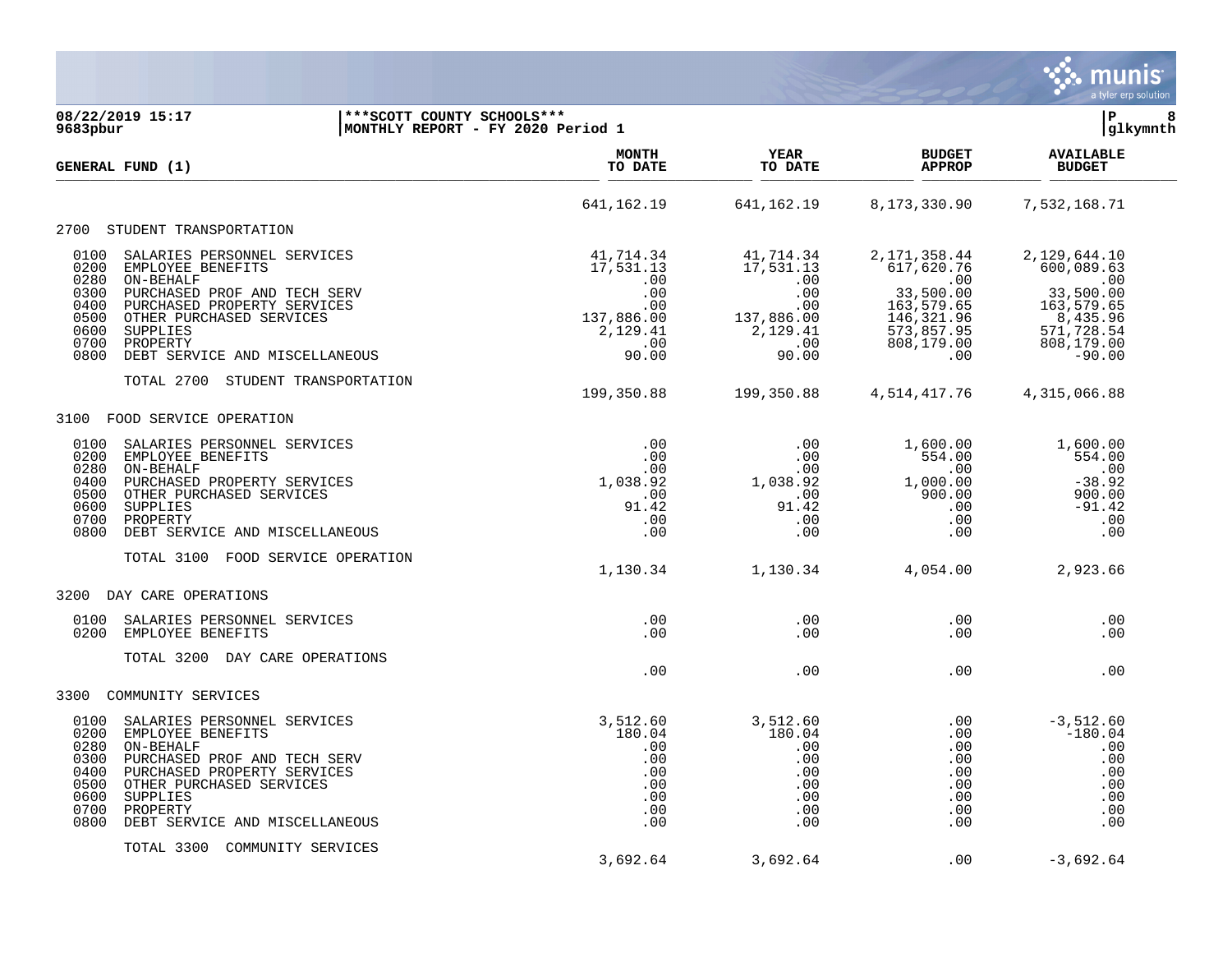08/22/2019 15:17 | ***SCOTT COUNTY SCHOOLS*** | P 8
9683pbur | MONTHLY REPORT - FY 2020 Period 1 | glkymnth

| GENERAL FUND (1) | MONTH TO DATE | YEAR TO DATE | BUDGET APPROP | AVAILABLE BUDGET |
|---|---|---|---|---|
| | 641,162.19 | 641,162.19 | 8,173,330.90 | 7,532,168.71 |
| **2700 STUDENT TRANSPORTATION** | | | | |
| 0100 SALARIES PERSONNEL SERVICES | 41,714.34 | 41,714.34 | 2,171,358.44 | 2,129,644.10 |
| 0200 EMPLOYEE BENEFITS | 17,531.13 | 17,531.13 | 617,620.76 | 600,089.63 |
| 0280 ON-BEHALF | .00 | .00 | .00 | .00 |
| 0300 PURCHASED PROF AND TECH SERV | .00 | .00 | 33,500.00 | 33,500.00 |
| 0400 PURCHASED PROPERTY SERVICES | .00 | .00 | 163,579.65 | 163,579.65 |
| 0500 OTHER PURCHASED SERVICES | 137,886.00 | 137,886.00 | 146,321.96 | 8,435.96 |
| 0600 SUPPLIES | 2,129.41 | 2,129.41 | 573,857.95 | 571,728.54 |
| 0700 PROPERTY | .00 | .00 | 808,179.00 | 808,179.00 |
| 0800 DEBT SERVICE AND MISCELLANEOUS | 90.00 | 90.00 | .00 | -90.00 |
| TOTAL 2700 STUDENT TRANSPORTATION | 199,350.88 | 199,350.88 | 4,514,417.76 | 4,315,066.88 |
| **3100 FOOD SERVICE OPERATION** | | | | |
| 0100 SALARIES PERSONNEL SERVICES | .00 | .00 | 1,600.00 | 1,600.00 |
| 0200 EMPLOYEE BENEFITS | .00 | .00 | 554.00 | 554.00 |
| 0280 ON-BEHALF | .00 | .00 | .00 | .00 |
| 0400 PURCHASED PROPERTY SERVICES | 1,038.92 | 1,038.92 | 1,000.00 | -38.92 |
| 0500 OTHER PURCHASED SERVICES | .00 | .00 | 900.00 | 900.00 |
| 0600 SUPPLIES | 91.42 | 91.42 | .00 | -91.42 |
| 0700 PROPERTY | .00 | .00 | .00 | .00 |
| 0800 DEBT SERVICE AND MISCELLANEOUS | .00 | .00 | .00 | .00 |
| TOTAL 3100 FOOD SERVICE OPERATION | 1,130.34 | 1,130.34 | 4,054.00 | 2,923.66 |
| **3200 DAY CARE OPERATIONS** | | | | |
| 0100 SALARIES PERSONNEL SERVICES | .00 | .00 | .00 | .00 |
| 0200 EMPLOYEE BENEFITS | .00 | .00 | .00 | .00 |
| TOTAL 3200 DAY CARE OPERATIONS | .00 | .00 | .00 | .00 |
| **3300 COMMUNITY SERVICES** | | | | |
| 0100 SALARIES PERSONNEL SERVICES | 3,512.60 | 3,512.60 | .00 | -3,512.60 |
| 0200 EMPLOYEE BENEFITS | 180.04 | 180.04 | .00 | -180.04 |
| 0280 ON-BEHALF | .00 | .00 | .00 | .00 |
| 0300 PURCHASED PROF AND TECH SERV | .00 | .00 | .00 | .00 |
| 0400 PURCHASED PROPERTY SERVICES | .00 | .00 | .00 | .00 |
| 0500 OTHER PURCHASED SERVICES | .00 | .00 | .00 | .00 |
| 0600 SUPPLIES | .00 | .00 | .00 | .00 |
| 0700 PROPERTY | .00 | .00 | .00 | .00 |
| 0800 DEBT SERVICE AND MISCELLANEOUS | .00 | .00 | .00 | .00 |
| TOTAL 3300 COMMUNITY SERVICES | 3,692.64 | 3,692.64 | .00 | -3,692.64 |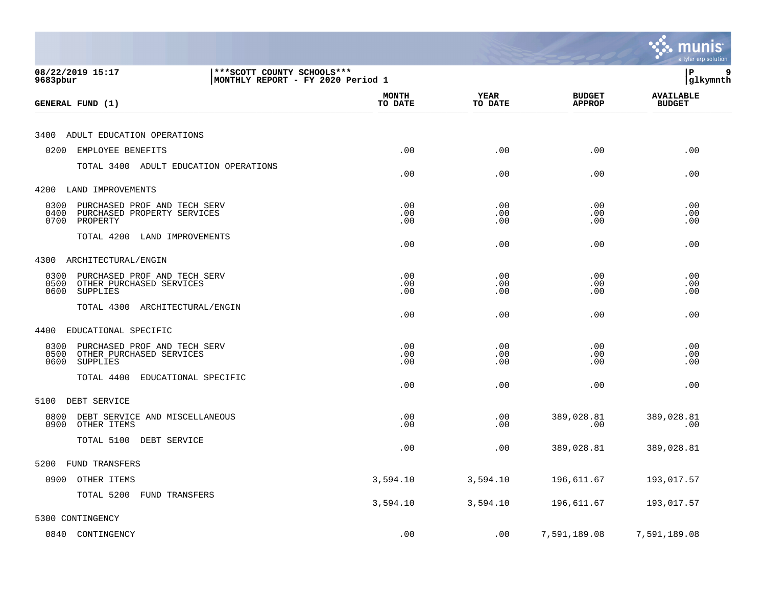08/22/2019 15:17 | ***SCOTT COUNTY SCHOOLS*** | P 9
9683pbur | MONTHLY REPORT - FY 2020 Period 1 | glkymnth

| GENERAL FUND (1) | MONTH TO DATE | YEAR TO DATE | BUDGET APPROP | AVAILABLE BUDGET |
|---|---|---|---|---|
| **3400 ADULT EDUCATION OPERATIONS** | | | | |
| 0200 EMPLOYEE BENEFITS | .00 | .00 | .00 | .00 |
| TOTAL 3400 ADULT EDUCATION OPERATIONS | .00 | .00 | .00 | .00 |
| **4200 LAND IMPROVEMENTS** | | | | |
| 0300 PURCHASED PROF AND TECH SERV | .00 | .00 | .00 | .00 |
| 0400 PURCHASED PROPERTY SERVICES | .00 | .00 | .00 | .00 |
| 0700 PROPERTY | .00 | .00 | .00 | .00 |
| TOTAL 4200 LAND IMPROVEMENTS | .00 | .00 | .00 | .00 |
| **4300 ARCHITECTURAL/ENGIN** | | | | |
| 0300 PURCHASED PROF AND TECH SERV | .00 | .00 | .00 | .00 |
| 0500 OTHER PURCHASED SERVICES | .00 | .00 | .00 | .00 |
| 0600 SUPPLIES | .00 | .00 | .00 | .00 |
| TOTAL 4300 ARCHITECTURAL/ENGIN | .00 | .00 | .00 | .00 |
| **4400 EDUCATIONAL SPECIFIC** | | | | |
| 0300 PURCHASED PROF AND TECH SERV | .00 | .00 | .00 | .00 |
| 0500 OTHER PURCHASED SERVICES | .00 | .00 | .00 | .00 |
| 0600 SUPPLIES | .00 | .00 | .00 | .00 |
| TOTAL 4400 EDUCATIONAL SPECIFIC | .00 | .00 | .00 | .00 |
| **5100 DEBT SERVICE** | | | | |
| 0800 DEBT SERVICE AND MISCELLANEOUS | .00 | .00 | 389,028.81 | 389,028.81 |
| 0900 OTHER ITEMS | .00 | .00 | .00 | .00 |
| TOTAL 5100 DEBT SERVICE | .00 | .00 | 389,028.81 | 389,028.81 |
| **5200 FUND TRANSFERS** | | | | |
| 0900 OTHER ITEMS | 3,594.10 | 3,594.10 | 196,611.67 | 193,017.57 |
| TOTAL 5200 FUND TRANSFERS | 3,594.10 | 3,594.10 | 196,611.67 | 193,017.57 |
| **5300 CONTINGENCY** | | | | |
| 0840 CONTINGENCY | .00 | .00 | 7,591,189.08 | 7,591,189.08 |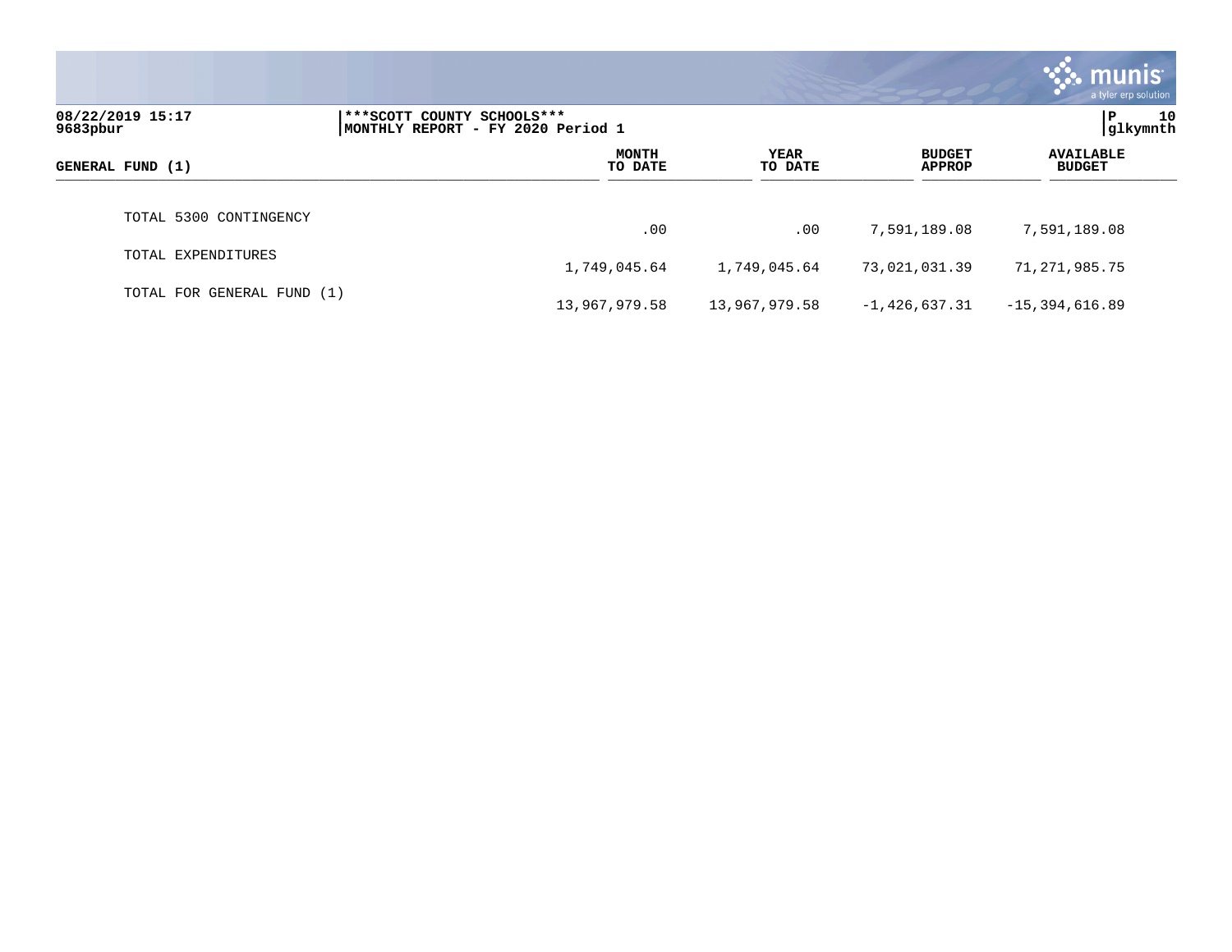| GENERAL FUND (1) | MONTH TO DATE | YEAR TO DATE | BUDGET APPROP | AVAILABLE BUDGET |
|---|---|---|---|---|
| TOTAL 5300 CONTINGENCY | .00 | .00 | 7,591,189.08 | 7,591,189.08 |
| TOTAL EXPENDITURES | 1,749,045.64 | 1,749,045.64 | 73,021,031.39 | 71,271,985.75 |
| TOTAL FOR GENERAL FUND (1) | 13,967,979.58 | 13,967,979.58 | -1,426,637.31 | -15,394,616.89 |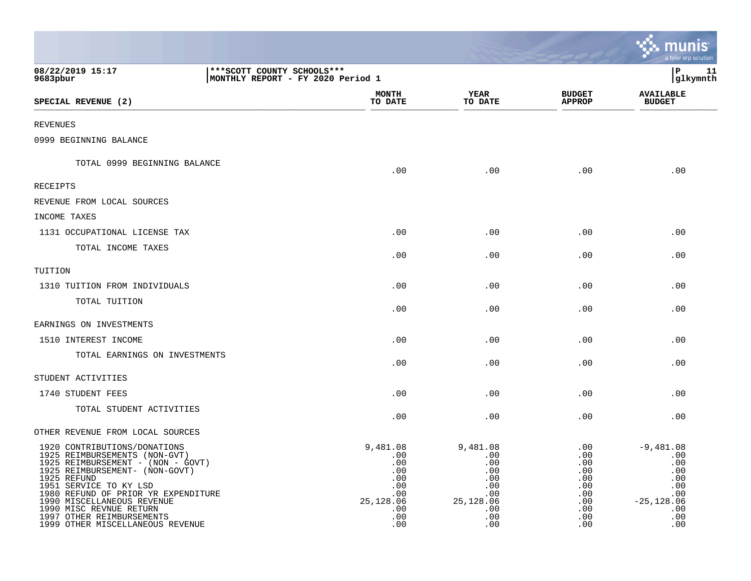**08/22/2019 15:17** | **\*\*\*SCOTT COUNTY SCHOOLS\*\*\*** | **P 11**
**9683pbur** | **MONTHLY REPORT - FY 2020 Period 1** | **glkymnth**

| SPECIAL REVENUE (2) | MONTH TO DATE | YEAR TO DATE | BUDGET APPROP | AVAILABLE BUDGET |
|---|---|---|---|---|
| REVENUES | | | | |
| 0999 BEGINNING BALANCE | | | | |
| TOTAL 0999 BEGINNING BALANCE | .00 | .00 | .00 | .00 |
| RECEIPTS | | | | |
| REVENUE FROM LOCAL SOURCES | | | | |
| INCOME TAXES | | | | |
| 1131 OCCUPATIONAL LICENSE TAX | .00 | .00 | .00 | .00 |
| TOTAL INCOME TAXES | .00 | .00 | .00 | .00 |
| TUITION | | | | |
| 1310 TUITION FROM INDIVIDUALS | .00 | .00 | .00 | .00 |
| TOTAL TUITION | .00 | .00 | .00 | .00 |
| EARNINGS ON INVESTMENTS | | | | |
| 1510 INTEREST INCOME | .00 | .00 | .00 | .00 |
| TOTAL EARNINGS ON INVESTMENTS | .00 | .00 | .00 | .00 |
| STUDENT ACTIVITIES | | | | |
| 1740 STUDENT FEES | .00 | .00 | .00 | .00 |
| TOTAL STUDENT ACTIVITIES | .00 | .00 | .00 | .00 |
| OTHER REVENUE FROM LOCAL SOURCES | | | | |
| 1920 CONTRIBUTIONS/DONATIONS | 9,481.08 | 9,481.08 | .00 | -9,481.08 |
| 1925 REIMBURSEMENTS (NON-GVT) | .00 | .00 | .00 | .00 |
| 1925 REIMBURSEMENT - (NON - GOVT) | .00 | .00 | .00 | .00 |
| 1925 REIMBURSEMENT- (NON-GOVT) | .00 | .00 | .00 | .00 |
| 1925 REFUND | .00 | .00 | .00 | .00 |
| 1951 SERVICE TO KY LSD | .00 | .00 | .00 | .00 |
| 1980 REFUND OF PRIOR YR EXPENDITURE | .00 | .00 | .00 | .00 |
| 1990 MISCELLANEOUS REVENUE | 25,128.06 | 25,128.06 | .00 | -25,128.06 |
| 1990 MISC REVNUE RETURN | .00 | .00 | .00 | .00 |
| 1997 OTHER REIMBURSEMENTS | .00 | .00 | .00 | .00 |
| 1999 OTHER MISCELLANEOUS REVENUE | .00 | .00 | .00 | .00 |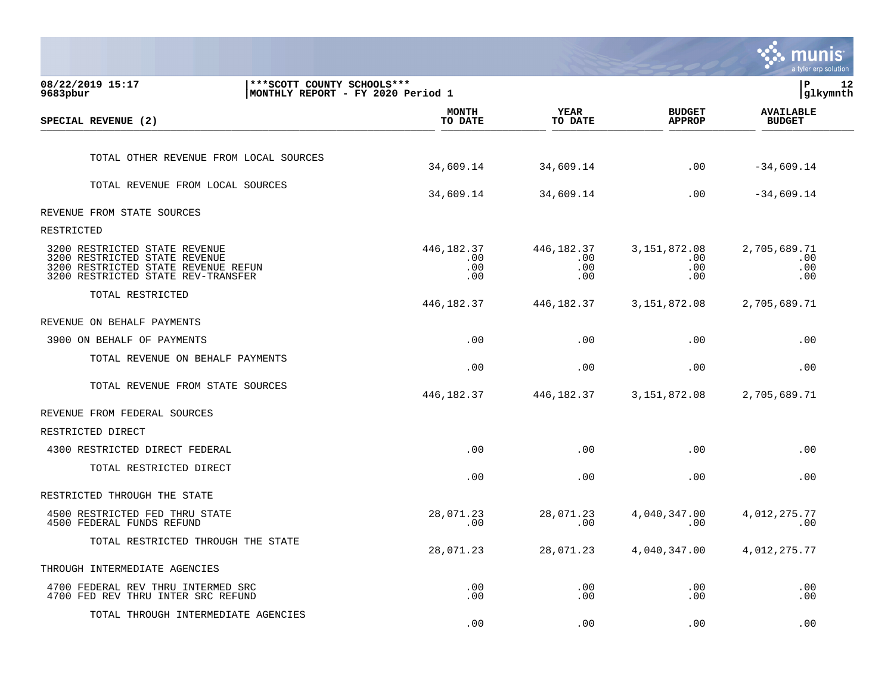08/22/2019 15:17 | ***SCOTT COUNTY SCHOOLS*** | P 12
9683pbur | MONTHLY REPORT - FY 2020 Period 1 | glkymnth

| SPECIAL REVENUE (2) | MONTH TO DATE | YEAR TO DATE | BUDGET APPROP | AVAILABLE BUDGET |
|---|---|---|---|---|
| TOTAL OTHER REVENUE FROM LOCAL SOURCES | 34,609.14 | 34,609.14 | .00 | -34,609.14 |
| TOTAL REVENUE FROM LOCAL SOURCES | 34,609.14 | 34,609.14 | .00 | -34,609.14 |
| REVENUE FROM STATE SOURCES | | | | |
| RESTRICTED | | | | |
| 3200 RESTRICTED STATE REVENUE | 446,182.37 | 446,182.37 | 3,151,872.08 | 2,705,689.71 |
| 3200 RESTRICTED STATE REVENUE | .00 | .00 | .00 | .00 |
| 3200 RESTRICTED STATE REVENUE REFUN | .00 | .00 | .00 | .00 |
| 3200 RESTRICTED STATE REV-TRANSFER | .00 | .00 | .00 | .00 |
| TOTAL RESTRICTED | 446,182.37 | 446,182.37 | 3,151,872.08 | 2,705,689.71 |
| REVENUE ON BEHALF PAYMENTS | | | | |
| 3900 ON BEHALF OF PAYMENTS | .00 | .00 | .00 | .00 |
| TOTAL REVENUE ON BEHALF PAYMENTS | .00 | .00 | .00 | .00 |
| TOTAL REVENUE FROM STATE SOURCES | 446,182.37 | 446,182.37 | 3,151,872.08 | 2,705,689.71 |
| REVENUE FROM FEDERAL SOURCES | | | | |
| RESTRICTED DIRECT | | | | |
| 4300 RESTRICTED DIRECT FEDERAL | .00 | .00 | .00 | .00 |
| TOTAL RESTRICTED DIRECT | .00 | .00 | .00 | .00 |
| RESTRICTED THROUGH THE STATE | | | | |
| 4500 RESTRICTED FED THRU STATE | 28,071.23 | 28,071.23 | 4,040,347.00 | 4,012,275.77 |
| 4500 FEDERAL FUNDS REFUND | .00 | .00 | .00 | .00 |
| TOTAL RESTRICTED THROUGH THE STATE | 28,071.23 | 28,071.23 | 4,040,347.00 | 4,012,275.77 |
| THROUGH INTERMEDIATE AGENCIES | | | | |
| 4700 FEDERAL REV THRU INTERMED SRC | .00 | .00 | .00 | .00 |
| 4700 FED REV THRU INTER SRC REFUND | .00 | .00 | .00 | .00 |
| TOTAL THROUGH INTERMEDIATE AGENCIES | .00 | .00 | .00 | .00 |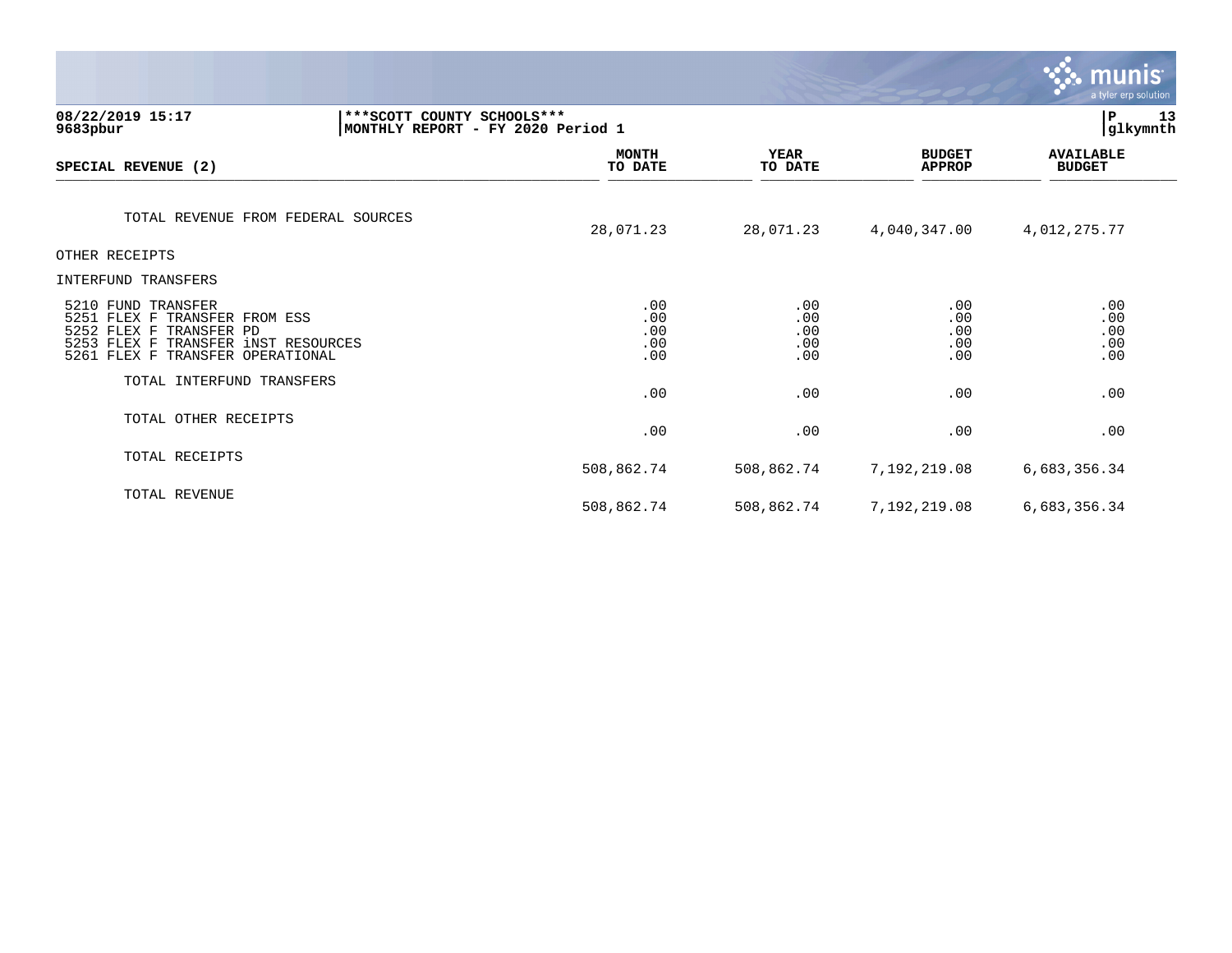**08/22/2019 15:17** | **9683pbur** | ***SCOTT COUNTY SCHOOLS*** | MONTHLY REPORT - FY 2020 Period 1 | glkymnth

| SPECIAL REVENUE (2) | MONTH TO DATE | YEAR TO DATE | BUDGET APPROP | AVAILABLE BUDGET |
|---|---|---|---|---|
| TOTAL REVENUE FROM FEDERAL SOURCES | 28,071.23 | 28,071.23 | 4,040,347.00 | 4,012,275.77 |
| OTHER RECEIPTS | | | | |
| INTERFUND TRANSFERS | | | | |
| 5210 FUND TRANSFER | .00 | .00 | .00 | .00 |
| 5251 FLEX F TRANSFER FROM ESS | .00 | .00 | .00 | .00 |
| 5252 FLEX F TRANSFER PD | .00 | .00 | .00 | .00 |
| 5253 FLEX F TRANSFER iNST RESOURCES | .00 | .00 | .00 | .00 |
| 5261 FLEX F TRANSFER OPERATIONAL | .00 | .00 | .00 | .00 |
| TOTAL INTERFUND TRANSFERS | .00 | .00 | .00 | .00 |
| TOTAL OTHER RECEIPTS | .00 | .00 | .00 | .00 |
| TOTAL RECEIPTS | 508,862.74 | 508,862.74 | 7,192,219.08 | 6,683,356.34 |
| TOTAL REVENUE | 508,862.74 | 508,862.74 | 7,192,219.08 | 6,683,356.34 |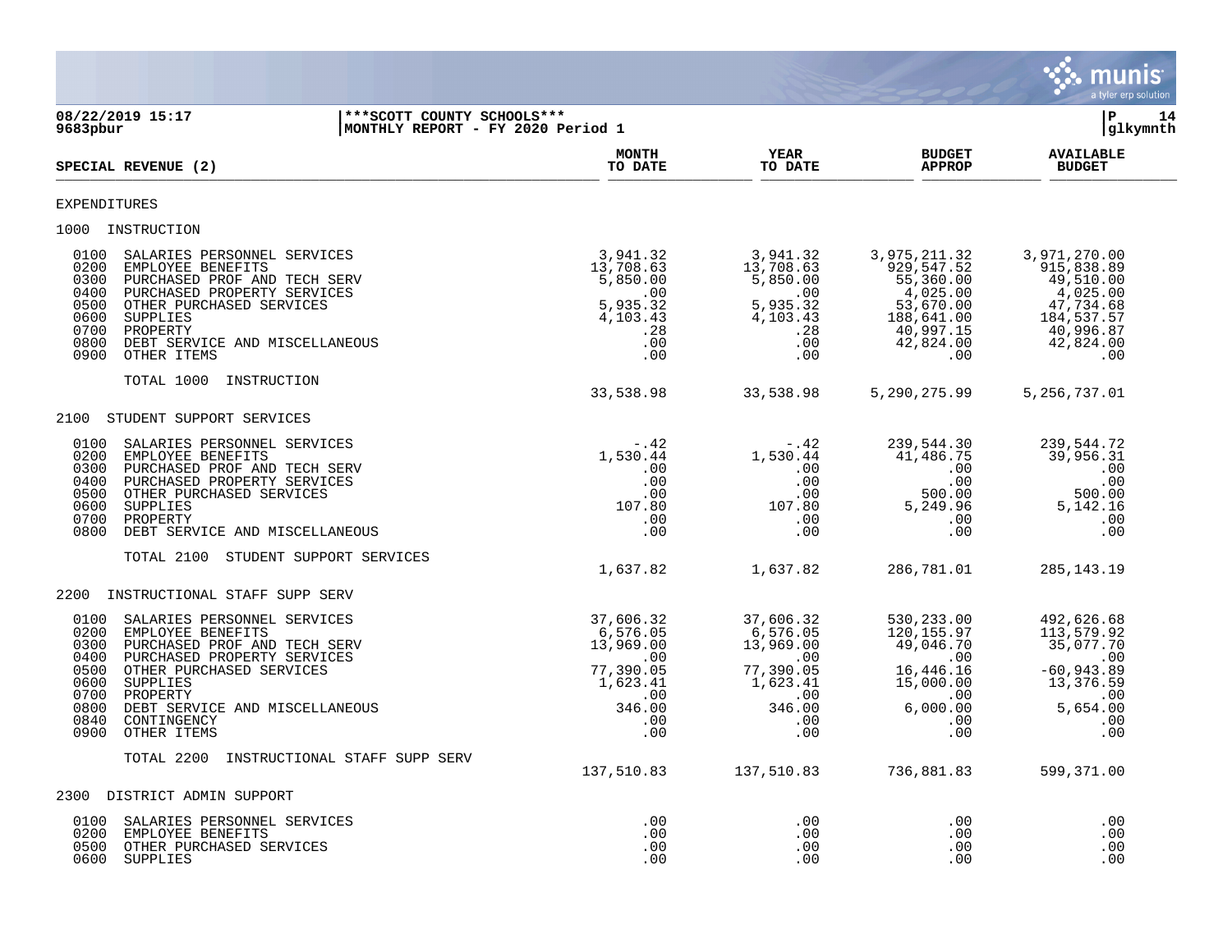**08/22/2019 15:17** | **\*\*\*SCOTT COUNTY SCHOOLS\*\*\*** | **P 14**
**9683pbur** | **MONTHLY REPORT - FY 2020 Period 1** | **glkymnth**

| SPECIAL REVENUE (2) | MONTH TO DATE | YEAR TO DATE | BUDGET APPROP | AVAILABLE BUDGET |
|---|---|---|---|---|
| **EXPENDITURES** | | | | |
| **1000 INSTRUCTION** | | | | |
| 0100 SALARIES PERSONNEL SERVICES | 3,941.32 | 3,941.32 | 3,975,211.32 | 3,971,270.00 |
| 0200 EMPLOYEE BENEFITS | 13,708.63 | 13,708.63 | 929,547.52 | 915,838.89 |
| 0300 PURCHASED PROF AND TECH SERV | 5,850.00 | 5,850.00 | 55,360.00 | 49,510.00 |
| 0400 PURCHASED PROPERTY SERVICES | .00 | .00 | 4,025.00 | 4,025.00 |
| 0500 OTHER PURCHASED SERVICES | 5,935.32 | 5,935.32 | 53,670.00 | 47,734.68 |
| 0600 SUPPLIES | 4,103.43 | 4,103.43 | 188,641.00 | 184,537.57 |
| 0700 PROPERTY | .28 | .28 | 40,997.15 | 40,996.87 |
| 0800 DEBT SERVICE AND MISCELLANEOUS | .00 | .00 | 42,824.00 | 42,824.00 |
| 0900 OTHER ITEMS | .00 | .00 | .00 | .00 |
| TOTAL 1000 INSTRUCTION | 33,538.98 | 33,538.98 | 5,290,275.99 | 5,256,737.01 |
| **2100 STUDENT SUPPORT SERVICES** | | | | |
| 0100 SALARIES PERSONNEL SERVICES | -.42 | -.42 | 239,544.30 | 239,544.72 |
| 0200 EMPLOYEE BENEFITS | 1,530.44 | 1,530.44 | 41,486.75 | 39,956.31 |
| 0300 PURCHASED PROF AND TECH SERV | .00 | .00 | .00 | .00 |
| 0400 PURCHASED PROPERTY SERVICES | .00 | .00 | .00 | .00 |
| 0500 OTHER PURCHASED SERVICES | .00 | .00 | 500.00 | 500.00 |
| 0600 SUPPLIES | 107.80 | 107.80 | 5,249.96 | 5,142.16 |
| 0700 PROPERTY | .00 | .00 | .00 | .00 |
| 0800 DEBT SERVICE AND MISCELLANEOUS | .00 | .00 | .00 | .00 |
| TOTAL 2100 STUDENT SUPPORT SERVICES | 1,637.82 | 1,637.82 | 286,781.01 | 285,143.19 |
| **2200 INSTRUCTIONAL STAFF SUPP SERV** | | | | |
| 0100 SALARIES PERSONNEL SERVICES | 37,606.32 | 37,606.32 | 530,233.00 | 492,626.68 |
| 0200 EMPLOYEE BENEFITS | 6,576.05 | 6,576.05 | 120,155.97 | 113,579.92 |
| 0300 PURCHASED PROF AND TECH SERV | 13,969.00 | 13,969.00 | 49,046.70 | 35,077.70 |
| 0400 PURCHASED PROPERTY SERVICES | .00 | .00 | .00 | .00 |
| 0500 OTHER PURCHASED SERVICES | 77,390.05 | 77,390.05 | 16,446.16 | -60,943.89 |
| 0600 SUPPLIES | 1,623.41 | 1,623.41 | 15,000.00 | 13,376.59 |
| 0700 PROPERTY | .00 | .00 | .00 | .00 |
| 0800 DEBT SERVICE AND MISCELLANEOUS | 346.00 | 346.00 | 6,000.00 | 5,654.00 |
| 0840 CONTINGENCY | .00 | .00 | .00 | .00 |
| 0900 OTHER ITEMS | .00 | .00 | .00 | .00 |
| TOTAL 2200 INSTRUCTIONAL STAFF SUPP SERV | 137,510.83 | 137,510.83 | 736,881.83 | 599,371.00 |
| **2300 DISTRICT ADMIN SUPPORT** | | | | |
| 0100 SALARIES PERSONNEL SERVICES | .00 | .00 | .00 | .00 |
| 0200 EMPLOYEE BENEFITS | .00 | .00 | .00 | .00 |
| 0500 OTHER PURCHASED SERVICES | .00 | .00 | .00 | .00 |
| 0600 SUPPLIES | .00 | .00 | .00 | .00 |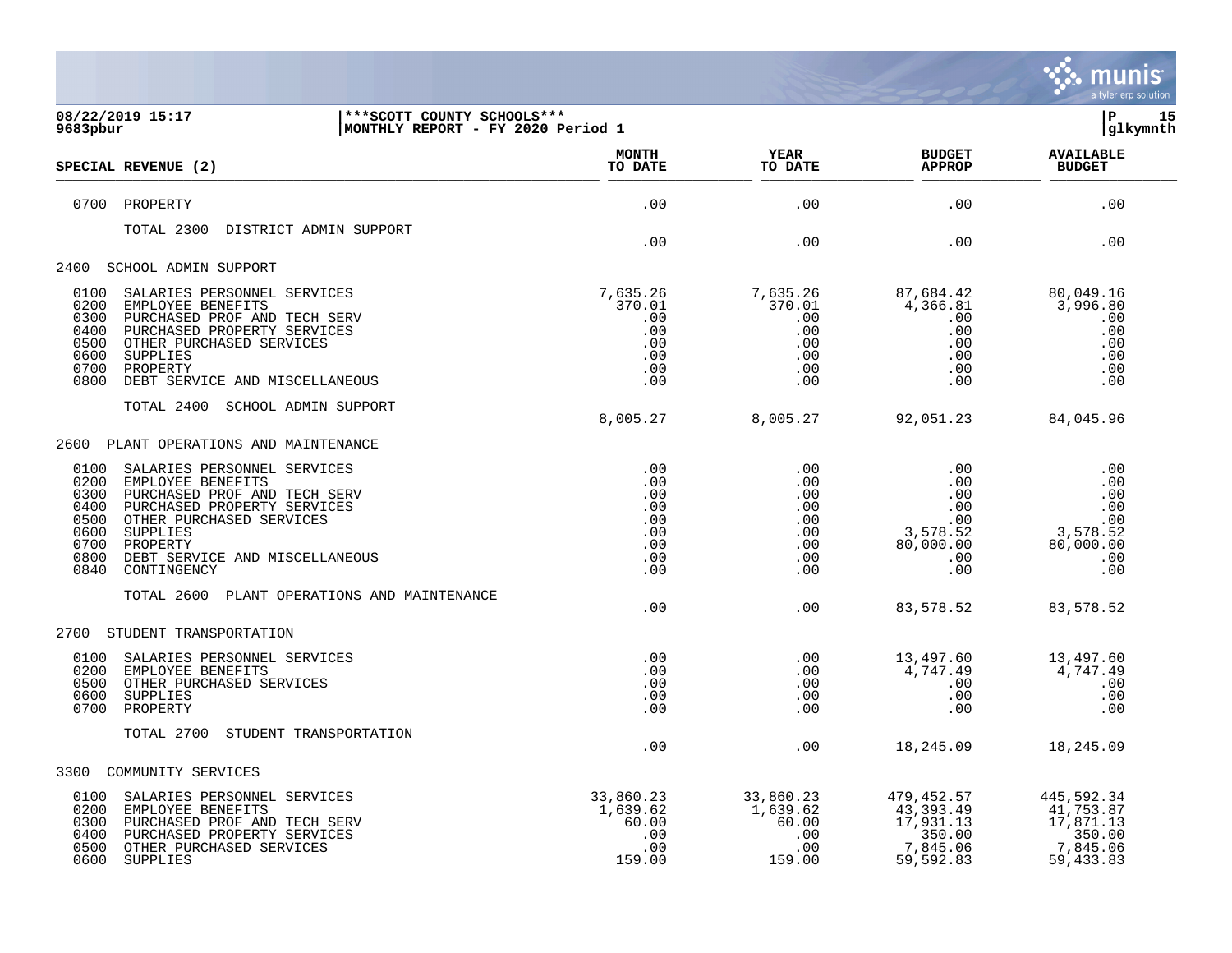**08/22/2019 15:17** | *****SCOTT COUNTY SCHOOLS***** | **P 15**
**9683pbur** | **MONTHLY REPORT - FY 2020 Period 1** | **glkymnth**

| SPECIAL REVENUE (2) | MONTH TO DATE | YEAR TO DATE | BUDGET APPROP | AVAILABLE BUDGET |
|---|---|---|---|---|
| 0700 PROPERTY | .00 | .00 | .00 | .00 |
| TOTAL 2300 DISTRICT ADMIN SUPPORT | .00 | .00 | .00 | .00 |
| **2400 SCHOOL ADMIN SUPPORT** | | | | |
| 0100 SALARIES PERSONNEL SERVICES | 7,635.26 | 7,635.26 | 87,684.42 | 80,049.16 |
| 0200 EMPLOYEE BENEFITS | 370.01 | 370.01 | 4,366.81 | 3,996.80 |
| 0300 PURCHASED PROF AND TECH SERV | .00 | .00 | .00 | .00 |
| 0400 PURCHASED PROPERTY SERVICES | .00 | .00 | .00 | .00 |
| 0500 OTHER PURCHASED SERVICES | .00 | .00 | .00 | .00 |
| 0600 SUPPLIES | .00 | .00 | .00 | .00 |
| 0700 PROPERTY | .00 | .00 | .00 | .00 |
| 0800 DEBT SERVICE AND MISCELLANEOUS | .00 | .00 | .00 | .00 |
| TOTAL 2400 SCHOOL ADMIN SUPPORT | 8,005.27 | 8,005.27 | 92,051.23 | 84,045.96 |
| **2600 PLANT OPERATIONS AND MAINTENANCE** | | | | |
| 0100 SALARIES PERSONNEL SERVICES | .00 | .00 | .00 | .00 |
| 0200 EMPLOYEE BENEFITS | .00 | .00 | .00 | .00 |
| 0300 PURCHASED PROF AND TECH SERV | .00 | .00 | .00 | .00 |
| 0400 PURCHASED PROPERTY SERVICES | .00 | .00 | .00 | .00 |
| 0500 OTHER PURCHASED SERVICES | .00 | .00 | .00 | .00 |
| 0600 SUPPLIES | .00 | .00 | 3,578.52 | 3,578.52 |
| 0700 PROPERTY | .00 | .00 | 80,000.00 | 80,000.00 |
| 0800 DEBT SERVICE AND MISCELLANEOUS | .00 | .00 | .00 | .00 |
| 0840 CONTINGENCY | .00 | .00 | .00 | .00 |
| TOTAL 2600 PLANT OPERATIONS AND MAINTENANCE | .00 | .00 | 83,578.52 | 83,578.52 |
| **2700 STUDENT TRANSPORTATION** | | | | |
| 0100 SALARIES PERSONNEL SERVICES | .00 | .00 | 13,497.60 | 13,497.60 |
| 0200 EMPLOYEE BENEFITS | .00 | .00 | 4,747.49 | 4,747.49 |
| 0500 OTHER PURCHASED SERVICES | .00 | .00 | .00 | .00 |
| 0600 SUPPLIES | .00 | .00 | .00 | .00 |
| 0700 PROPERTY | .00 | .00 | .00 | .00 |
| TOTAL 2700 STUDENT TRANSPORTATION | .00 | .00 | 18,245.09 | 18,245.09 |
| **3300 COMMUNITY SERVICES** | | | | |
| 0100 SALARIES PERSONNEL SERVICES | 33,860.23 | 33,860.23 | 479,452.57 | 445,592.34 |
| 0200 EMPLOYEE BENEFITS | 1,639.62 | 1,639.62 | 43,393.49 | 41,753.87 |
| 0300 PURCHASED PROF AND TECH SERV | 60.00 | 60.00 | 17,931.13 | 17,871.13 |
| 0400 PURCHASED PROPERTY SERVICES | .00 | .00 | 350.00 | 350.00 |
| 0500 OTHER PURCHASED SERVICES | .00 | .00 | 7,845.06 | 7,845.06 |
| 0600 SUPPLIES | 159.00 | 159.00 | 59,592.83 | 59,433.83 |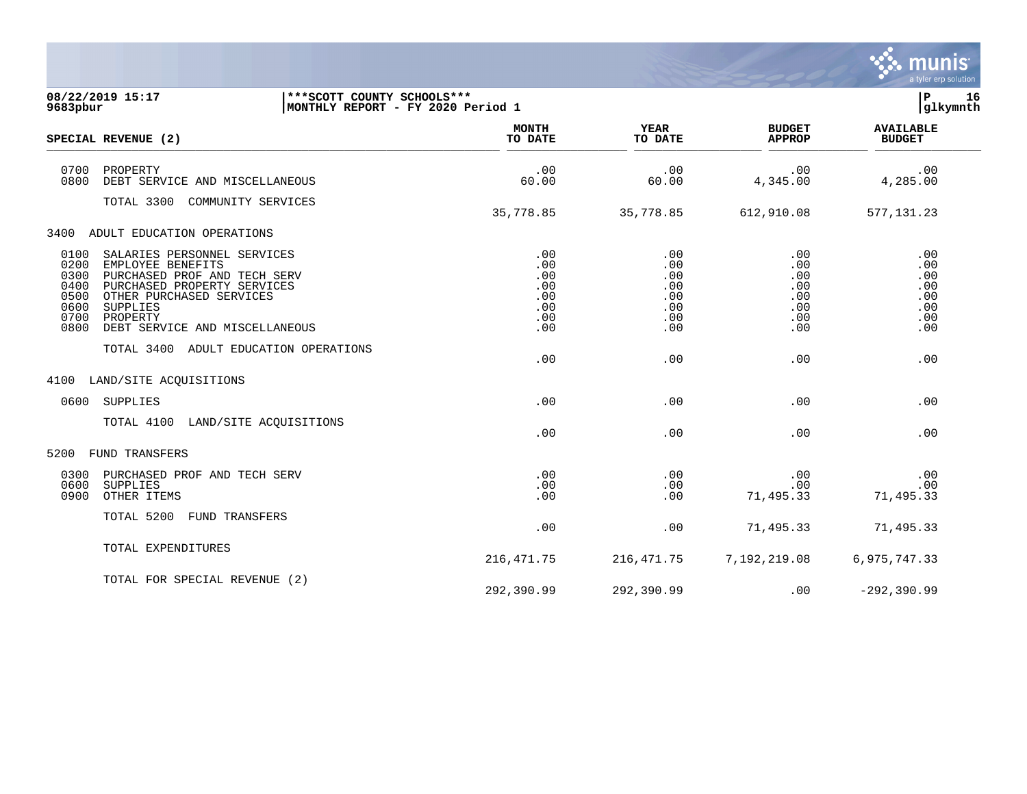08/22/2019 15:17 | ***SCOTT COUNTY SCHOOLS*** | P 16
9683pbur | MONTHLY REPORT - FY 2020 Period 1 | glkymnth

| SPECIAL REVENUE (2) | MONTH TO DATE | YEAR TO DATE | BUDGET APPROP | AVAILABLE BUDGET |
|---|---|---|---|---|
| 0700 PROPERTY | .00 | .00 | .00 | .00 |
| 0800 DEBT SERVICE AND MISCELLANEOUS | 60.00 | 60.00 | 4,345.00 | 4,285.00 |
| TOTAL 3300 COMMUNITY SERVICES | 35,778.85 | 35,778.85 | 612,910.08 | 577,131.23 |
| 3400 ADULT EDUCATION OPERATIONS | | | | |
| 0100 SALARIES PERSONNEL SERVICES | .00 | .00 | .00 | .00 |
| 0200 EMPLOYEE BENEFITS | .00 | .00 | .00 | .00 |
| 0300 PURCHASED PROF AND TECH SERV | .00 | .00 | .00 | .00 |
| 0400 PURCHASED PROPERTY SERVICES | .00 | .00 | .00 | .00 |
| 0500 OTHER PURCHASED SERVICES | .00 | .00 | .00 | .00 |
| 0600 SUPPLIES | .00 | .00 | .00 | .00 |
| 0700 PROPERTY | .00 | .00 | .00 | .00 |
| 0800 DEBT SERVICE AND MISCELLANEOUS | .00 | .00 | .00 | .00 |
| TOTAL 3400 ADULT EDUCATION OPERATIONS | .00 | .00 | .00 | .00 |
| 4100 LAND/SITE ACQUISITIONS | | | | |
| 0600 SUPPLIES | .00 | .00 | .00 | .00 |
| TOTAL 4100 LAND/SITE ACQUISITIONS | .00 | .00 | .00 | .00 |
| 5200 FUND TRANSFERS | | | | |
| 0300 PURCHASED PROF AND TECH SERV | .00 | .00 | .00 | .00 |
| 0600 SUPPLIES | .00 | .00 | .00 | .00 |
| 0900 OTHER ITEMS | .00 | .00 | 71,495.33 | 71,495.33 |
| TOTAL 5200 FUND TRANSFERS | .00 | .00 | 71,495.33 | 71,495.33 |
| TOTAL EXPENDITURES | 216,471.75 | 216,471.75 | 7,192,219.08 | 6,975,747.33 |
| TOTAL FOR SPECIAL REVENUE (2) | 292,390.99 | 292,390.99 | .00 | -292,390.99 |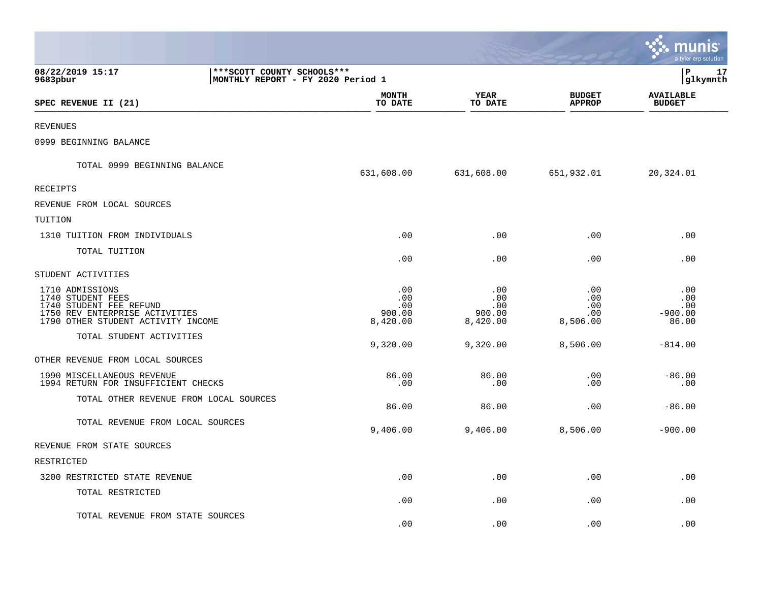08/22/2019 15:17 | ***SCOTT COUNTY SCHOOLS***
9683pbur | MONTHLY REPORT - FY 2020 Period 1 | glkymnth

| SPEC REVENUE II (21) | MONTH TO DATE | YEAR TO DATE | BUDGET APPROP | AVAILABLE BUDGET |
|---|---|---|---|---|
| REVENUES | | | | |
| 0999 BEGINNING BALANCE | | | | |
| TOTAL 0999 BEGINNING BALANCE | 631,608.00 | 631,608.00 | 651,932.01 | 20,324.01 |
| RECEIPTS | | | | |
| REVENUE FROM LOCAL SOURCES | | | | |
| TUITION | | | | |
| 1310 TUITION FROM INDIVIDUALS | .00 | .00 | .00 | .00 |
| TOTAL TUITION | .00 | .00 | .00 | .00 |
| STUDENT ACTIVITIES | | | | |
| 1710 ADMISSIONS | .00 | .00 | .00 | .00 |
| 1740 STUDENT FEES | .00 | .00 | .00 | .00 |
| 1740 STUDENT FEE REFUND | .00 | .00 | .00 | .00 |
| 1750 REV ENTERPRISE ACTIVITIES | 900.00 | 900.00 | .00 | -900.00 |
| 1790 OTHER STUDENT ACTIVITY INCOME | 8,420.00 | 8,420.00 | 8,506.00 | 86.00 |
| TOTAL STUDENT ACTIVITIES | 9,320.00 | 9,320.00 | 8,506.00 | -814.00 |
| OTHER REVENUE FROM LOCAL SOURCES | | | | |
| 1990 MISCELLANEOUS REVENUE | 86.00 | 86.00 | .00 | -86.00 |
| 1994 RETURN FOR INSUFFICIENT CHECKS | .00 | .00 | .00 | .00 |
| TOTAL OTHER REVENUE FROM LOCAL SOURCES | 86.00 | 86.00 | .00 | -86.00 |
| TOTAL REVENUE FROM LOCAL SOURCES | 9,406.00 | 9,406.00 | 8,506.00 | -900.00 |
| REVENUE FROM STATE SOURCES | | | | |
| RESTRICTED | | | | |
| 3200 RESTRICTED STATE REVENUE | .00 | .00 | .00 | .00 |
| TOTAL RESTRICTED | .00 | .00 | .00 | .00 |
| TOTAL REVENUE FROM STATE SOURCES | .00 | .00 | .00 | .00 |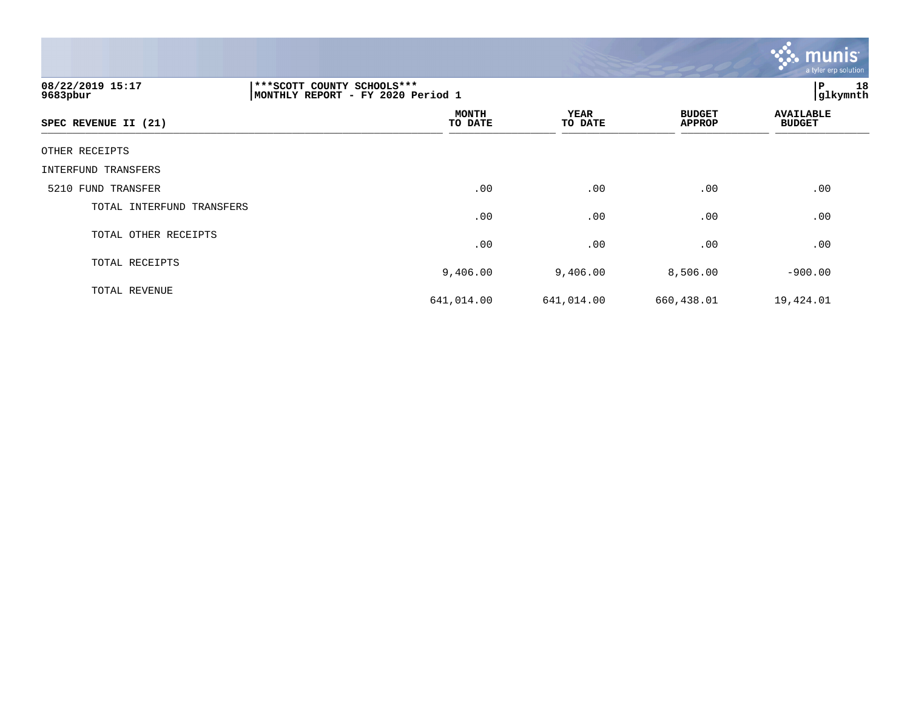08/22/2019 15:17
9683pbur

***SCOTT COUNTY SCHOOLS***
MONTHLY REPORT - FY 2020 Period 1

glkymnth

| SPEC REVENUE II (21) | MONTH TO DATE | YEAR TO DATE | BUDGET APPROP | AVAILABLE BUDGET |
|---|---|---|---|---|
| OTHER RECEIPTS | | | | |
| INTERFUND TRANSFERS | | | | |
| 5210 FUND TRANSFER | .00 | .00 | .00 | .00 |
| TOTAL INTERFUND TRANSFERS | .00 | .00 | .00 | .00 |
| TOTAL OTHER RECEIPTS | .00 | .00 | .00 | .00 |
| TOTAL RECEIPTS | 9,406.00 | 9,406.00 | 8,506.00 | -900.00 |
| TOTAL REVENUE | 641,014.00 | 641,014.00 | 660,438.01 | 19,424.01 |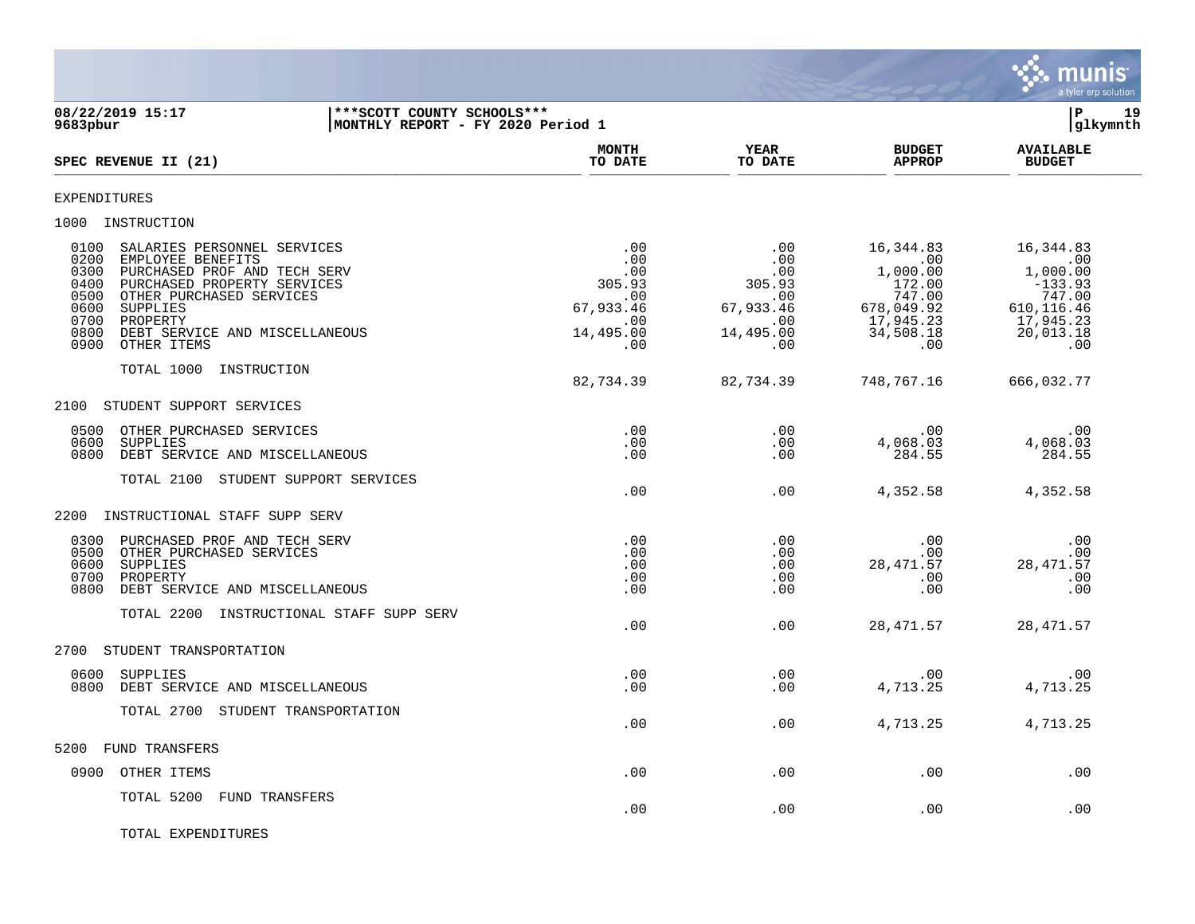**08/22/2019 15:17** | **\*\*\*SCOTT COUNTY SCHOOLS\*\*\*** | **P 19**
**9683pbur** | **MONTHLY REPORT - FY 2020 Period 1** | **glkymnth**

| SPEC REVENUE II (21) | MONTH TO DATE | YEAR TO DATE | BUDGET APPROP | AVAILABLE BUDGET |
|---|---|---|---|---|
| EXPENDITURES | | | | |
| 1000 INSTRUCTION | | | | |
| 0100 SALARIES PERSONNEL SERVICES | .00 | .00 | 16,344.83 | 16,344.83 |
| 0200 EMPLOYEE BENEFITS | .00 | .00 | .00 | .00 |
| 0300 PURCHASED PROF AND TECH SERV | .00 | .00 | 1,000.00 | 1,000.00 |
| 0400 PURCHASED PROPERTY SERVICES | 305.93 | 305.93 | 172.00 | -133.93 |
| 0500 OTHER PURCHASED SERVICES | .00 | .00 | 747.00 | 747.00 |
| 0600 SUPPLIES | 67,933.46 | 67,933.46 | 678,049.92 | 610,116.46 |
| 0700 PROPERTY | .00 | .00 | 17,945.23 | 17,945.23 |
| 0800 DEBT SERVICE AND MISCELLANEOUS | 14,495.00 | 14,495.00 | 34,508.18 | 20,013.18 |
| 0900 OTHER ITEMS | .00 | .00 | .00 | .00 |
| TOTAL 1000 INSTRUCTION | 82,734.39 | 82,734.39 | 748,767.16 | 666,032.77 |
| 2100 STUDENT SUPPORT SERVICES | | | | |
| 0500 OTHER PURCHASED SERVICES | .00 | .00 | .00 | .00 |
| 0600 SUPPLIES | .00 | .00 | 4,068.03 | 4,068.03 |
| 0800 DEBT SERVICE AND MISCELLANEOUS | .00 | .00 | 284.55 | 284.55 |
| TOTAL 2100 STUDENT SUPPORT SERVICES | .00 | .00 | 4,352.58 | 4,352.58 |
| 2200 INSTRUCTIONAL STAFF SUPP SERV | | | | |
| 0300 PURCHASED PROF AND TECH SERV | .00 | .00 | .00 | .00 |
| 0500 OTHER PURCHASED SERVICES | .00 | .00 | .00 | .00 |
| 0600 SUPPLIES | .00 | .00 | 28,471.57 | 28,471.57 |
| 0700 PROPERTY | .00 | .00 | .00 | .00 |
| 0800 DEBT SERVICE AND MISCELLANEOUS | .00 | .00 | .00 | .00 |
| TOTAL 2200 INSTRUCTIONAL STAFF SUPP SERV | .00 | .00 | 28,471.57 | 28,471.57 |
| 2700 STUDENT TRANSPORTATION | | | | |
| 0600 SUPPLIES | .00 | .00 | .00 | .00 |
| 0800 DEBT SERVICE AND MISCELLANEOUS | .00 | .00 | 4,713.25 | 4,713.25 |
| TOTAL 2700 STUDENT TRANSPORTATION | .00 | .00 | 4,713.25 | 4,713.25 |
| 5200 FUND TRANSFERS | | | | |
| 0900 OTHER ITEMS | .00 | .00 | .00 | .00 |
| TOTAL 5200 FUND TRANSFERS | .00 | .00 | .00 | .00 |
| TOTAL EXPENDITURES | | | | |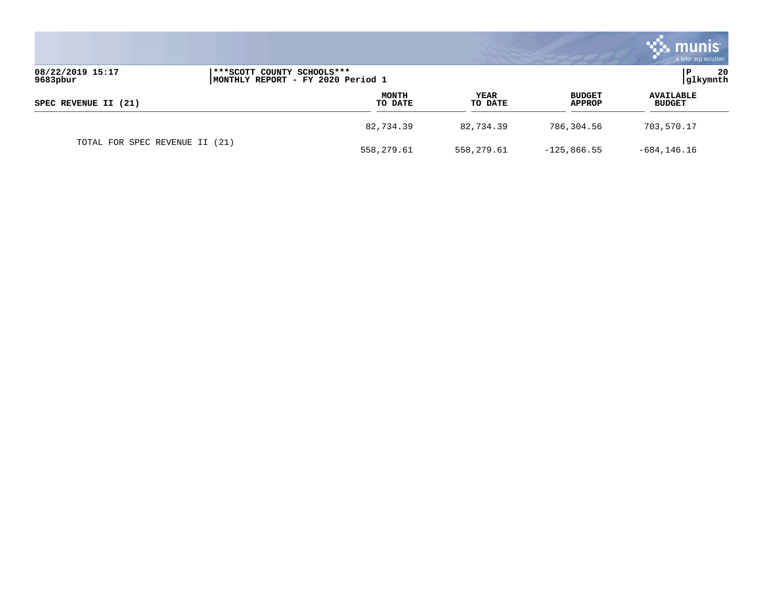| SPEC REVENUE II (21) | MONTH TO DATE | YEAR TO DATE | BUDGET APPROP | AVAILABLE BUDGET |
|---|---|---|---|---|
| | 82,734.39 | 82,734.39 | 786,304.56 | 703,570.17 |
| TOTAL FOR SPEC REVENUE II (21) | 558,279.61 | 558,279.61 | -125,866.55 | -684,146.16 |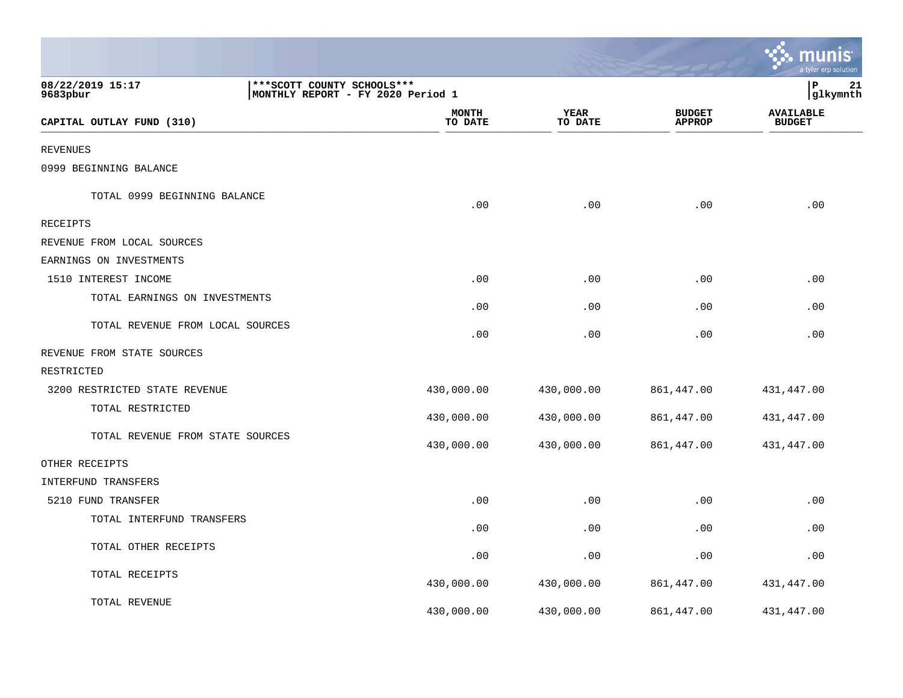08/22/2019 15:17
9683pbur

***SCOTT COUNTY SCHOOLS***
MONTHLY REPORT - FY 2020 Period 1

glkymnth

| CAPITAL OUTLAY FUND (310) | MONTH TO DATE | YEAR TO DATE | BUDGET APPROP | AVAILABLE BUDGET |
|---|---|---|---|---|
| REVENUES | | | | |
| 0999 BEGINNING BALANCE | | | | |
| TOTAL 0999 BEGINNING BALANCE | .00 | .00 | .00 | .00 |
| RECEIPTS | | | | |
| REVENUE FROM LOCAL SOURCES | | | | |
| EARNINGS ON INVESTMENTS | | | | |
| 1510 INTEREST INCOME | .00 | .00 | .00 | .00 |
| TOTAL EARNINGS ON INVESTMENTS | .00 | .00 | .00 | .00 |
| TOTAL REVENUE FROM LOCAL SOURCES | .00 | .00 | .00 | .00 |
| REVENUE FROM STATE SOURCES | | | | |
| RESTRICTED | | | | |
| 3200 RESTRICTED STATE REVENUE | 430,000.00 | 430,000.00 | 861,447.00 | 431,447.00 |
| TOTAL RESTRICTED | 430,000.00 | 430,000.00 | 861,447.00 | 431,447.00 |
| TOTAL REVENUE FROM STATE SOURCES | 430,000.00 | 430,000.00 | 861,447.00 | 431,447.00 |
| OTHER RECEIPTS | | | | |
| INTERFUND TRANSFERS | | | | |
| 5210 FUND TRANSFER | .00 | .00 | .00 | .00 |
| TOTAL INTERFUND TRANSFERS | .00 | .00 | .00 | .00 |
| TOTAL OTHER RECEIPTS | .00 | .00 | .00 | .00 |
| TOTAL RECEIPTS | 430,000.00 | 430,000.00 | 861,447.00 | 431,447.00 |
| TOTAL REVENUE | 430,000.00 | 430,000.00 | 861,447.00 | 431,447.00 |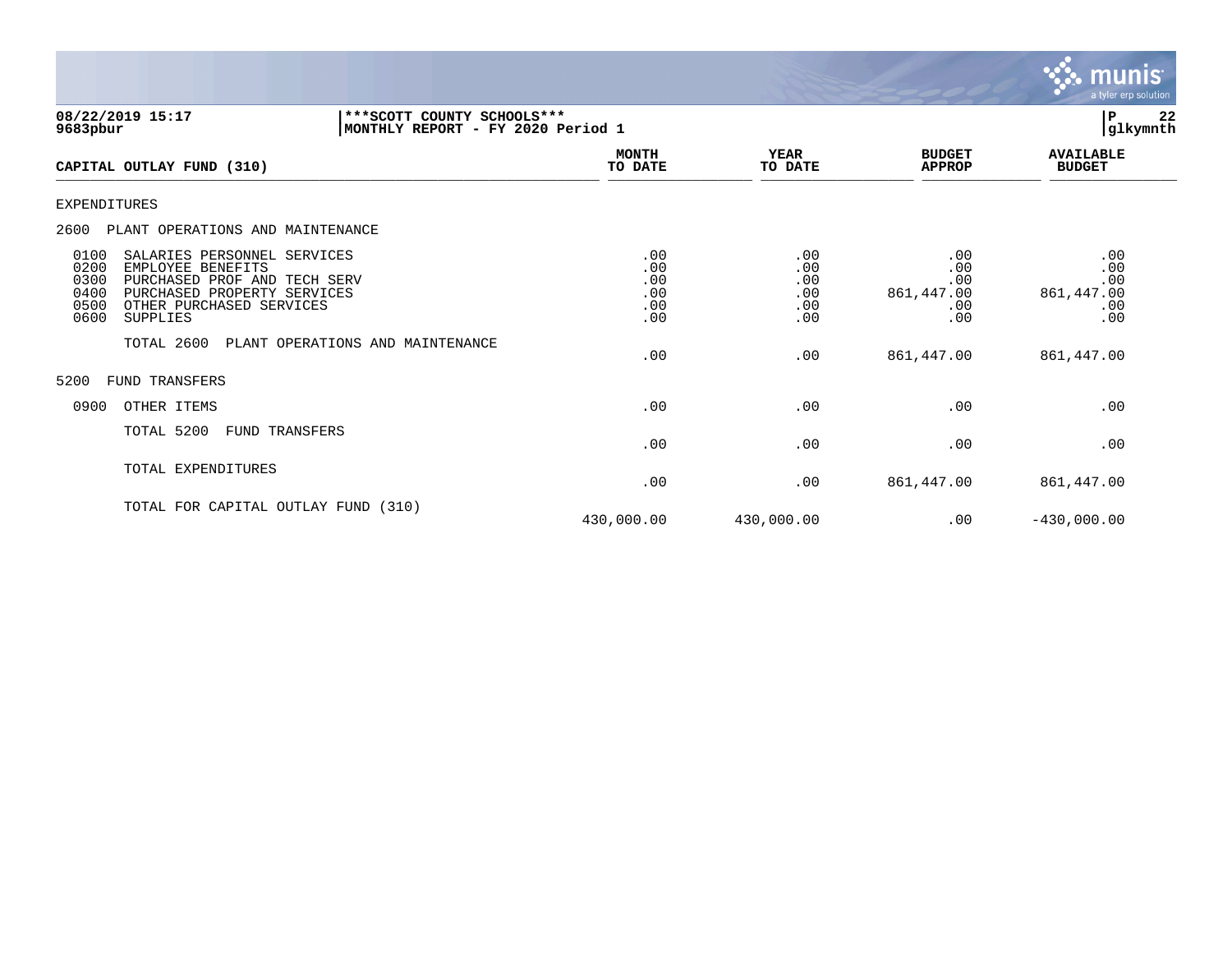08/22/2019 15:17 | ***SCOTT COUNTY SCHOOLS*** | P 22
9683pbur | MONTHLY REPORT - FY 2020 Period 1 | glkymnth

| CAPITAL OUTLAY FUND (310) | MONTH TO DATE | YEAR TO DATE | BUDGET APPROP | AVAILABLE BUDGET |
|---|---|---|---|---|
| EXPENDITURES | | | | |
| 2600 PLANT OPERATIONS AND MAINTENANCE | | | | |
| 0100 SALARIES PERSONNEL SERVICES | .00 | .00 | .00 | .00 |
| 0200 EMPLOYEE BENEFITS | .00 | .00 | .00 | .00 |
| 0300 PURCHASED PROF AND TECH SERV | .00 | .00 | .00 | .00 |
| 0400 PURCHASED PROPERTY SERVICES | .00 | .00 | 861,447.00 | 861,447.00 |
| 0500 OTHER PURCHASED SERVICES | .00 | .00 | .00 | .00 |
| 0600 SUPPLIES | .00 | .00 | .00 | .00 |
| TOTAL 2600 PLANT OPERATIONS AND MAINTENANCE | .00 | .00 | 861,447.00 | 861,447.00 |
| 5200 FUND TRANSFERS | | | | |
| 0900 OTHER ITEMS | .00 | .00 | .00 | .00 |
| TOTAL 5200 FUND TRANSFERS | .00 | .00 | .00 | .00 |
| TOTAL EXPENDITURES | .00 | .00 | 861,447.00 | 861,447.00 |
| TOTAL FOR CAPITAL OUTLAY FUND (310) | 430,000.00 | 430,000.00 | .00 | -430,000.00 |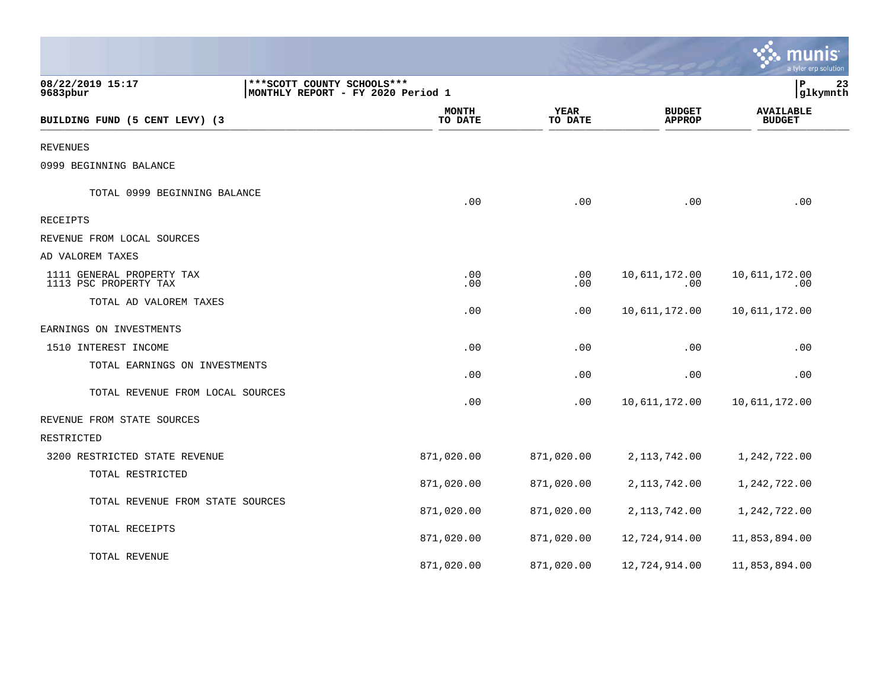08/22/2019 15:17 | ***SCOTT COUNTY SCHOOLS*** | P 23
9683pbur | MONTHLY REPORT - FY 2020 Period 1 | glkymnth

| BUILDING FUND (5 CENT LEVY) (3 | MONTH TO DATE | YEAR TO DATE | BUDGET APPROP | AVAILABLE BUDGET |
|---|---|---|---|---|
| REVENUES | | | | |
| 0999 BEGINNING BALANCE | | | | |
| TOTAL 0999 BEGINNING BALANCE | .00 | .00 | .00 | .00 |
| RECEIPTS | | | | |
| REVENUE FROM LOCAL SOURCES | | | | |
| AD VALOREM TAXES | | | | |
| 1111 GENERAL PROPERTY TAX | .00 | .00 | 10,611,172.00 | 10,611,172.00 |
| 1113 PSC PROPERTY TAX | .00 | .00 | .00 | .00 |
| TOTAL AD VALOREM TAXES | .00 | .00 | 10,611,172.00 | 10,611,172.00 |
| EARNINGS ON INVESTMENTS | | | | |
| 1510 INTEREST INCOME | .00 | .00 | .00 | .00 |
| TOTAL EARNINGS ON INVESTMENTS | .00 | .00 | .00 | .00 |
| TOTAL REVENUE FROM LOCAL SOURCES | .00 | .00 | 10,611,172.00 | 10,611,172.00 |
| REVENUE FROM STATE SOURCES | | | | |
| RESTRICTED | | | | |
| 3200 RESTRICTED STATE REVENUE | 871,020.00 | 871,020.00 | 2,113,742.00 | 1,242,722.00 |
| TOTAL RESTRICTED | 871,020.00 | 871,020.00 | 2,113,742.00 | 1,242,722.00 |
| TOTAL REVENUE FROM STATE SOURCES | 871,020.00 | 871,020.00 | 2,113,742.00 | 1,242,722.00 |
| TOTAL RECEIPTS | 871,020.00 | 871,020.00 | 12,724,914.00 | 11,853,894.00 |
| TOTAL REVENUE | 871,020.00 | 871,020.00 | 12,724,914.00 | 11,853,894.00 |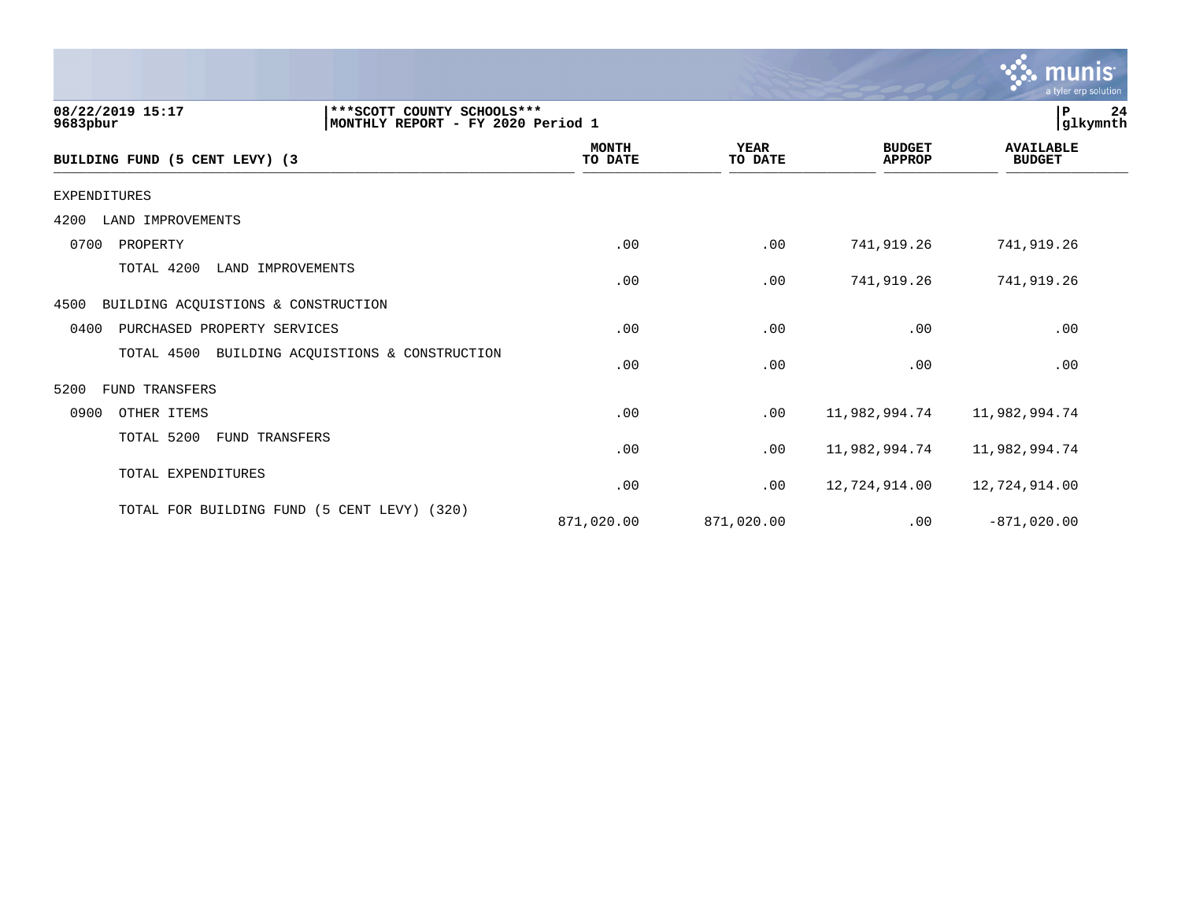08/22/2019 15:17 | ***SCOTT COUNTY SCHOOLS***
9683pbur | MONTHLY REPORT - FY 2020 Period 1

| BUILDING FUND (5 CENT LEVY) (3 | MONTH TO DATE | YEAR TO DATE | BUDGET APPROP | AVAILABLE BUDGET |
|---|---|---|---|---|
| EXPENDITURES | | | | |
| 4200 LAND IMPROVEMENTS | | | | |
| 0700 PROPERTY | .00 | .00 | 741,919.26 | 741,919.26 |
| TOTAL 4200 LAND IMPROVEMENTS | .00 | .00 | 741,919.26 | 741,919.26 |
| 4500 BUILDING ACQUISTIONS & CONSTRUCTION | | | | |
| 0400 PURCHASED PROPERTY SERVICES | .00 | .00 | .00 | .00 |
| TOTAL 4500 BUILDING ACQUISTIONS & CONSTRUCTION | .00 | .00 | .00 | .00 |
| 5200 FUND TRANSFERS | | | | |
| 0900 OTHER ITEMS | .00 | .00 | 11,982,994.74 | 11,982,994.74 |
| TOTAL 5200 FUND TRANSFERS | .00 | .00 | 11,982,994.74 | 11,982,994.74 |
| TOTAL EXPENDITURES | .00 | .00 | 12,724,914.00 | 12,724,914.00 |
| TOTAL FOR BUILDING FUND (5 CENT LEVY) (320) | 871,020.00 | 871,020.00 | .00 | -871,020.00 |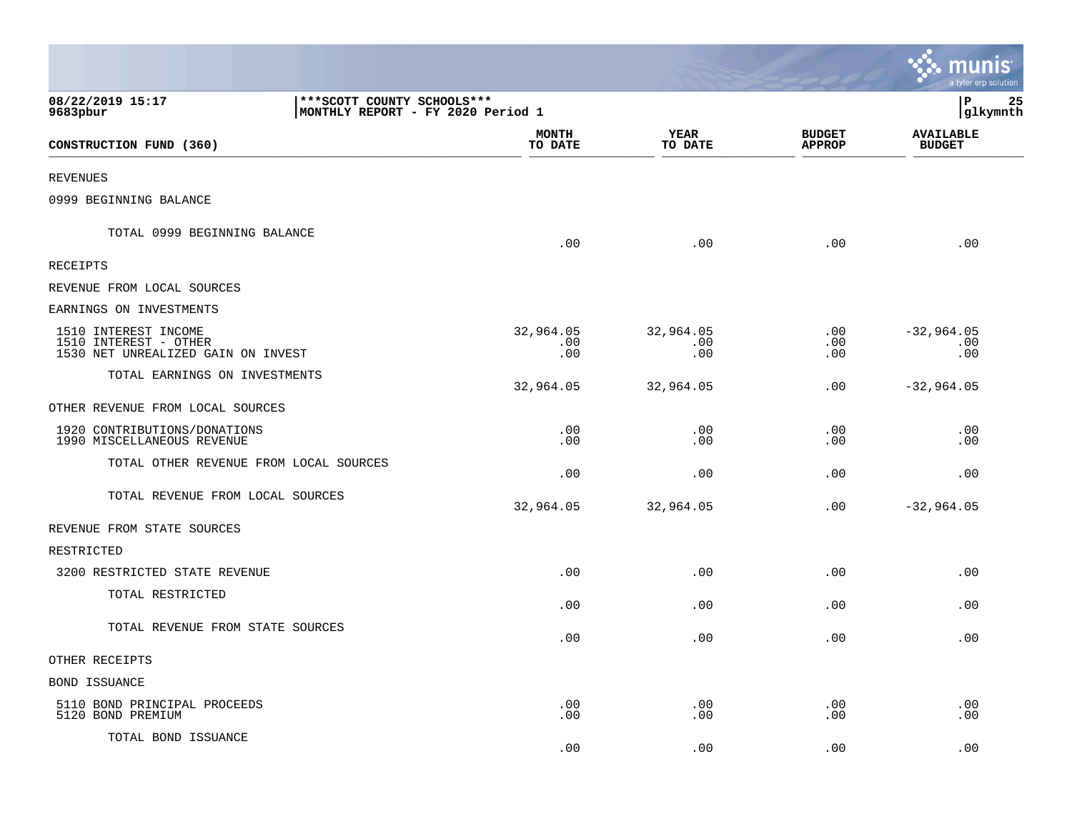08/22/2019 15:17 | ***SCOTT COUNTY SCHOOLS*** | P 25
9683pbur | MONTHLY REPORT - FY 2020 Period 1 | glkymnth

| CONSTRUCTION FUND (360) | MONTH TO DATE | YEAR TO DATE | BUDGET APPROP | AVAILABLE BUDGET |
|---|---|---|---|---|
| REVENUES | | | | |
| 0999 BEGINNING BALANCE | | | | |
| TOTAL 0999 BEGINNING BALANCE | .00 | .00 | .00 | .00 |
| RECEIPTS | | | | |
| REVENUE FROM LOCAL SOURCES | | | | |
| EARNINGS ON INVESTMENTS | | | | |
| 1510 INTEREST INCOME | 32,964.05 | 32,964.05 | .00 | -32,964.05 |
| 1510 INTEREST - OTHER | .00 | .00 | .00 | .00 |
| 1530 NET UNREALIZED GAIN ON INVEST | .00 | .00 | .00 | .00 |
| TOTAL EARNINGS ON INVESTMENTS | 32,964.05 | 32,964.05 | .00 | -32,964.05 |
| OTHER REVENUE FROM LOCAL SOURCES | | | | |
| 1920 CONTRIBUTIONS/DONATIONS | .00 | .00 | .00 | .00 |
| 1990 MISCELLANEOUS REVENUE | .00 | .00 | .00 | .00 |
| TOTAL OTHER REVENUE FROM LOCAL SOURCES | .00 | .00 | .00 | .00 |
| TOTAL REVENUE FROM LOCAL SOURCES | 32,964.05 | 32,964.05 | .00 | -32,964.05 |
| REVENUE FROM STATE SOURCES | | | | |
| RESTRICTED | | | | |
| 3200 RESTRICTED STATE REVENUE | .00 | .00 | .00 | .00 |
| TOTAL RESTRICTED | .00 | .00 | .00 | .00 |
| TOTAL REVENUE FROM STATE SOURCES | .00 | .00 | .00 | .00 |
| OTHER RECEIPTS | | | | |
| BOND ISSUANCE | | | | |
| 5110 BOND PRINCIPAL PROCEEDS | .00 | .00 | .00 | .00 |
| 5120 BOND PREMIUM | .00 | .00 | .00 | .00 |
| TOTAL BOND ISSUANCE | .00 | .00 | .00 | .00 |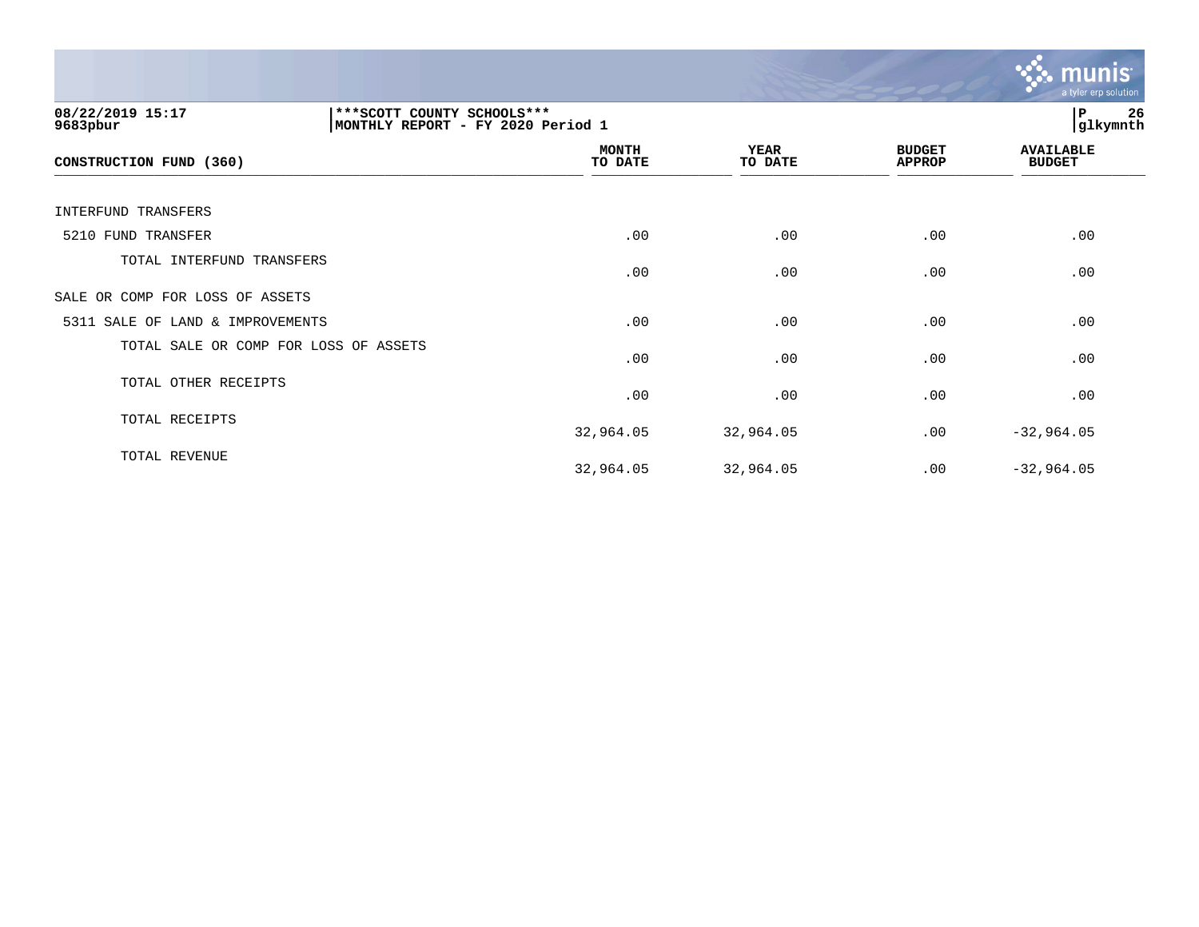**08/22/2019 15:17**
**9683pbur**

**\*\*\*SCOTT COUNTY SCHOOLS\*\*\***
**MONTHLY REPORT - FY 2020 Period 1**

**glkymnth**

| CONSTRUCTION FUND (360) | MONTH TO DATE | YEAR TO DATE | BUDGET APPROP | AVAILABLE BUDGET |
|---|---|---|---|---|
| INTERFUND TRANSFERS | | | | |
| 5210 FUND TRANSFER | .00 | .00 | .00 | .00 |
| TOTAL INTERFUND TRANSFERS | .00 | .00 | .00 | .00 |
| SALE OR COMP FOR LOSS OF ASSETS | | | | |
| 5311 SALE OF LAND & IMPROVEMENTS | .00 | .00 | .00 | .00 |
| TOTAL SALE OR COMP FOR LOSS OF ASSETS | .00 | .00 | .00 | .00 |
| TOTAL OTHER RECEIPTS | .00 | .00 | .00 | .00 |
| TOTAL RECEIPTS | 32,964.05 | 32,964.05 | .00 | -32,964.05 |
| TOTAL REVENUE | 32,964.05 | 32,964.05 | .00 | -32,964.05 |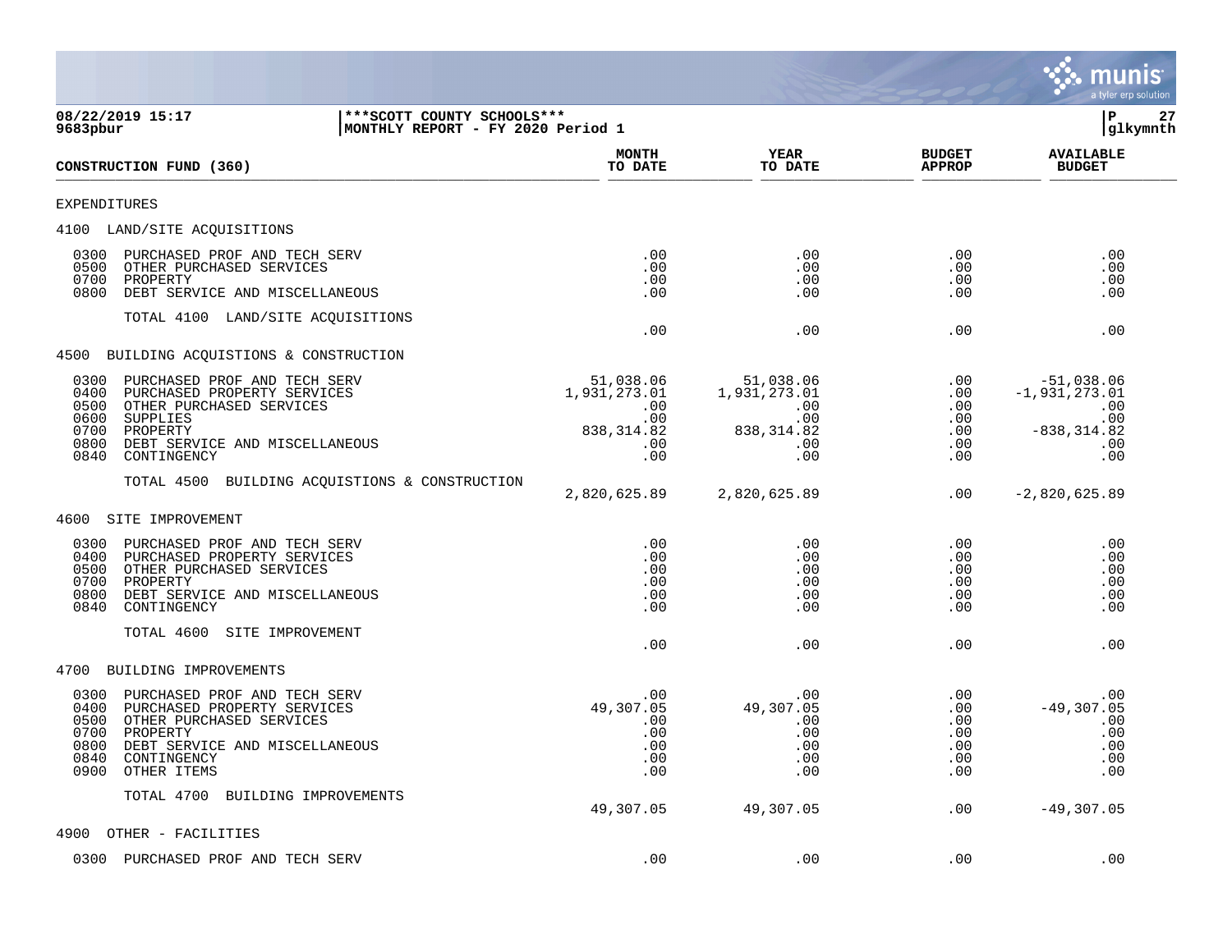08/22/2019 15:17 | ***SCOTT COUNTY SCHOOLS***
9683pbur | MONTHLY REPORT - FY 2020 Period 1

| CONSTRUCTION FUND (360) | MONTH TO DATE | YEAR TO DATE | BUDGET APPROP | AVAILABLE BUDGET |
|---|---|---|---|---|
| **EXPENDITURES** | | | | |
| **4100 LAND/SITE ACQUISITIONS** | | | | |
| 0300 PURCHASED PROF AND TECH SERV | .00 | .00 | .00 | .00 |
| 0500 OTHER PURCHASED SERVICES | .00 | .00 | .00 | .00 |
| 0700 PROPERTY | .00 | .00 | .00 | .00 |
| 0800 DEBT SERVICE AND MISCELLANEOUS | .00 | .00 | .00 | .00 |
| TOTAL 4100 LAND/SITE ACQUISITIONS | .00 | .00 | .00 | .00 |
| **4500 BUILDING ACQUISTIONS & CONSTRUCTION** | | | | |
| 0300 PURCHASED PROF AND TECH SERV | 51,038.06 | 51,038.06 | .00 | -51,038.06 |
| 0400 PURCHASED PROPERTY SERVICES | 1,931,273.01 | 1,931,273.01 | .00 | -1,931,273.01 |
| 0500 OTHER PURCHASED SERVICES | .00 | .00 | .00 | .00 |
| 0600 SUPPLIES | .00 | .00 | .00 | .00 |
| 0700 PROPERTY | 838,314.82 | 838,314.82 | .00 | -838,314.82 |
| 0800 DEBT SERVICE AND MISCELLANEOUS | .00 | .00 | .00 | .00 |
| 0840 CONTINGENCY | .00 | .00 | .00 | .00 |
| TOTAL 4500 BUILDING ACQUISTIONS & CONSTRUCTION | 2,820,625.89 | 2,820,625.89 | .00 | -2,820,625.89 |
| **4600 SITE IMPROVEMENT** | | | | |
| 0300 PURCHASED PROF AND TECH SERV | .00 | .00 | .00 | .00 |
| 0400 PURCHASED PROPERTY SERVICES | .00 | .00 | .00 | .00 |
| 0500 OTHER PURCHASED SERVICES | .00 | .00 | .00 | .00 |
| 0700 PROPERTY | .00 | .00 | .00 | .00 |
| 0800 DEBT SERVICE AND MISCELLANEOUS | .00 | .00 | .00 | .00 |
| 0840 CONTINGENCY | .00 | .00 | .00 | .00 |
| TOTAL 4600 SITE IMPROVEMENT | .00 | .00 | .00 | .00 |
| **4700 BUILDING IMPROVEMENTS** | | | | |
| 0300 PURCHASED PROF AND TECH SERV | .00 | .00 | .00 | .00 |
| 0400 PURCHASED PROPERTY SERVICES | 49,307.05 | 49,307.05 | .00 | -49,307.05 |
| 0500 OTHER PURCHASED SERVICES | .00 | .00 | .00 | .00 |
| 0700 PROPERTY | .00 | .00 | .00 | .00 |
| 0800 DEBT SERVICE AND MISCELLANEOUS | .00 | .00 | .00 | .00 |
| 0840 CONTINGENCY | .00 | .00 | .00 | .00 |
| 0900 OTHER ITEMS | .00 | .00 | .00 | .00 |
| TOTAL 4700 BUILDING IMPROVEMENTS | 49,307.05 | 49,307.05 | .00 | -49,307.05 |
| **4900 OTHER - FACILITIES** | | | | |
| 0300 PURCHASED PROF AND TECH SERV | .00 | .00 | .00 | .00 |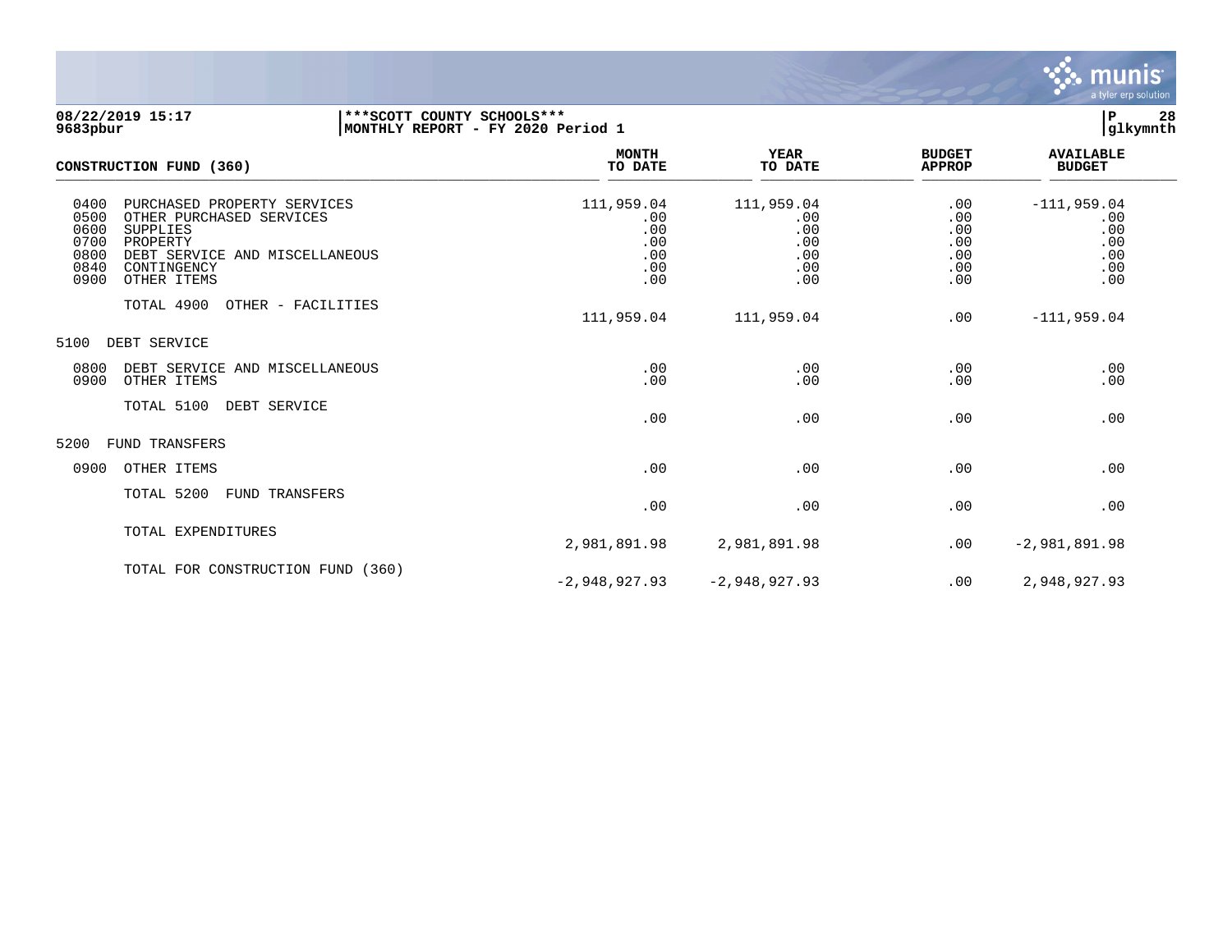**08/22/2019 15:17** | **\*\*\*SCOTT COUNTY SCHOOLS\*\*\*** | **P 28**
**9683pbur** | **MONTHLY REPORT - FY 2020 Period 1** | **glkymnth**

| CONSTRUCTION FUND (360) | MONTH TO DATE | YEAR TO DATE | BUDGET APPROP | AVAILABLE BUDGET |
|---|---|---|---|---|
| 0400 PURCHASED PROPERTY SERVICES | 111,959.04 | 111,959.04 | .00 | -111,959.04 |
| 0500 OTHER PURCHASED SERVICES | .00 | .00 | .00 | .00 |
| 0600 SUPPLIES | .00 | .00 | .00 | .00 |
| 0700 PROPERTY | .00 | .00 | .00 | .00 |
| 0800 DEBT SERVICE AND MISCELLANEOUS | .00 | .00 | .00 | .00 |
| 0840 CONTINGENCY | .00 | .00 | .00 | .00 |
| 0900 OTHER ITEMS | .00 | .00 | .00 | .00 |
| TOTAL 4900 OTHER - FACILITIES | 111,959.04 | 111,959.04 | .00 | -111,959.04 |
| 5100 DEBT SERVICE | | | | |
| 0800 DEBT SERVICE AND MISCELLANEOUS | .00 | .00 | .00 | .00 |
| 0900 OTHER ITEMS | .00 | .00 | .00 | .00 |
| TOTAL 5100 DEBT SERVICE | .00 | .00 | .00 | .00 |
| 5200 FUND TRANSFERS | | | | |
| 0900 OTHER ITEMS | .00 | .00 | .00 | .00 |
| TOTAL 5200 FUND TRANSFERS | .00 | .00 | .00 | .00 |
| TOTAL EXPENDITURES | 2,981,891.98 | 2,981,891.98 | .00 | -2,981,891.98 |
| TOTAL FOR CONSTRUCTION FUND (360) | -2,948,927.93 | -2,948,927.93 | .00 | 2,948,927.93 |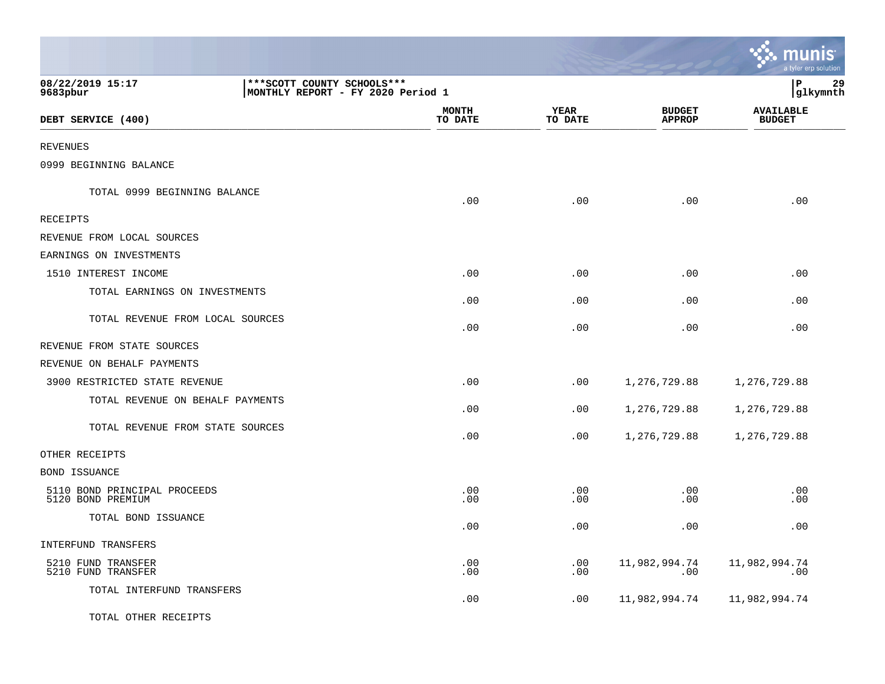08/22/2019 15:17 | ***SCOTT COUNTY SCHOOLS***
9683pbur | MONTHLY REPORT - FY 2020 Period 1

| DEBT SERVICE (400) | MONTH TO DATE | YEAR TO DATE | BUDGET APPROP | AVAILABLE BUDGET |
|---|---|---|---|---|
| REVENUES | | | | |
| 0999 BEGINNING BALANCE | | | | |
| TOTAL 0999 BEGINNING BALANCE | .00 | .00 | .00 | .00 |
| RECEIPTS | | | | |
| REVENUE FROM LOCAL SOURCES | | | | |
| EARNINGS ON INVESTMENTS | | | | |
| 1510 INTEREST INCOME | .00 | .00 | .00 | .00 |
| TOTAL EARNINGS ON INVESTMENTS | .00 | .00 | .00 | .00 |
| TOTAL REVENUE FROM LOCAL SOURCES | .00 | .00 | .00 | .00 |
| REVENUE FROM STATE SOURCES | | | | |
| REVENUE ON BEHALF PAYMENTS | | | | |
| 3900 RESTRICTED STATE REVENUE | .00 | .00 | 1,276,729.88 | 1,276,729.88 |
| TOTAL REVENUE ON BEHALF PAYMENTS | .00 | .00 | 1,276,729.88 | 1,276,729.88 |
| TOTAL REVENUE FROM STATE SOURCES | .00 | .00 | 1,276,729.88 | 1,276,729.88 |
| OTHER RECEIPTS | | | | |
| BOND ISSUANCE | | | | |
| 5110 BOND PRINCIPAL PROCEEDS | .00 | .00 | .00 | .00 |
| 5120 BOND PREMIUM | .00 | .00 | .00 | .00 |
| TOTAL BOND ISSUANCE | .00 | .00 | .00 | .00 |
| INTERFUND TRANSFERS | | | | |
| 5210 FUND TRANSFER | .00 | .00 | 11,982,994.74 | 11,982,994.74 |
| 5210 FUND TRANSFER | .00 | .00 | .00 | .00 |
| TOTAL INTERFUND TRANSFERS | .00 | .00 | 11,982,994.74 | 11,982,994.74 |
| TOTAL OTHER RECEIPTS | | | | |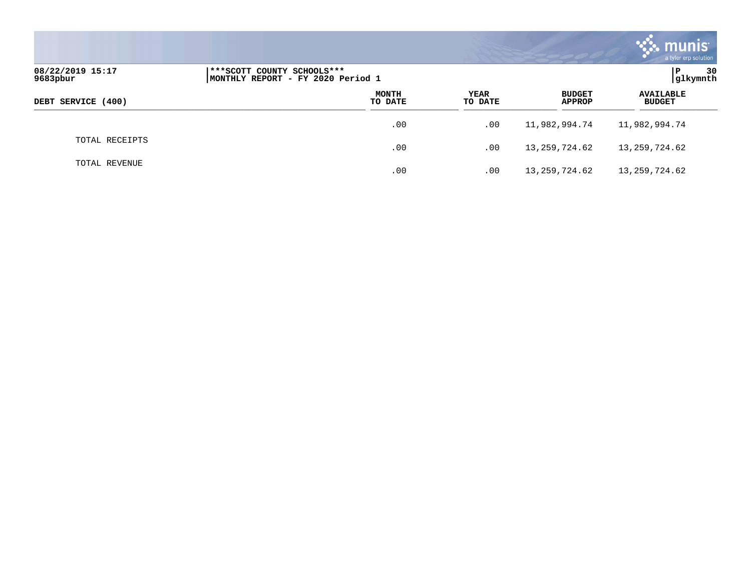| DEBT SERVICE (400) | MONTH TO DATE | YEAR TO DATE | BUDGET APPROP | AVAILABLE BUDGET |
|---|---|---|---|---|
| | .00 | .00 | 11,982,994.74 | 11,982,994.74 |
| TOTAL RECEIPTS | .00 | .00 | 13,259,724.62 | 13,259,724.62 |
| TOTAL REVENUE | .00 | .00 | 13,259,724.62 | 13,259,724.62 |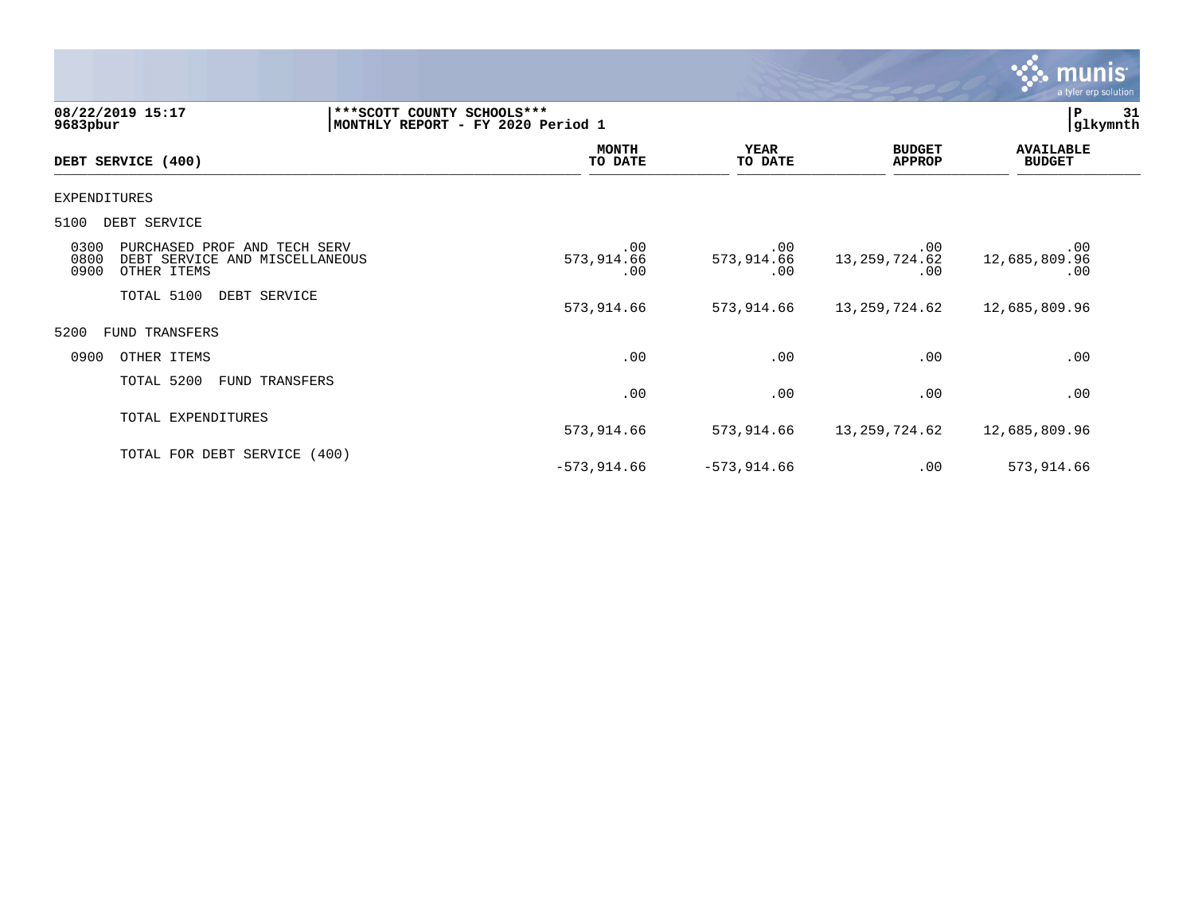08/22/2019 15:17
9683pbur

***SCOTT COUNTY SCHOOLS***
MONTHLY REPORT - FY 2020 Period 1

P 31
glkymnth

| DEBT SERVICE (400) | MONTH TO DATE | YEAR TO DATE | BUDGET APPROP | AVAILABLE BUDGET |
|---|---|---|---|---|
| EXPENDITURES | | | | |
| 5100 DEBT SERVICE | | | | |
| 0300 PURCHASED PROF AND TECH SERV | .00 | .00 | .00 | .00 |
| 0800 DEBT SERVICE AND MISCELLANEOUS | 573,914.66 | 573,914.66 | 13,259,724.62 | 12,685,809.96 |
| 0900 OTHER ITEMS | .00 | .00 | .00 | .00 |
| TOTAL 5100 DEBT SERVICE | 573,914.66 | 573,914.66 | 13,259,724.62 | 12,685,809.96 |
| 5200 FUND TRANSFERS | | | | |
| 0900 OTHER ITEMS | .00 | .00 | .00 | .00 |
| TOTAL 5200 FUND TRANSFERS | .00 | .00 | .00 | .00 |
| TOTAL EXPENDITURES | 573,914.66 | 573,914.66 | 13,259,724.62 | 12,685,809.96 |
| TOTAL FOR DEBT SERVICE (400) | -573,914.66 | -573,914.66 | .00 | 573,914.66 |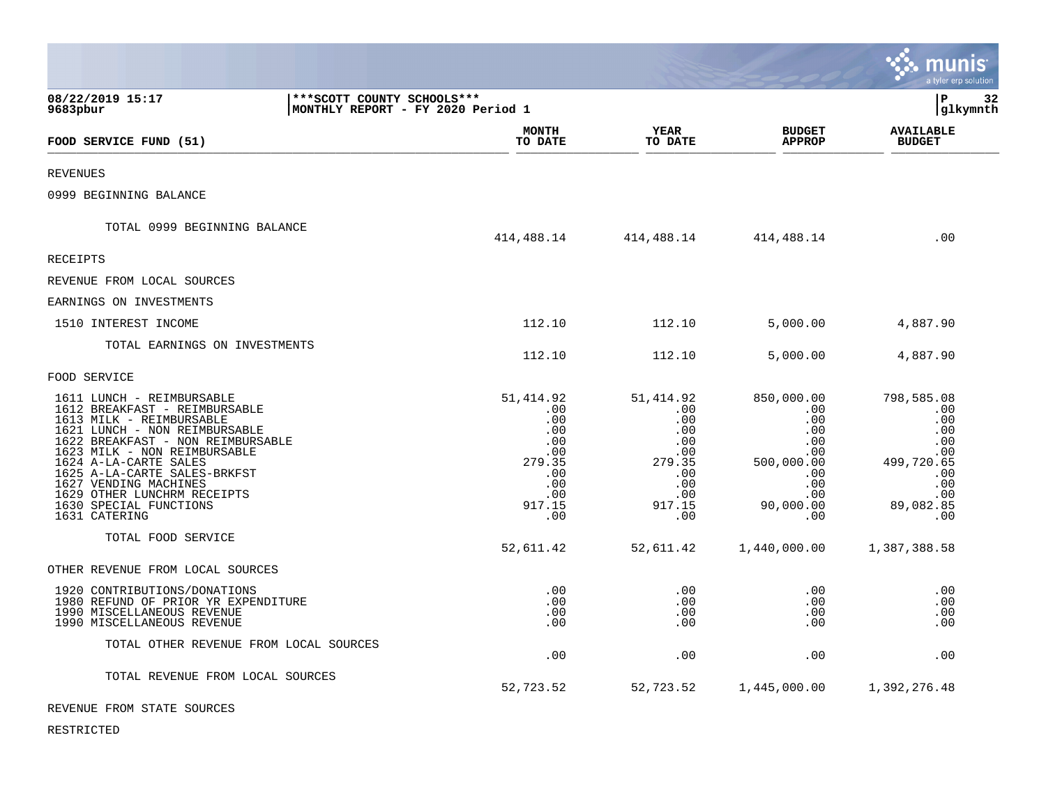08/22/2019 15:17 | ***SCOTT COUNTY SCHOOLS*** | P 32
9683pbur | MONTHLY REPORT - FY 2020 Period 1 | glkymnth

| FOOD SERVICE FUND (51) | MONTH TO DATE | YEAR TO DATE | BUDGET APPROP | AVAILABLE BUDGET |
|---|---|---|---|---|
| REVENUES | | | | |
| 0999 BEGINNING BALANCE | | | | |
| TOTAL 0999 BEGINNING BALANCE | 414,488.14 | 414,488.14 | 414,488.14 | .00 |
| RECEIPTS | | | | |
| REVENUE FROM LOCAL SOURCES | | | | |
| EARNINGS ON INVESTMENTS | | | | |
| 1510 INTEREST INCOME | 112.10 | 112.10 | 5,000.00 | 4,887.90 |
| TOTAL EARNINGS ON INVESTMENTS | 112.10 | 112.10 | 5,000.00 | 4,887.90 |
| FOOD SERVICE | | | | |
| 1611 LUNCH - REIMBURSABLE | 51,414.92 | 51,414.92 | 850,000.00 | 798,585.08 |
| 1612 BREAKFAST - REIMBURSABLE | .00 | .00 | .00 | .00 |
| 1613 MILK - REIMBURSABLE | .00 | .00 | .00 | .00 |
| 1621 LUNCH - NON REIMBURSABLE | .00 | .00 | .00 | .00 |
| 1622 BREAKFAST - NON REIMBURSABLE | .00 | .00 | .00 | .00 |
| 1623 MILK - NON REIMBURSABLE | .00 | .00 | .00 | .00 |
| 1624 A-LA-CARTE SALES | 279.35 | 279.35 | 500,000.00 | 499,720.65 |
| 1625 A-LA-CARTE SALES-BRKFST | .00 | .00 | .00 | .00 |
| 1627 VENDING MACHINES | .00 | .00 | .00 | .00 |
| 1629 OTHER LUNCHRM RECEIPTS | .00 | .00 | .00 | .00 |
| 1630 SPECIAL FUNCTIONS | 917.15 | 917.15 | 90,000.00 | 89,082.85 |
| 1631 CATERING | .00 | .00 | .00 | .00 |
| TOTAL FOOD SERVICE | 52,611.42 | 52,611.42 | 1,440,000.00 | 1,387,388.58 |
| OTHER REVENUE FROM LOCAL SOURCES | | | | |
| 1920 CONTRIBUTIONS/DONATIONS | .00 | .00 | .00 | .00 |
| 1980 REFUND OF PRIOR YR EXPENDITURE | .00 | .00 | .00 | .00 |
| 1990 MISCELLANEOUS REVENUE | .00 | .00 | .00 | .00 |
| 1990 MISCELLANEOUS REVENUE | .00 | .00 | .00 | .00 |
| TOTAL OTHER REVENUE FROM LOCAL SOURCES | .00 | .00 | .00 | .00 |
| TOTAL REVENUE FROM LOCAL SOURCES | 52,723.52 | 52,723.52 | 1,445,000.00 | 1,392,276.48 |
| REVENUE FROM STATE SOURCES | | | | |
| RESTRICTED | | | | |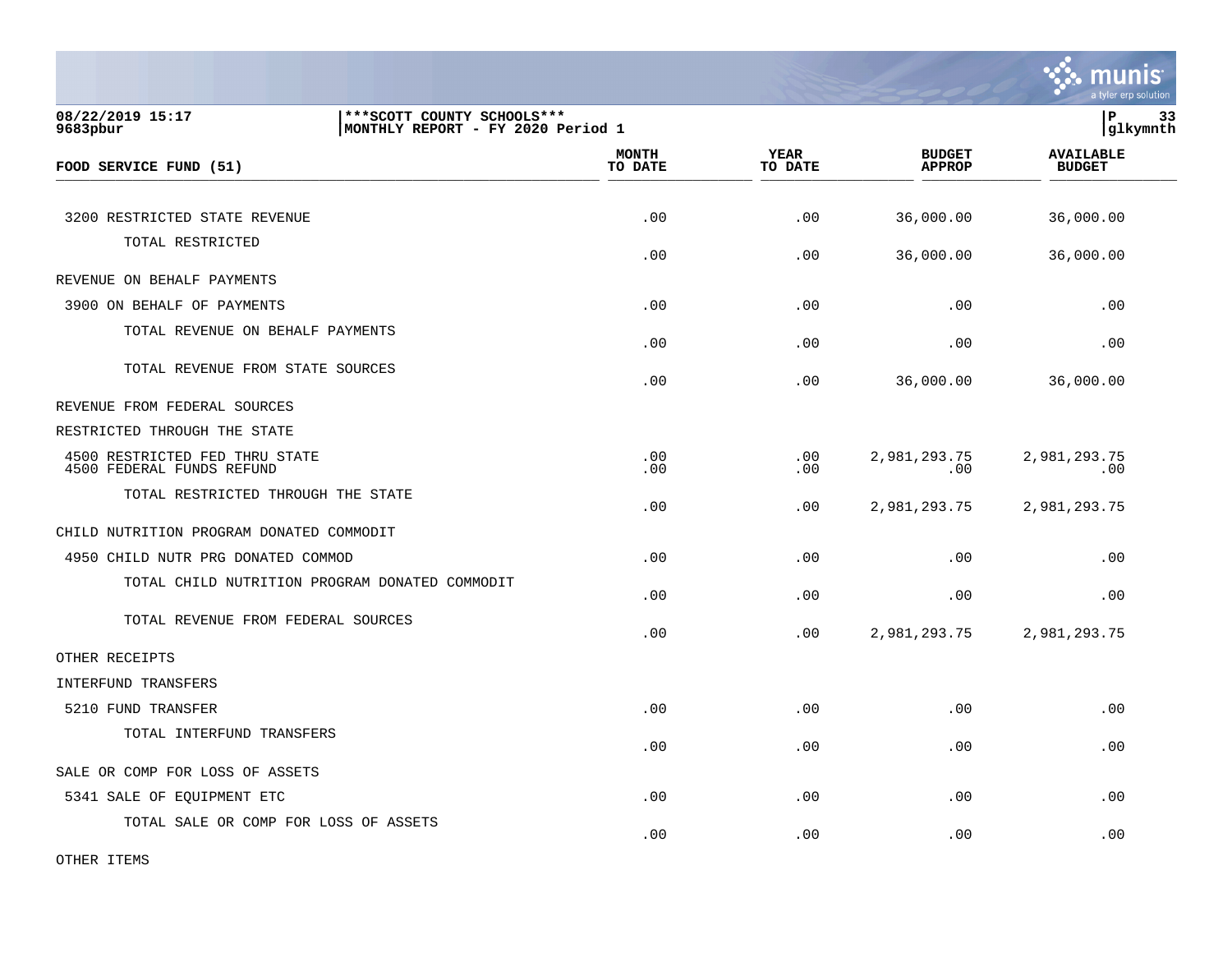08/22/2019 15:17 | ***SCOTT COUNTY SCHOOLS*** | P 33
9683pbur | MONTHLY REPORT - FY 2020 Period 1 | glkymnth

| FOOD SERVICE FUND (51) | MONTH TO DATE | YEAR TO DATE | BUDGET APPROP | AVAILABLE BUDGET |
|---|---|---|---|---|
| 3200 RESTRICTED STATE REVENUE | .00 | .00 | 36,000.00 | 36,000.00 |
| TOTAL RESTRICTED | .00 | .00 | 36,000.00 | 36,000.00 |
| REVENUE ON BEHALF PAYMENTS | | | | |
| 3900 ON BEHALF OF PAYMENTS | .00 | .00 | .00 | .00 |
| TOTAL REVENUE ON BEHALF PAYMENTS | .00 | .00 | .00 | .00 |
| TOTAL REVENUE FROM STATE SOURCES | .00 | .00 | 36,000.00 | 36,000.00 |
| REVENUE FROM FEDERAL SOURCES | | | | |
| RESTRICTED THROUGH THE STATE | | | | |
| 4500 RESTRICTED FED THRU STATE | .00 | .00 | 2,981,293.75 | 2,981,293.75 |
| 4500 FEDERAL FUNDS REFUND | .00 | .00 | .00 | .00 |
| TOTAL RESTRICTED THROUGH THE STATE | .00 | .00 | 2,981,293.75 | 2,981,293.75 |
| CHILD NUTRITION PROGRAM DONATED COMMODIT | | | | |
| 4950 CHILD NUTR PRG DONATED COMMOD | .00 | .00 | .00 | .00 |
| TOTAL CHILD NUTRITION PROGRAM DONATED COMMODIT | .00 | .00 | .00 | .00 |
| TOTAL REVENUE FROM FEDERAL SOURCES | .00 | .00 | 2,981,293.75 | 2,981,293.75 |
| OTHER RECEIPTS | | | | |
| INTERFUND TRANSFERS | | | | |
| 5210 FUND TRANSFER | .00 | .00 | .00 | .00 |
| TOTAL INTERFUND TRANSFERS | .00 | .00 | .00 | .00 |
| SALE OR COMP FOR LOSS OF ASSETS | | | | |
| 5341 SALE OF EQUIPMENT ETC | .00 | .00 | .00 | .00 |
| TOTAL SALE OR COMP FOR LOSS OF ASSETS | .00 | .00 | .00 | .00 |
| OTHER ITEMS | | | | |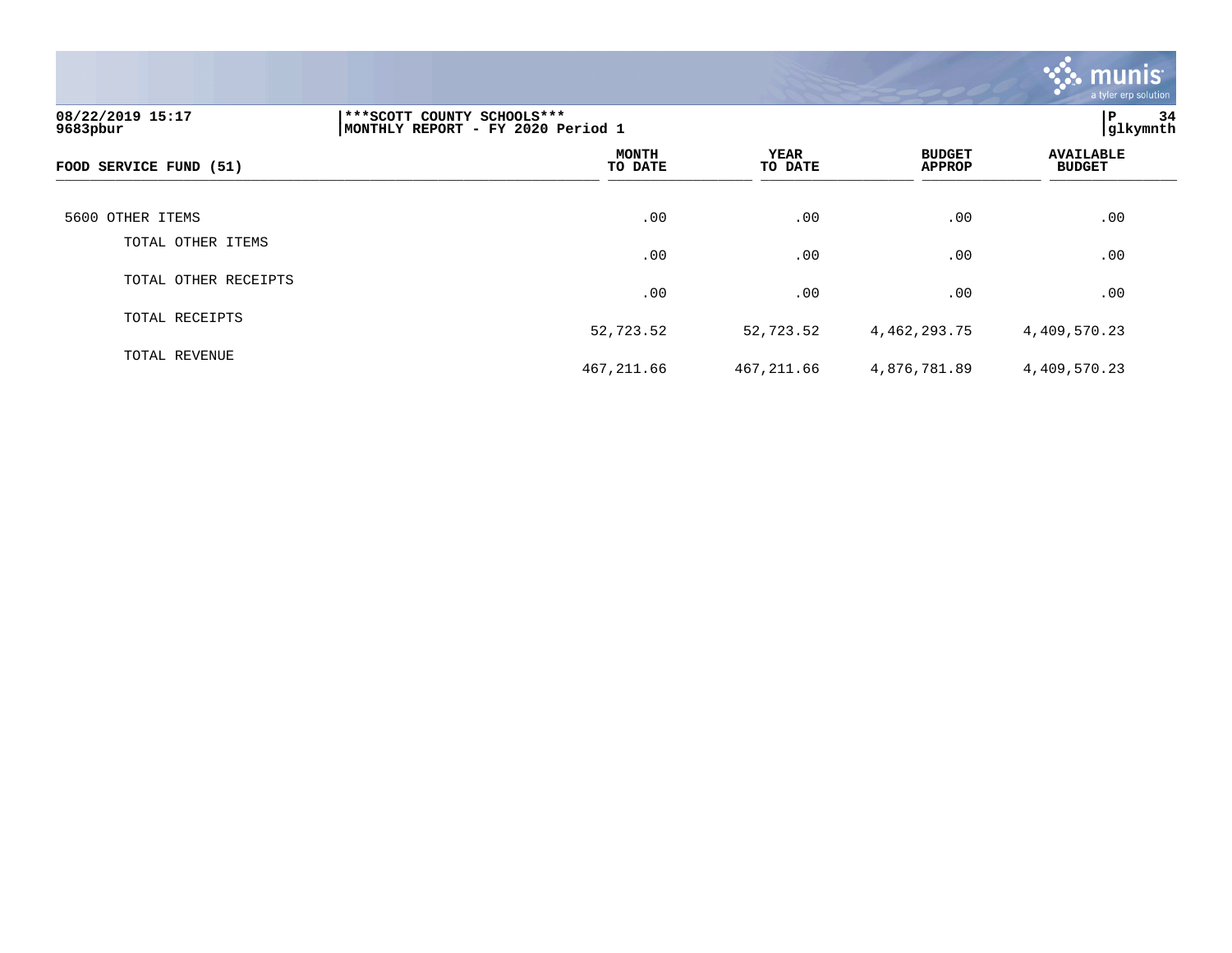08/22/2019 15:17
9683pbur

***SCOTT COUNTY SCHOOLS***
MONTHLY REPORT - FY 2020 Period 1

P 34
glkymnth

| FOOD SERVICE FUND (51) | MONTH TO DATE | YEAR TO DATE | BUDGET APPROP | AVAILABLE BUDGET |
|---|---|---|---|---|
| 5600 OTHER ITEMS | .00 | .00 | .00 | .00 |
| TOTAL OTHER ITEMS | .00 | .00 | .00 | .00 |
| TOTAL OTHER RECEIPTS | .00 | .00 | .00 | .00 |
| TOTAL RECEIPTS | 52,723.52 | 52,723.52 | 4,462,293.75 | 4,409,570.23 |
| TOTAL REVENUE | 467,211.66 | 467,211.66 | 4,876,781.89 | 4,409,570.23 |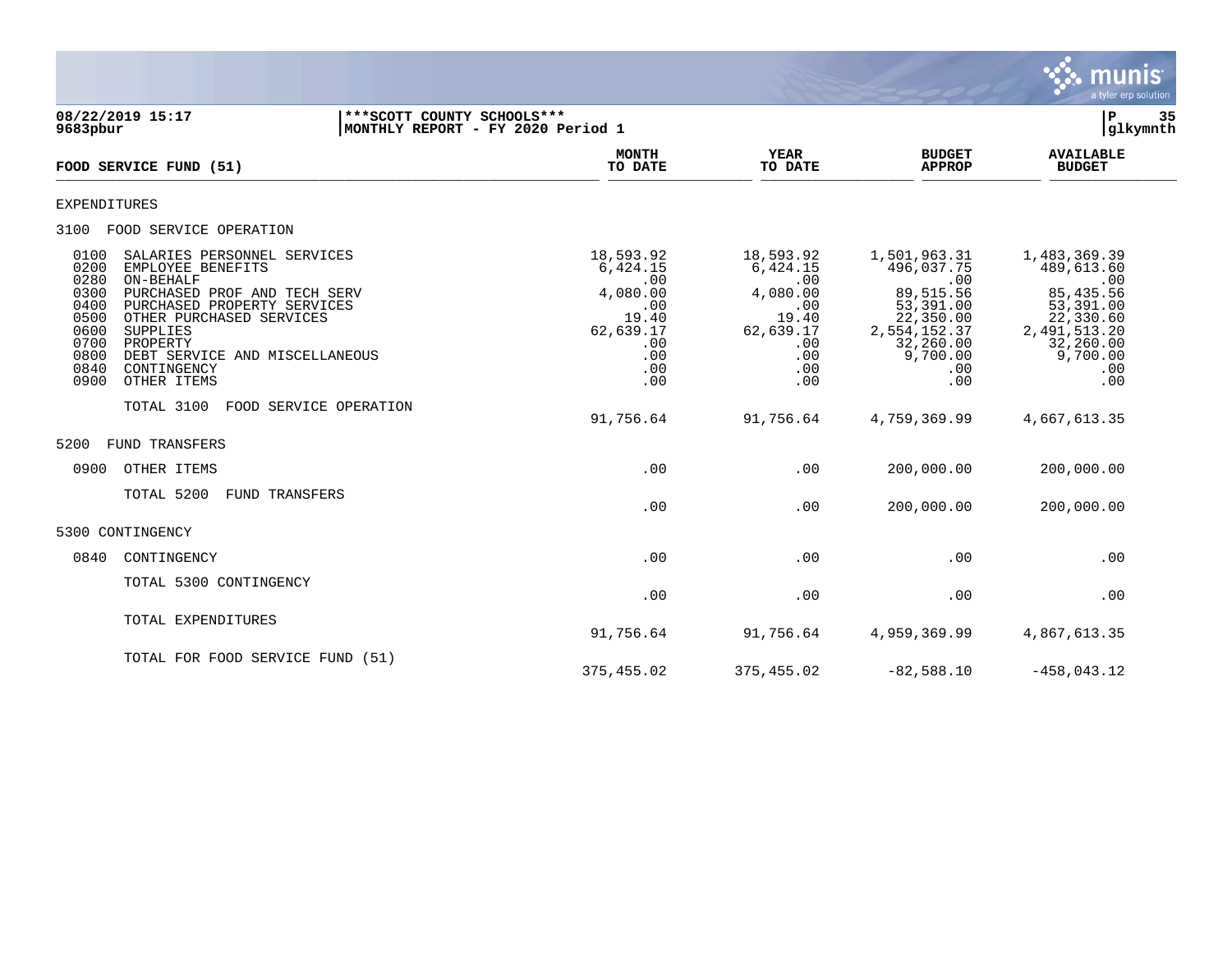08/22/2019 15:17 | ***SCOTT COUNTY SCHOOLS*** | P 35
9683pbur | MONTHLY REPORT - FY 2020 Period 1 | glkymnth

| FOOD SERVICE FUND (51) | MONTH TO DATE | YEAR TO DATE | BUDGET APPROP | AVAILABLE BUDGET |
|---|---|---|---|---|
| **EXPENDITURES** | | | | |
| **3100 FOOD SERVICE OPERATION** | | | | |
| 0100 SALARIES PERSONNEL SERVICES | 18,593.92 | 18,593.92 | 1,501,963.31 | 1,483,369.39 |
| 0200 EMPLOYEE BENEFITS | 6,424.15 | 6,424.15 | 496,037.75 | 489,613.60 |
| 0280 ON-BEHALF | .00 | .00 | .00 | .00 |
| 0300 PURCHASED PROF AND TECH SERV | 4,080.00 | 4,080.00 | 89,515.56 | 85,435.56 |
| 0400 PURCHASED PROPERTY SERVICES | .00 | .00 | 53,391.00 | 53,391.00 |
| 0500 OTHER PURCHASED SERVICES | 19.40 | 19.40 | 22,350.00 | 22,330.60 |
| 0600 SUPPLIES | 62,639.17 | 62,639.17 | 2,554,152.37 | 2,491,513.20 |
| 0700 PROPERTY | .00 | .00 | 32,260.00 | 32,260.00 |
| 0800 DEBT SERVICE AND MISCELLANEOUS | .00 | .00 | 9,700.00 | 9,700.00 |
| 0840 CONTINGENCY | .00 | .00 | .00 | .00 |
| 0900 OTHER ITEMS | .00 | .00 | .00 | .00 |
| TOTAL 3100 FOOD SERVICE OPERATION | 91,756.64 | 91,756.64 | 4,759,369.99 | 4,667,613.35 |
| **5200 FUND TRANSFERS** | | | | |
| 0900 OTHER ITEMS | .00 | .00 | 200,000.00 | 200,000.00 |
| TOTAL 5200 FUND TRANSFERS | .00 | .00 | 200,000.00 | 200,000.00 |
| **5300 CONTINGENCY** | | | | |
| 0840 CONTINGENCY | .00 | .00 | .00 | .00 |
| TOTAL 5300 CONTINGENCY | .00 | .00 | .00 | .00 |
| TOTAL EXPENDITURES | 91,756.64 | 91,756.64 | 4,959,369.99 | 4,867,613.35 |
| TOTAL FOR FOOD SERVICE FUND (51) | 375,455.02 | 375,455.02 | -82,588.10 | -458,043.12 |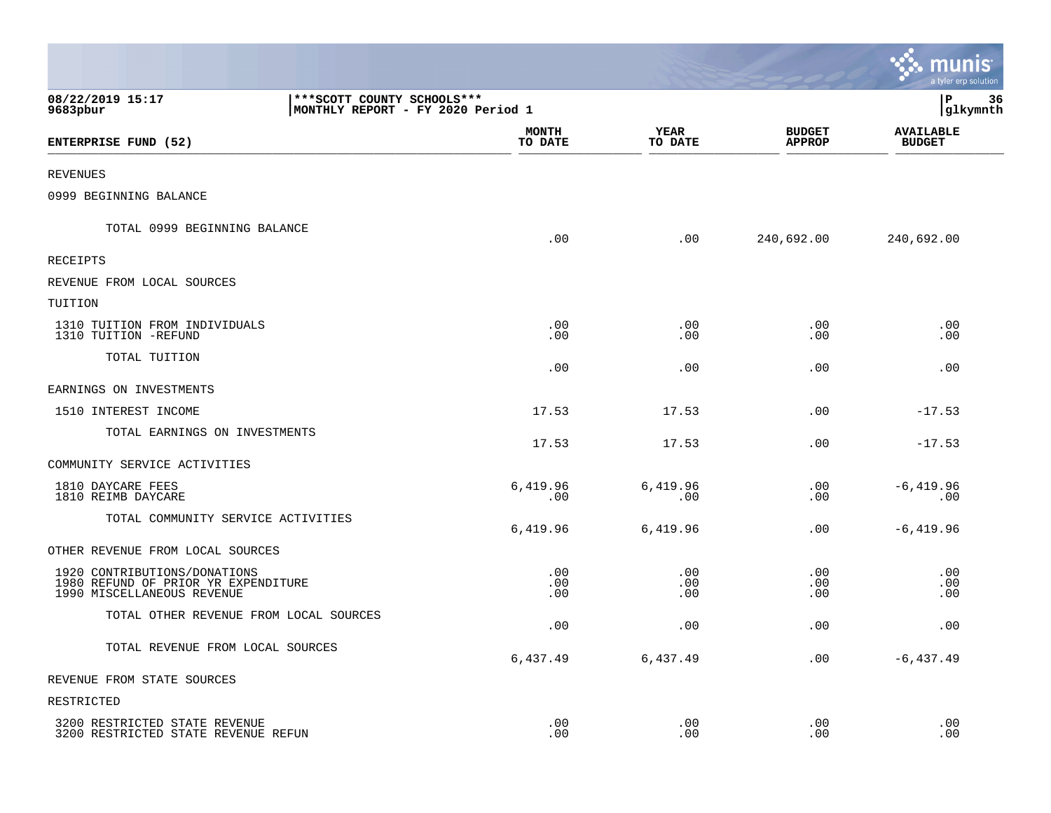08/22/2019 15:17 | ***SCOTT COUNTY SCHOOLS*** 
9683pbur | MONTHLY REPORT - FY 2020 Period 1

| ENTERPRISE FUND (52) | MONTH TO DATE | YEAR TO DATE | BUDGET APPROP | AVAILABLE BUDGET |
|---|---|---|---|---|
| REVENUES | | | | |
| 0999 BEGINNING BALANCE | | | | |
| TOTAL 0999 BEGINNING BALANCE | .00 | .00 | 240,692.00 | 240,692.00 |
| RECEIPTS | | | | |
| REVENUE FROM LOCAL SOURCES | | | | |
| TUITION | | | | |
| 1310 TUITION FROM INDIVIDUALS | .00 | .00 | .00 | .00 |
| 1310 TUITION -REFUND | .00 | .00 | .00 | .00 |
| TOTAL TUITION | .00 | .00 | .00 | .00 |
| EARNINGS ON INVESTMENTS | | | | |
| 1510 INTEREST INCOME | 17.53 | 17.53 | .00 | -17.53 |
| TOTAL EARNINGS ON INVESTMENTS | 17.53 | 17.53 | .00 | -17.53 |
| COMMUNITY SERVICE ACTIVITIES | | | | |
| 1810 DAYCARE FEES | 6,419.96 | 6,419.96 | .00 | -6,419.96 |
| 1810 REIMB DAYCARE | .00 | .00 | .00 | .00 |
| TOTAL COMMUNITY SERVICE ACTIVITIES | 6,419.96 | 6,419.96 | .00 | -6,419.96 |
| OTHER REVENUE FROM LOCAL SOURCES | | | | |
| 1920 CONTRIBUTIONS/DONATIONS | .00 | .00 | .00 | .00 |
| 1980 REFUND OF PRIOR YR EXPENDITURE | .00 | .00 | .00 | .00 |
| 1990 MISCELLANEOUS REVENUE | .00 | .00 | .00 | .00 |
| TOTAL OTHER REVENUE FROM LOCAL SOURCES | .00 | .00 | .00 | .00 |
| TOTAL REVENUE FROM LOCAL SOURCES | 6,437.49 | 6,437.49 | .00 | -6,437.49 |
| REVENUE FROM STATE SOURCES | | | | |
| RESTRICTED | | | | |
| 3200 RESTRICTED STATE REVENUE | .00 | .00 | .00 | .00 |
| 3200 RESTRICTED STATE REVENUE REFUN | .00 | .00 | .00 | .00 |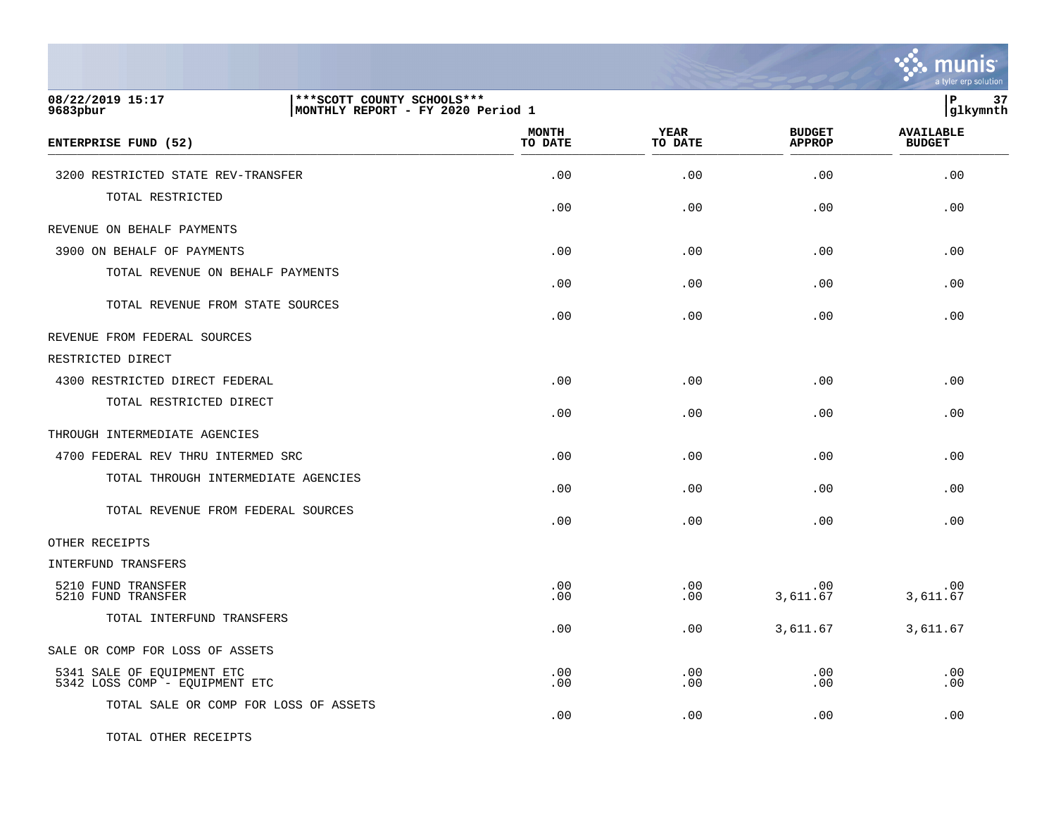| ENTERPRISE FUND (52) | MONTH TO DATE | YEAR TO DATE | BUDGET APPROP | AVAILABLE BUDGET |
|---|---|---|---|---|
| 3200 RESTRICTED STATE REV-TRANSFER | .00 | .00 | .00 | .00 |
| TOTAL RESTRICTED | .00 | .00 | .00 | .00 |
| REVENUE ON BEHALF PAYMENTS | | | | |
| 3900 ON BEHALF OF PAYMENTS | .00 | .00 | .00 | .00 |
| TOTAL REVENUE ON BEHALF PAYMENTS | .00 | .00 | .00 | .00 |
| TOTAL REVENUE FROM STATE SOURCES | .00 | .00 | .00 | .00 |
| REVENUE FROM FEDERAL SOURCES | | | | |
| RESTRICTED DIRECT | | | | |
| 4300 RESTRICTED DIRECT FEDERAL | .00 | .00 | .00 | .00 |
| TOTAL RESTRICTED DIRECT | .00 | .00 | .00 | .00 |
| THROUGH INTERMEDIATE AGENCIES | | | | |
| 4700 FEDERAL REV THRU INTERMED SRC | .00 | .00 | .00 | .00 |
| TOTAL THROUGH INTERMEDIATE AGENCIES | .00 | .00 | .00 | .00 |
| TOTAL REVENUE FROM FEDERAL SOURCES | .00 | .00 | .00 | .00 |
| OTHER RECEIPTS | | | | |
| INTERFUND TRANSFERS | | | | |
| 5210 FUND TRANSFER | .00 | .00 | .00 | .00 |
| 5210 FUND TRANSFER | .00 | .00 | 3,611.67 | 3,611.67 |
| TOTAL INTERFUND TRANSFERS | .00 | .00 | 3,611.67 | 3,611.67 |
| SALE OR COMP FOR LOSS OF ASSETS | | | | |
| 5341 SALE OF EQUIPMENT ETC | .00 | .00 | .00 | .00 |
| 5342 LOSS COMP - EQUIPMENT ETC | .00 | .00 | .00 | .00 |
| TOTAL SALE OR COMP FOR LOSS OF ASSETS | .00 | .00 | .00 | .00 |
| TOTAL OTHER RECEIPTS | | | | |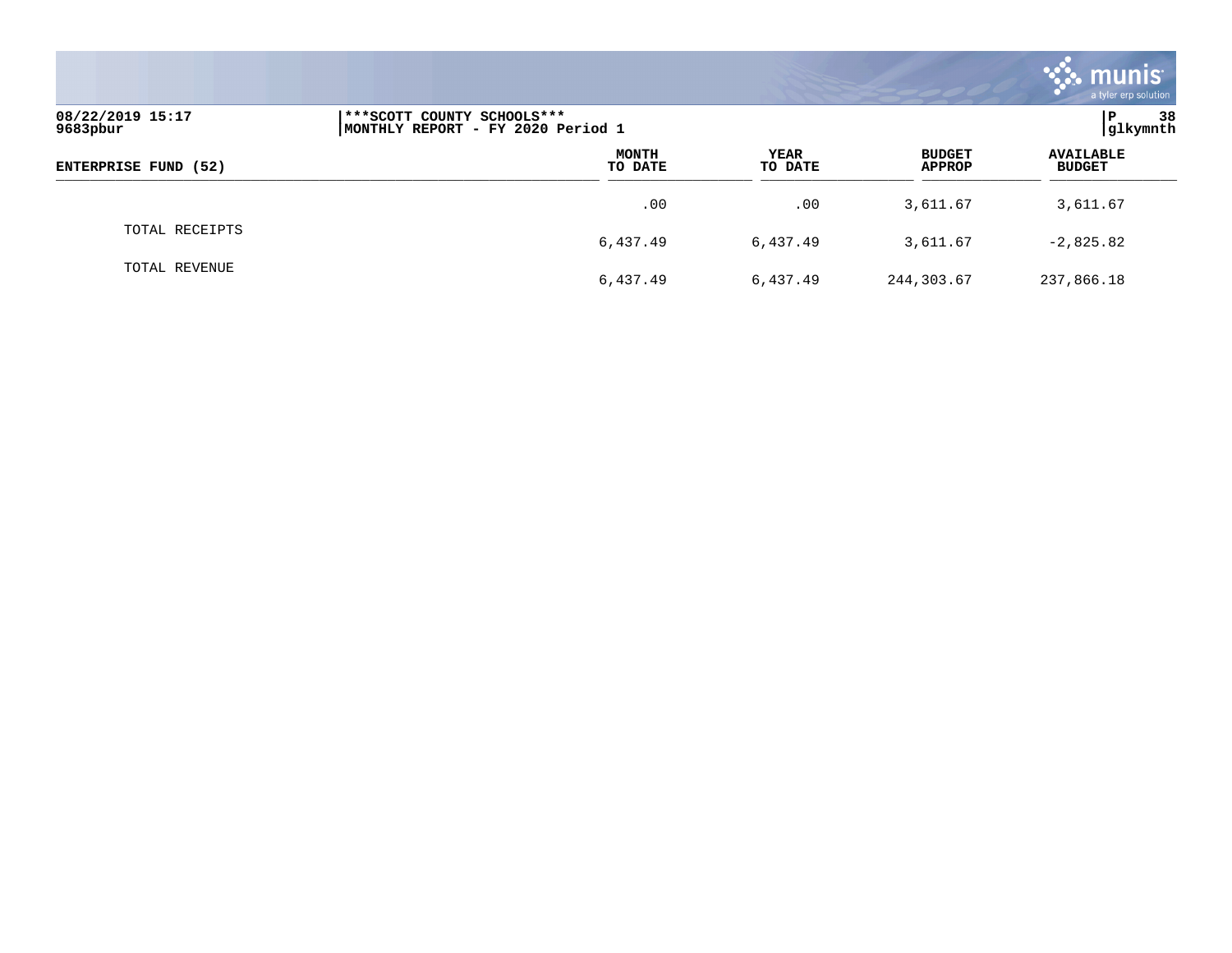| ENTERPRISE FUND (52) | MONTH TO DATE | YEAR TO DATE | BUDGET APPROP | AVAILABLE BUDGET |
|---|---|---|---|---|
| | .00 | .00 | 3,611.67 | 3,611.67 |
| TOTAL RECEIPTS | 6,437.49 | 6,437.49 | 3,611.67 | -2,825.82 |
| TOTAL REVENUE | 6,437.49 | 6,437.49 | 244,303.67 | 237,866.18 |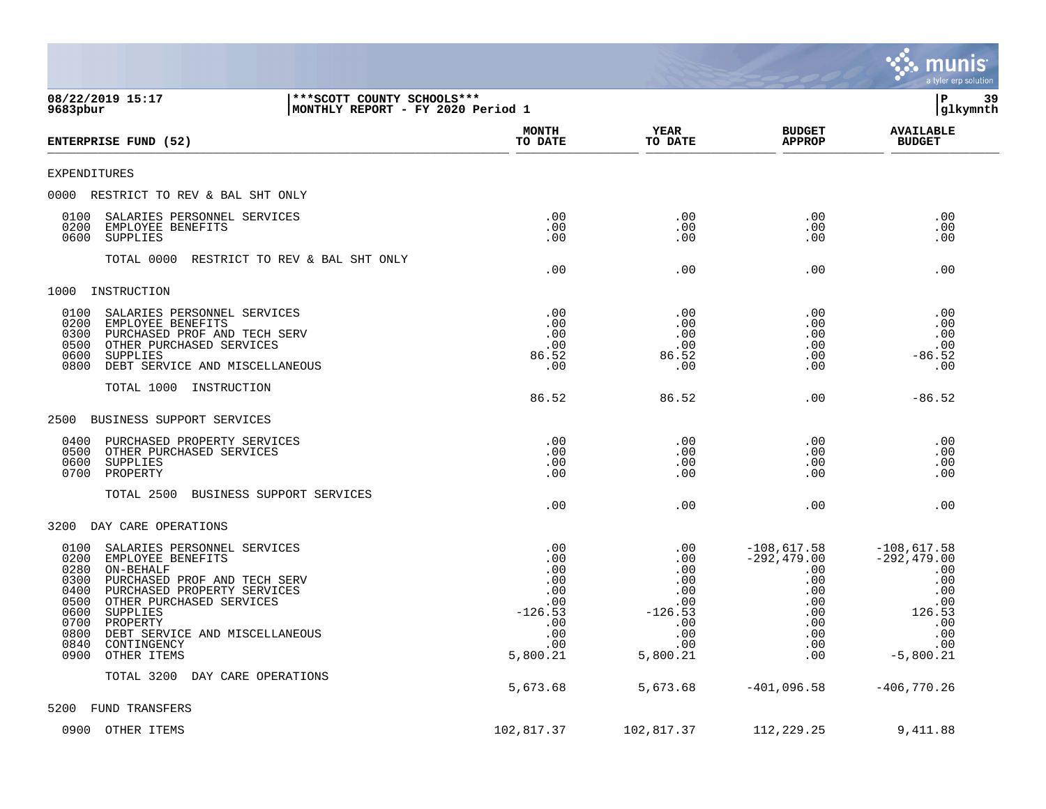08/22/2019 15:17 | ***SCOTT COUNTY SCHOOLS*** | P 39
9683pbur | MONTHLY REPORT - FY 2020 Period 1 | glkymnth

| ENTERPRISE FUND (52) | MONTH TO DATE | YEAR TO DATE | BUDGET APPROP | AVAILABLE BUDGET |
|---|---|---|---|---|
| EXPENDITURES | | | | |
| 0000 RESTRICT TO REV & BAL SHT ONLY | | | | |
| 0100 SALARIES PERSONNEL SERVICES | .00 | .00 | .00 | .00 |
| 0200 EMPLOYEE BENEFITS | .00 | .00 | .00 | .00 |
| 0600 SUPPLIES | .00 | .00 | .00 | .00 |
| TOTAL 0000 RESTRICT TO REV & BAL SHT ONLY | .00 | .00 | .00 | .00 |
| 1000 INSTRUCTION | | | | |
| 0100 SALARIES PERSONNEL SERVICES | .00 | .00 | .00 | .00 |
| 0200 EMPLOYEE BENEFITS | .00 | .00 | .00 | .00 |
| 0300 PURCHASED PROF AND TECH SERV | .00 | .00 | .00 | .00 |
| 0500 OTHER PURCHASED SERVICES | .00 | .00 | .00 | .00 |
| 0600 SUPPLIES | 86.52 | 86.52 | .00 | -86.52 |
| 0800 DEBT SERVICE AND MISCELLANEOUS | .00 | .00 | .00 | .00 |
| TOTAL 1000 INSTRUCTION | 86.52 | 86.52 | .00 | -86.52 |
| 2500 BUSINESS SUPPORT SERVICES | | | | |
| 0400 PURCHASED PROPERTY SERVICES | .00 | .00 | .00 | .00 |
| 0500 OTHER PURCHASED SERVICES | .00 | .00 | .00 | .00 |
| 0600 SUPPLIES | .00 | .00 | .00 | .00 |
| 0700 PROPERTY | .00 | .00 | .00 | .00 |
| TOTAL 2500 BUSINESS SUPPORT SERVICES | .00 | .00 | .00 | .00 |
| 3200 DAY CARE OPERATIONS | | | | |
| 0100 SALARIES PERSONNEL SERVICES | .00 | .00 | -108,617.58 | -108,617.58 |
| 0200 EMPLOYEE BENEFITS | .00 | .00 | -292,479.00 | -292,479.00 |
| 0280 ON-BEHALF | .00 | .00 | .00 | .00 |
| 0300 PURCHASED PROF AND TECH SERV | .00 | .00 | .00 | .00 |
| 0400 PURCHASED PROPERTY SERVICES | .00 | .00 | .00 | .00 |
| 0500 OTHER PURCHASED SERVICES | .00 | .00 | .00 | .00 |
| 0600 SUPPLIES | -126.53 | -126.53 | .00 | 126.53 |
| 0700 PROPERTY | .00 | .00 | .00 | .00 |
| 0800 DEBT SERVICE AND MISCELLANEOUS | .00 | .00 | .00 | .00 |
| 0840 CONTINGENCY | .00 | .00 | .00 | .00 |
| 0900 OTHER ITEMS | 5,800.21 | 5,800.21 | .00 | -5,800.21 |
| TOTAL 3200 DAY CARE OPERATIONS | 5,673.68 | 5,673.68 | -401,096.58 | -406,770.26 |
| 5200 FUND TRANSFERS | | | | |
| 0900 OTHER ITEMS | 102,817.37 | 102,817.37 | 112,229.25 | 9,411.88 |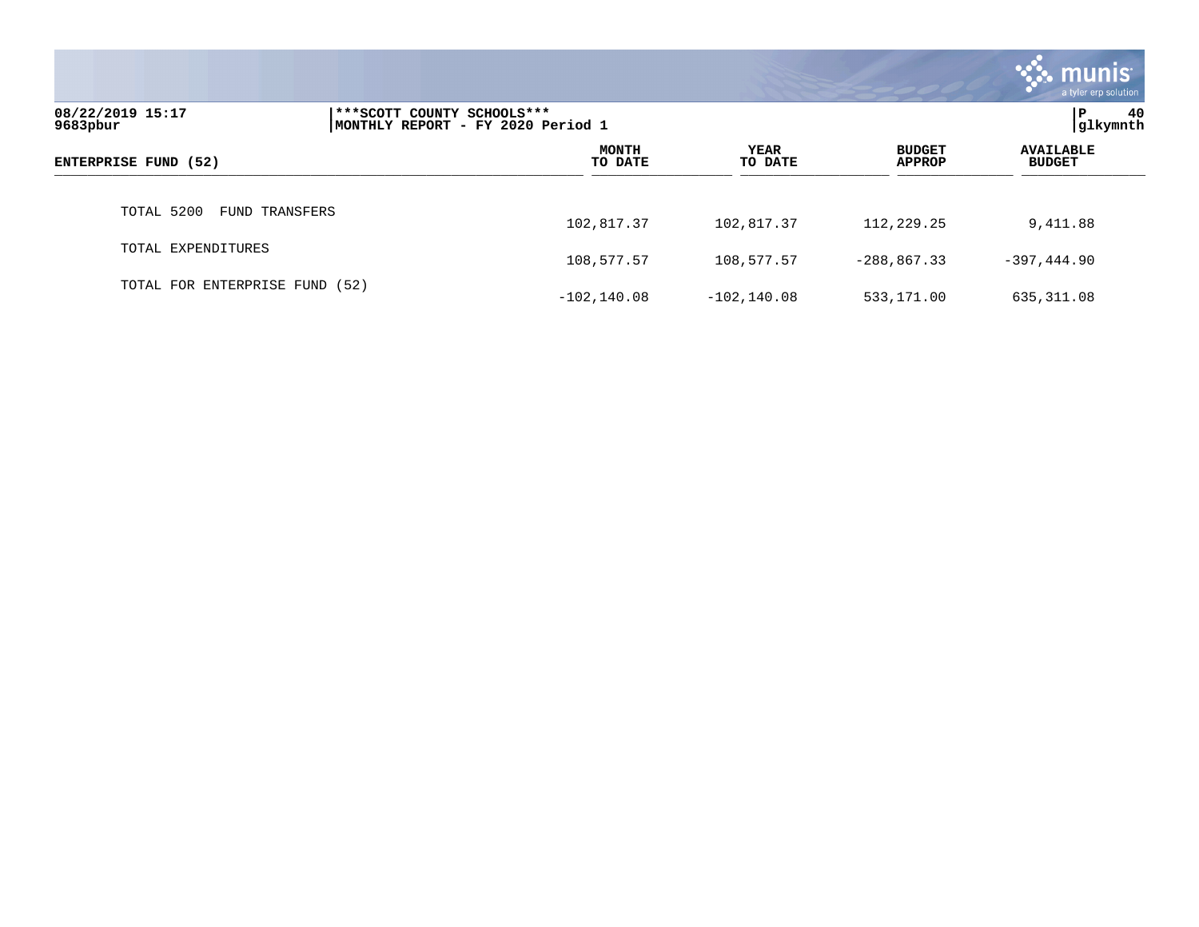08/22/2019 15:17 | 9683pbur

***SCOTT COUNTY SCHOOLS***
MONTHLY REPORT - FY 2020 Period 1

glkymnth

| ENTERPRISE FUND (52) | MONTH TO DATE | YEAR TO DATE | BUDGET APPROP | AVAILABLE BUDGET |
|---|---|---|---|---|
| TOTAL 5200 FUND TRANSFERS | 102,817.37 | 102,817.37 | 112,229.25 | 9,411.88 |
| TOTAL EXPENDITURES | 108,577.57 | 108,577.57 | -288,867.33 | -397,444.90 |
| TOTAL FOR ENTERPRISE FUND (52) | -102,140.08 | -102,140.08 | 533,171.00 | 635,311.08 |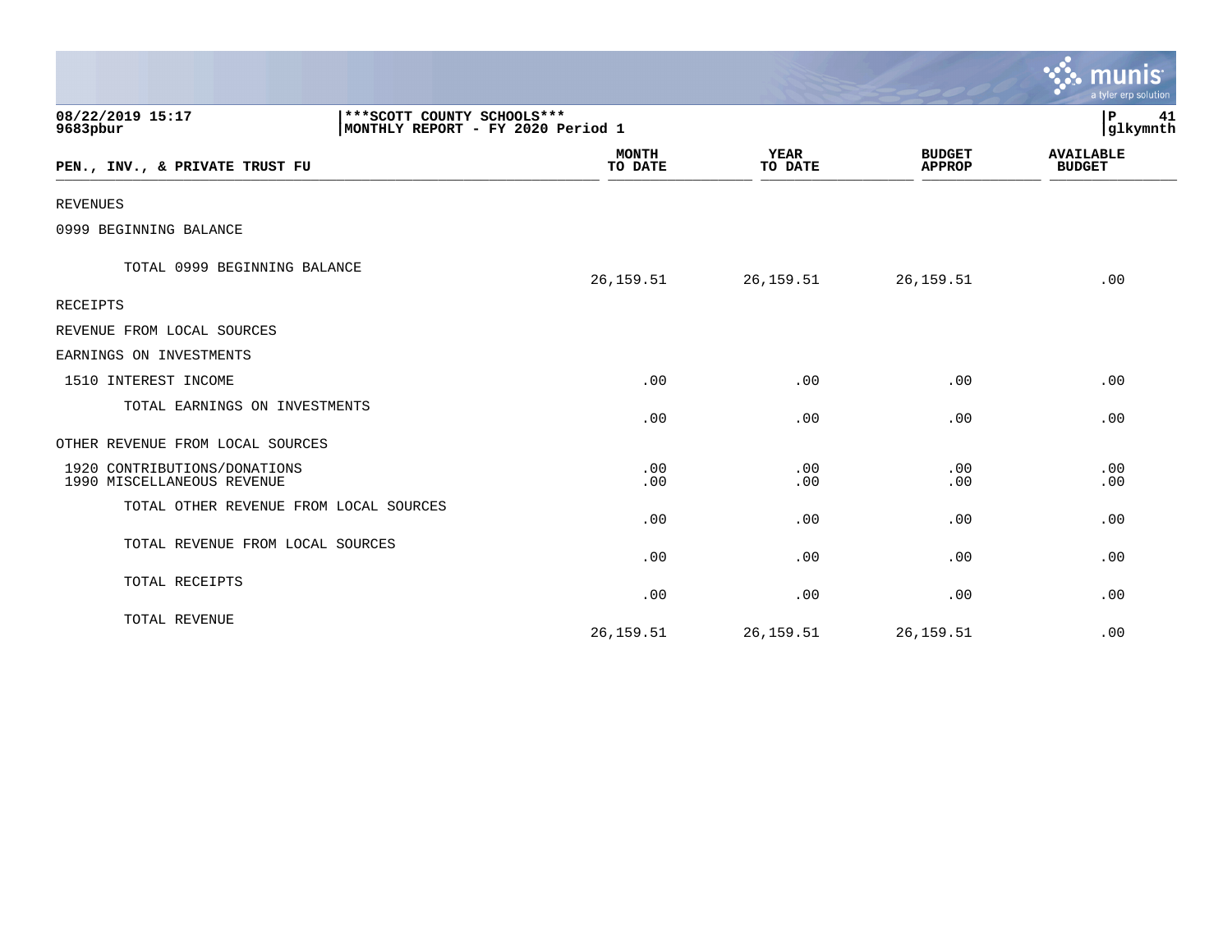08/22/2019 15:17 | ***SCOTT COUNTY SCHOOLS*** | P 41
9683pbur | MONTHLY REPORT - FY 2020 Period 1 | glkymnth

| PEN., INV., & PRIVATE TRUST FU | MONTH TO DATE | YEAR TO DATE | BUDGET APPROP | AVAILABLE BUDGET |
|---|---|---|---|---|
| REVENUES | | | | |
| 0999 BEGINNING BALANCE | | | | |
| TOTAL 0999 BEGINNING BALANCE | 26,159.51 | 26,159.51 | 26,159.51 | .00 |
| RECEIPTS | | | | |
| REVENUE FROM LOCAL SOURCES | | | | |
| EARNINGS ON INVESTMENTS | | | | |
| 1510 INTEREST INCOME | .00 | .00 | .00 | .00 |
| TOTAL EARNINGS ON INVESTMENTS | .00 | .00 | .00 | .00 |
| OTHER REVENUE FROM LOCAL SOURCES | | | | |
| 1920 CONTRIBUTIONS/DONATIONS | .00 | .00 | .00 | .00 |
| 1990 MISCELLANEOUS REVENUE | .00 | .00 | .00 | .00 |
| TOTAL OTHER REVENUE FROM LOCAL SOURCES | .00 | .00 | .00 | .00 |
| TOTAL REVENUE FROM LOCAL SOURCES | .00 | .00 | .00 | .00 |
| TOTAL RECEIPTS | .00 | .00 | .00 | .00 |
| TOTAL REVENUE | 26,159.51 | 26,159.51 | 26,159.51 | .00 |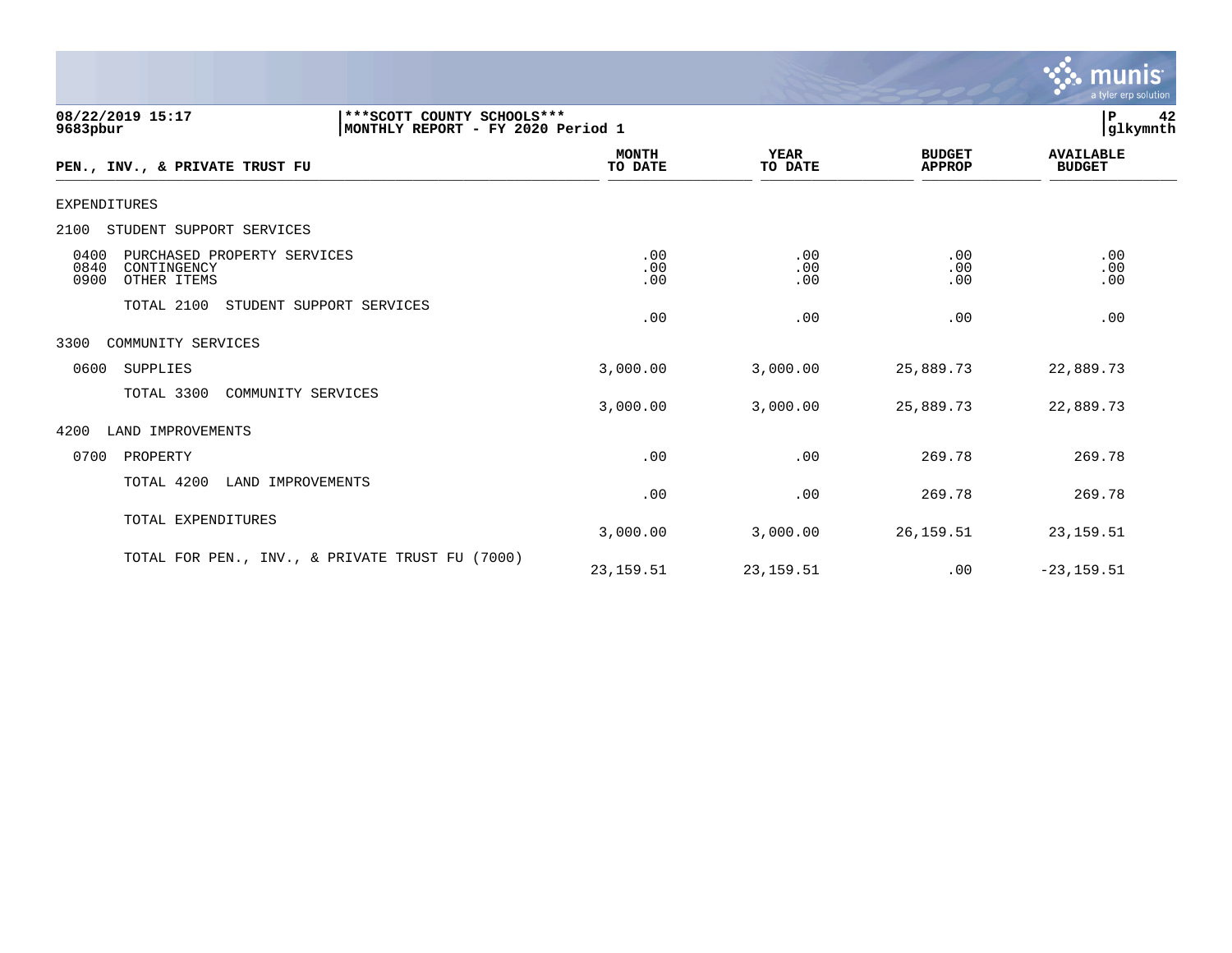08/22/2019 15:17 | ***SCOTT COUNTY SCHOOLS***
9683pbur | MONTHLY REPORT - FY 2020 Period 1 | glkymnth

| PEN., INV., & PRIVATE TRUST FU | MONTH TO DATE | YEAR TO DATE | BUDGET APPROP | AVAILABLE BUDGET |
|---|---|---|---|---|
| EXPENDITURES | | | | |
| 2100 STUDENT SUPPORT SERVICES | | | | |
| 0400 PURCHASED PROPERTY SERVICES | .00 | .00 | .00 | .00 |
| 0840 CONTINGENCY | .00 | .00 | .00 | .00 |
| 0900 OTHER ITEMS | .00 | .00 | .00 | .00 |
| TOTAL 2100 STUDENT SUPPORT SERVICES | .00 | .00 | .00 | .00 |
| 3300 COMMUNITY SERVICES | | | | |
| 0600 SUPPLIES | 3,000.00 | 3,000.00 | 25,889.73 | 22,889.73 |
| TOTAL 3300 COMMUNITY SERVICES | 3,000.00 | 3,000.00 | 25,889.73 | 22,889.73 |
| 4200 LAND IMPROVEMENTS | | | | |
| 0700 PROPERTY | .00 | .00 | 269.78 | 269.78 |
| TOTAL 4200 LAND IMPROVEMENTS | .00 | .00 | 269.78 | 269.78 |
| TOTAL EXPENDITURES | 3,000.00 | 3,000.00 | 26,159.51 | 23,159.51 |
| TOTAL FOR PEN., INV., & PRIVATE TRUST FU (7000) | 23,159.51 | 23,159.51 | .00 | -23,159.51 |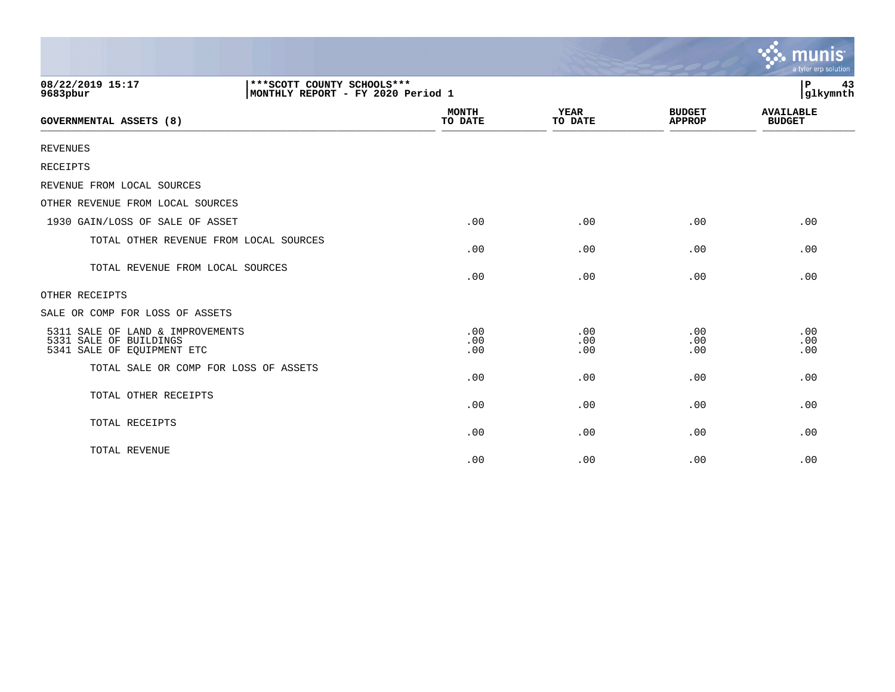08/22/2019 15:17 | ***SCOTT COUNTY SCHOOLS*** | P 43
9683pbur | MONTHLY REPORT - FY 2020 Period 1 | glkymnth

| GOVERNMENTAL ASSETS (8) | MONTH TO DATE | YEAR TO DATE | BUDGET APPROP | AVAILABLE BUDGET |
|---|---|---|---|---|
| REVENUES | | | | |
| RECEIPTS | | | | |
| REVENUE FROM LOCAL SOURCES | | | | |
| OTHER REVENUE FROM LOCAL SOURCES | | | | |
| 1930 GAIN/LOSS OF SALE OF ASSET | .00 | .00 | .00 | .00 |
| TOTAL OTHER REVENUE FROM LOCAL SOURCES | .00 | .00 | .00 | .00 |
| TOTAL REVENUE FROM LOCAL SOURCES | .00 | .00 | .00 | .00 |
| OTHER RECEIPTS | | | | |
| SALE OR COMP FOR LOSS OF ASSETS | | | | |
| 5311 SALE OF LAND & IMPROVEMENTS | .00 | .00 | .00 | .00 |
| 5331 SALE OF BUILDINGS | .00 | .00 | .00 | .00 |
| 5341 SALE OF EQUIPMENT ETC | .00 | .00 | .00 | .00 |
| TOTAL SALE OR COMP FOR LOSS OF ASSETS | .00 | .00 | .00 | .00 |
| TOTAL OTHER RECEIPTS | .00 | .00 | .00 | .00 |
| TOTAL RECEIPTS | .00 | .00 | .00 | .00 |
| TOTAL REVENUE | .00 | .00 | .00 | .00 |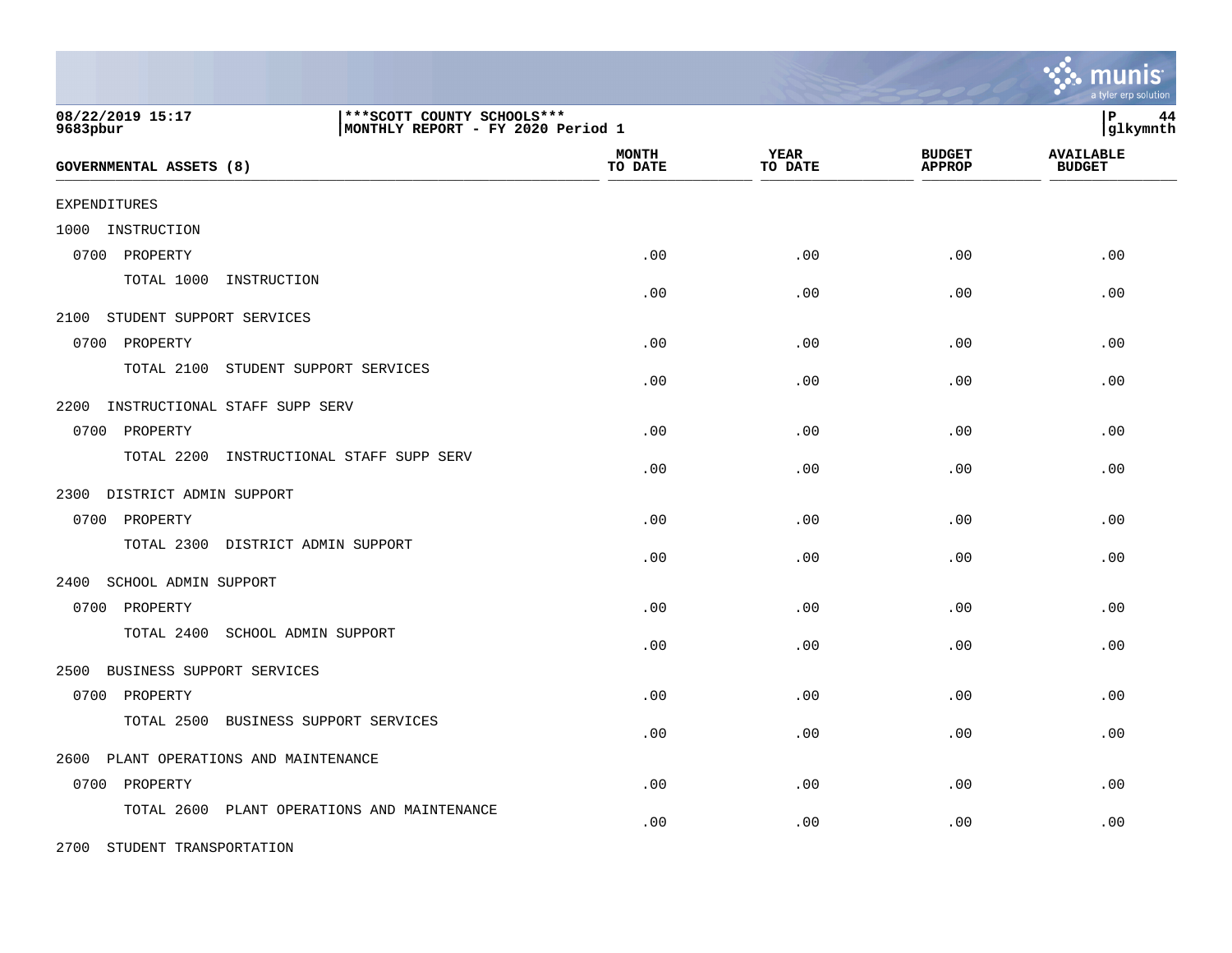| GOVERNMENTAL ASSETS (8) | MONTH TO DATE | YEAR TO DATE | BUDGET APPROP | AVAILABLE BUDGET |
|---|---|---|---|---|
| EXPENDITURES | | | | |
| 1000 INSTRUCTION | | | | |
| 0700 PROPERTY | .00 | .00 | .00 | .00 |
| TOTAL 1000 INSTRUCTION | .00 | .00 | .00 | .00 |
| 2100 STUDENT SUPPORT SERVICES | | | | |
| 0700 PROPERTY | .00 | .00 | .00 | .00 |
| TOTAL 2100 STUDENT SUPPORT SERVICES | .00 | .00 | .00 | .00 |
| 2200 INSTRUCTIONAL STAFF SUPP SERV | | | | |
| 0700 PROPERTY | .00 | .00 | .00 | .00 |
| TOTAL 2200 INSTRUCTIONAL STAFF SUPP SERV | .00 | .00 | .00 | .00 |
| 2300 DISTRICT ADMIN SUPPORT | | | | |
| 0700 PROPERTY | .00 | .00 | .00 | .00 |
| TOTAL 2300 DISTRICT ADMIN SUPPORT | .00 | .00 | .00 | .00 |
| 2400 SCHOOL ADMIN SUPPORT | | | | |
| 0700 PROPERTY | .00 | .00 | .00 | .00 |
| TOTAL 2400 SCHOOL ADMIN SUPPORT | .00 | .00 | .00 | .00 |
| 2500 BUSINESS SUPPORT SERVICES | | | | |
| 0700 PROPERTY | .00 | .00 | .00 | .00 |
| TOTAL 2500 BUSINESS SUPPORT SERVICES | .00 | .00 | .00 | .00 |
| 2600 PLANT OPERATIONS AND MAINTENANCE | | | | |
| 0700 PROPERTY | .00 | .00 | .00 | .00 |
| TOTAL 2600 PLANT OPERATIONS AND MAINTENANCE | .00 | .00 | .00 | .00 |
| 2700 STUDENT TRANSPORTATION | | | | |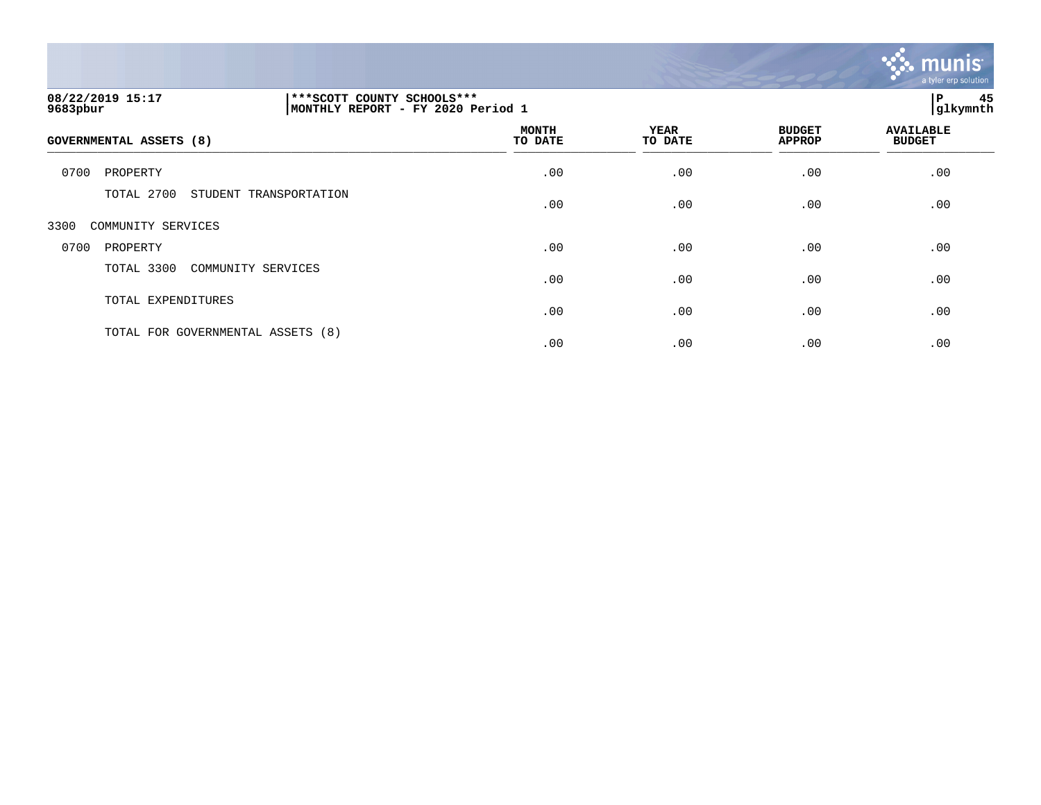08/22/2019 15:17 — 9683pbur

***SCOTT COUNTY SCHOOLS***
MONTHLY REPORT - FY 2020 Period 1

| GOVERNMENTAL ASSETS (8) | MONTH TO DATE | YEAR TO DATE | BUDGET APPROP | AVAILABLE BUDGET |
|---|---|---|---|---|
| 0700 PROPERTY | .00 | .00 | .00 | .00 |
| TOTAL 2700 STUDENT TRANSPORTATION | .00 | .00 | .00 | .00 |
| 3300 COMMUNITY SERVICES | | | | |
| 0700 PROPERTY | .00 | .00 | .00 | .00 |
| TOTAL 3300 COMMUNITY SERVICES | .00 | .00 | .00 | .00 |
| TOTAL EXPENDITURES | .00 | .00 | .00 | .00 |
| TOTAL FOR GOVERNMENTAL ASSETS (8) | .00 | .00 | .00 | .00 |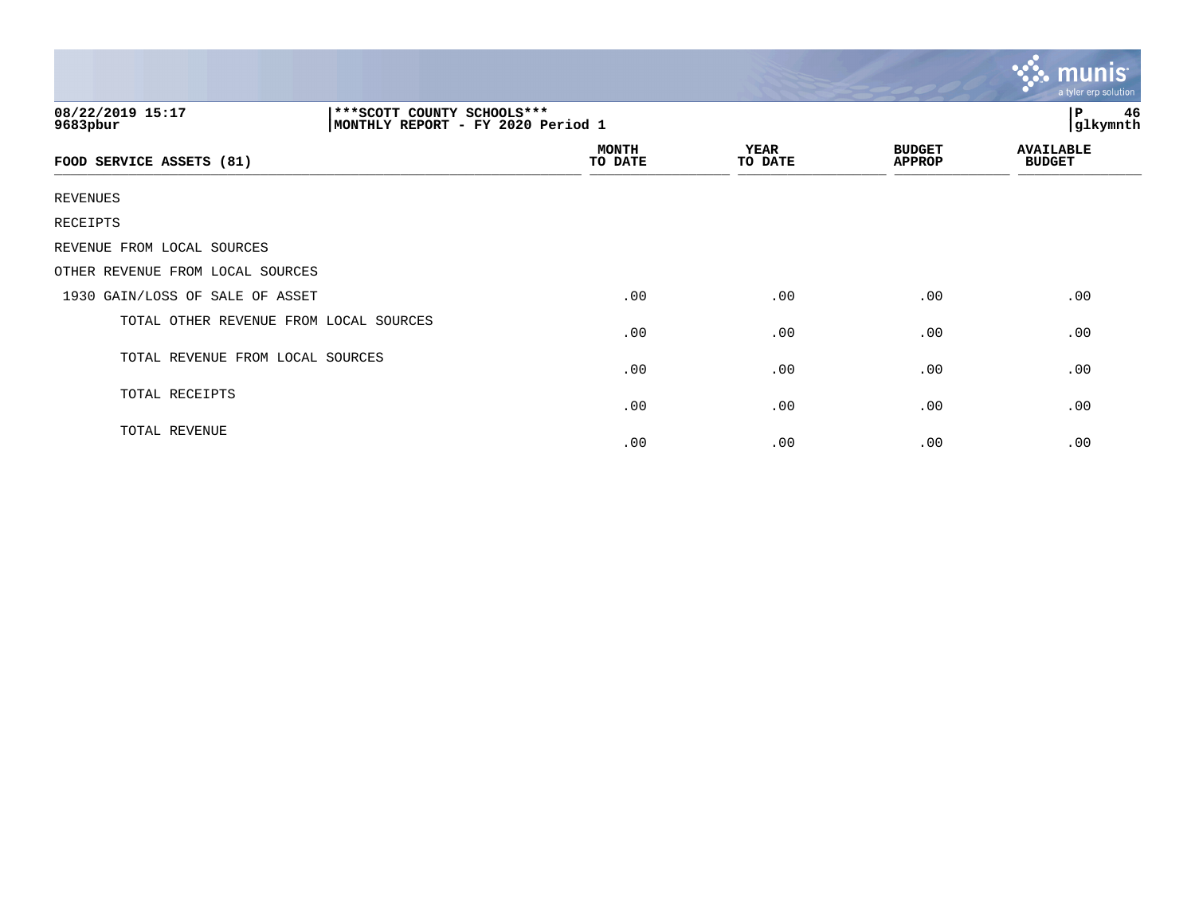08/22/2019 15:17
9683pbur

***SCOTT COUNTY SCHOOLS***
MONTHLY REPORT - FY 2020 Period 1

P 46
glkymnth

| FOOD SERVICE ASSETS (81) | MONTH TO DATE | YEAR TO DATE | BUDGET APPROP | AVAILABLE BUDGET |
|---|---|---|---|---|
| REVENUES | | | | |
| RECEIPTS | | | | |
| REVENUE FROM LOCAL SOURCES | | | | |
| OTHER REVENUE FROM LOCAL SOURCES | | | | |
| 1930 GAIN/LOSS OF SALE OF ASSET | .00 | .00 | .00 | .00 |
| TOTAL OTHER REVENUE FROM LOCAL SOURCES | .00 | .00 | .00 | .00 |
| TOTAL REVENUE FROM LOCAL SOURCES | .00 | .00 | .00 | .00 |
| TOTAL RECEIPTS | .00 | .00 | .00 | .00 |
| TOTAL REVENUE | .00 | .00 | .00 | .00 |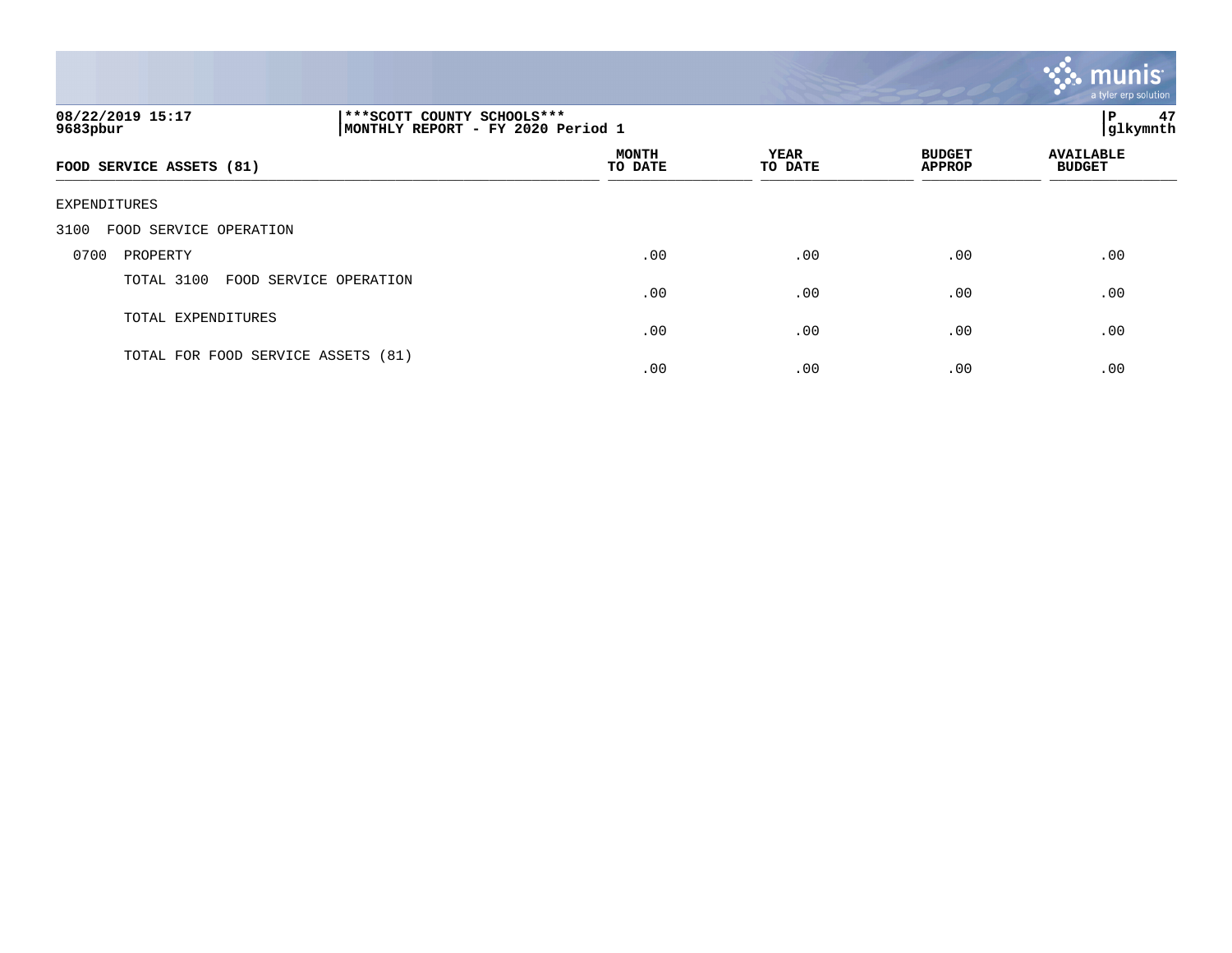08/22/2019 15:17
9683pbur

***SCOTT COUNTY SCHOOLS***
MONTHLY REPORT - FY 2020 Period 1

glkymnth

| FOOD SERVICE ASSETS (81) | MONTH TO DATE | YEAR TO DATE | BUDGET APPROP | AVAILABLE BUDGET |
|---|---|---|---|---|
| EXPENDITURES | | | | |
| 3100 FOOD SERVICE OPERATION | | | | |
| 0700 PROPERTY | .00 | .00 | .00 | .00 |
| TOTAL 3100 FOOD SERVICE OPERATION | .00 | .00 | .00 | .00 |
| TOTAL EXPENDITURES | .00 | .00 | .00 | .00 |
| TOTAL FOR FOOD SERVICE ASSETS (81) | .00 | .00 | .00 | .00 |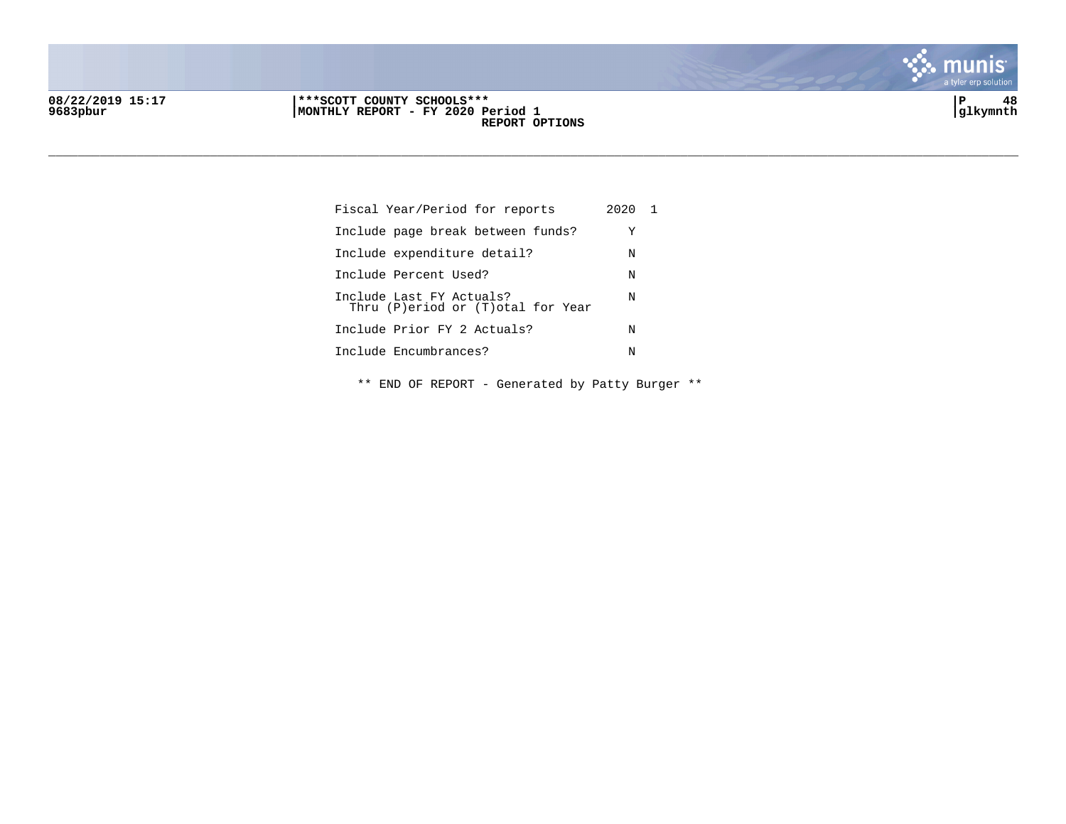# REPORT OPTIONS

| | |
|---|---|
| Fiscal Year/Period for reports | 2020 1 |
| Include page break between funds? | Y |
| Include expenditure detail? | N |
| Include Percent Used? | N |
| Include Last FY Actuals? Thru (P)eriod or (T)otal for Year | N |
| Include Prior FY 2 Actuals? | N |
| Include Encumbrances? | N |

** END OF REPORT - Generated by Patty Burger **